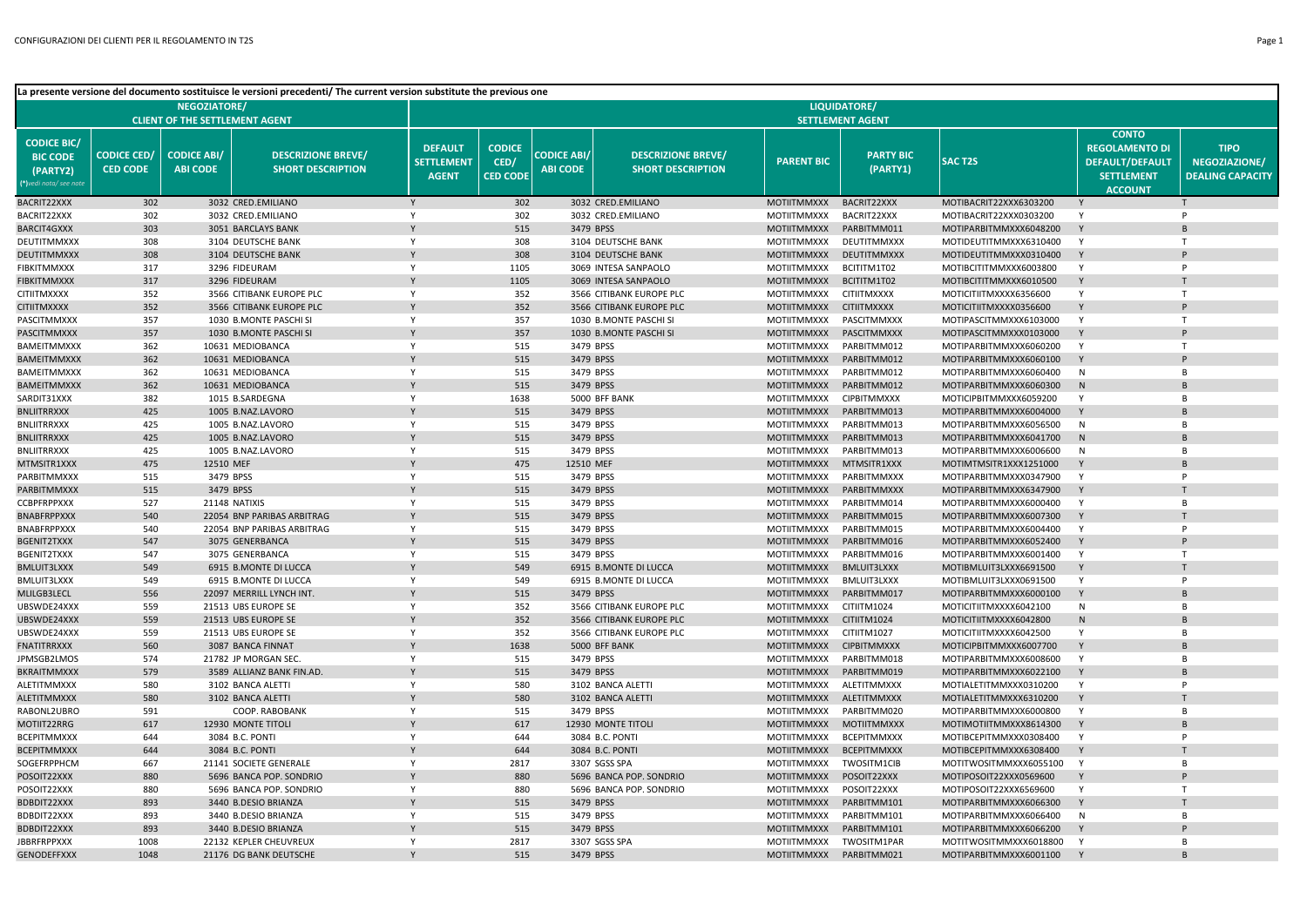| La presente versione del documento sostituisce le versioni precedenti/ The current version substitute the previous one | | | | | | | | | | | | | |
|---|---|---|---|---|---|---|---|---|---|---|---|---|---|
| NEGOZIATORE/ CLIENT OF THE SETTLEMENT AGENT | | | | LIQUIDATORE/ SETTLEMENT AGENT | | | | | | | | | |
| CODICE BIC/ BIC CODE (PARTY2) (*)vedi nota/ see note | CODICE CED/ CED CODE | CODICE ABI/ ABI CODE | DESCRIZIONE BREVE/ SHORT DESCRIPTION | DEFAULT SETTLEMENT AGENT | CODICE CED/ CED CODE | CODICE ABI/ ABI CODE | DESCRIZIONE BREVE/ SHORT DESCRIPTION | PARENT BIC | PARTY BIC (PARTY1) | SAC T2S | CONTO REGOLAMENTO DI DEFAULT/DEFAULT SETTLEMENT ACCOUNT | TIPO NEGOZIAZIONE/ DEALING CAPACITY | |
| BACRIT22XXX | 302 | 3032 | CRED.EMILIANO | Y | 302 | 3032 | CRED.EMILIANO | MOTIITMMXXX | BACRIT22XXX | MOTIBACRIT22XXX6303200 | Y | T | |
| BACRIT22XXX | 302 | 3032 | CRED.EMILIANO | Y | 302 | 3032 | CRED.EMILIANO | MOTIITMMXXX | BACRIT22XXX | MOTIBACRIT22XXX0303200 | Y | P | |
| BARCIT4GXXX | 303 | 3051 | BARCLAYS BANK | Y | 515 | 3479 | BPSS | MOTIITMMXXX | PARBITMM011 | MOTIPARBITMMXXX6048200 | Y | B | |
| DEUTITMMXXX | 308 | 3104 | DEUTSCHE BANK | Y | 308 | 3104 | DEUTSCHE BANK | MOTIITMMXXX | DEUTITMMXXX | MOTIDEUTITMMXXX6310400 | Y | T | |
| DEUTITMMXXX | 308 | 3104 | DEUTSCHE BANK | Y | 308 | 3104 | DEUTSCHE BANK | MOTIITMMXXX | DEUTITMMXXX | MOTIDEUTITMMXXX0310400 | Y | P | |
| FIBKITMMXXX | 317 | 3296 | FIDEURAM | Y | 1105 | 3069 | INTESA SANPAOLO | MOTIITMMXXX | BCITITM1T02 | MOTIBCITITMMXXX6003800 | Y | P | |
| FIBKITMMXXX | 317 | 3296 | FIDEURAM | Y | 1105 | 3069 | INTESA SANPAOLO | MOTIITMMXXX | BCITITM1T02 | MOTIBCITITMMXXX6010500 | Y | T | |
| CITIITMXXXX | 352 | 3566 | CITIBANK EUROPE PLC | Y | 352 | 3566 | CITIBANK EUROPE PLC | MOTIITMMXXX | CITIITMXXXX | MOTICITIITMXXXX6356600 | Y | T | |
| CITIITMXXXX | 352 | 3566 | CITIBANK EUROPE PLC | Y | 352 | 3566 | CITIBANK EUROPE PLC | MOTIITMMXXX | CITIITMXXXX | MOTICITIITMXXXX0356600 | Y | P | |
| PASCITMMXXX | 357 | 1030 | B.MONTE PASCHI SI | Y | 357 | 1030 | B.MONTE PASCHI SI | MOTIITMMXXX | PASCITMMXXX | MOTIPASCITMMXXX6103000 | Y | T | |
| PASCITMMXXX | 357 | 1030 | B.MONTE PASCHI SI | Y | 357 | 1030 | B.MONTE PASCHI SI | MOTIITMMXXX | PASCITMMXXX | MOTIPASCITMMXXX0103000 | Y | P | |
| BAMEITMMXXX | 362 | 10631 | MEDIOBANCA | Y | 515 | 3479 | BPSS | MOTIITMMXXX | PARBITMM012 | MOTIPARBITMMXXX6060200 | Y | T | |
| BAMEITMMXXX | 362 | 10631 | MEDIOBANCA | Y | 515 | 3479 | BPSS | MOTIITMMXXX | PARBITMM012 | MOTIPARBITMMXXX6060100 | Y | P | |
| BAMEITMMXXX | 362 | 10631 | MEDIOBANCA | Y | 515 | 3479 | BPSS | MOTIITMMXXX | PARBITMM012 | MOTIPARBITMMXXX6060400 | N | B | |
| BAMEITMMXXX | 362 | 10631 | MEDIOBANCA | Y | 515 | 3479 | BPSS | MOTIITMMXXX | PARBITMM012 | MOTIPARBITMMXXX6060300 | N | B | |
| SARDIT31XXX | 382 | 1015 | B.SARDEGNA | Y | 1638 | 5000 | BFF BANK | MOTIITMMXXX | CIPBITMMXXX | MOTICIPBITMMXXX6059200 | Y | B | |
| BNLIITRRXXX | 425 | 1005 | B.NAZ.LAVORO | Y | 515 | 3479 | BPSS | MOTIITMMXXX | PARBITMM013 | MOTIPARBITMMXXX6004000 | Y | B | |
| BNLIITRRXXX | 425 | 1005 | B.NAZ.LAVORO | Y | 515 | 3479 | BPSS | MOTIITMMXXX | PARBITMM013 | MOTIPARBITMMXXX6056500 | N | B | |
| BNLIITRRXXX | 425 | 1005 | B.NAZ.LAVORO | Y | 515 | 3479 | BPSS | MOTIITMMXXX | PARBITMM013 | MOTIPARBITMMXXX6041700 | N | B | |
| BNLIITRRXXX | 425 | 1005 | B.NAZ.LAVORO | Y | 515 | 3479 | BPSS | MOTIITMMXXX | PARBITMM013 | MOTIPARBITMMXXX6006600 | N | B | |
| MTMSITR1XXX | 475 | 12510 | MEF | Y | 475 | 12510 | MEF | MOTIITMMXXX | MTMSITR1XXX | MOTIMTMSITR1XXX1251000 | Y | B | |
| PARBITMMXXX | 515 | 3479 | BPSS | Y | 515 | 3479 | BPSS | MOTIITMMXXX | PARBITMMXXX | MOTIPARBITMMXXX0347900 | Y | P | |
| PARBITMMXXX | 515 | 3479 | BPSS | Y | 515 | 3479 | BPSS | MOTIITMMXXX | PARBITMMXXX | MOTIPARBITMMXXX6347900 | Y | T | |
| CCBPFRPPXXX | 527 | 21148 | NATIXIS | Y | 515 | 3479 | BPSS | MOTIITMMXXX | PARBITMM014 | MOTIPARBITMMXXX6000400 | Y | B | |
| BNABFRPPXXX | 540 | 22054 | BNP PARIBAS ARBITRAG | Y | 515 | 3479 | BPSS | MOTIITMMXXX | PARBITMM015 | MOTIPARBITMMXXX6007300 | Y | T | |
| BNABFRPPXXX | 540 | 22054 | BNP PARIBAS ARBITRAG | Y | 515 | 3479 | BPSS | MOTIITMMXXX | PARBITMM015 | MOTIPARBITMMXXX6004400 | Y | P | |
| BGENIT2TXXX | 547 | 3075 | GENERBANCA | Y | 515 | 3479 | BPSS | MOTIITMMXXX | PARBITMM016 | MOTIPARBITMMXXX6052400 | Y | P | |
| BGENIT2TXXX | 547 | 3075 | GENERBANCA | Y | 515 | 3479 | BPSS | MOTIITMMXXX | PARBITMM016 | MOTIPARBITMMXXX6001400 | Y | T | |
| BMLUIT3LXXX | 549 | 6915 | B.MONTE DI LUCCA | Y | 549 | 6915 | B.MONTE DI LUCCA | MOTIITMMXXX | BMLUIT3LXXX | MOTIBMLUIT3LXXX6691500 | Y | T | |
| BMLUIT3LXXX | 549 | 6915 | B.MONTE DI LUCCA | Y | 549 | 6915 | B.MONTE DI LUCCA | MOTIITMMXXX | BMLUIT3LXXX | MOTIBMLUIT3LXXX0691500 | Y | P | |
| MLILGB3LECL | 556 | 22097 | MERRILL LYNCH INT. | Y | 515 | 3479 | BPSS | MOTIITMMXXX | PARBITMM017 | MOTIPARBITMMXXX6000100 | Y | B | |
| UBSWDE24XXX | 559 | 21513 | UBS EUROPE SE | Y | 352 | 3566 | CITIBANK EUROPE PLC | MOTIITMMXXX | CITIITM1024 | MOTICITIITMXXXX6042100 | N | B | |
| UBSWDE24XXX | 559 | 21513 | UBS EUROPE SE | Y | 352 | 3566 | CITIBANK EUROPE PLC | MOTIITMMXXX | CITIITM1024 | MOTICITIITMXXXX6042800 | N | B | |
| UBSWDE24XXX | 559 | 21513 | UBS EUROPE SE | Y | 352 | 3566 | CITIBANK EUROPE PLC | MOTIITMMXXX | CITIITM1027 | MOTICITIITMXXXX6042500 | Y | B | |
| FNATITRRXXX | 560 | 3087 | BANCA FINNAT | Y | 1638 | 5000 | BFF BANK | MOTIITMMXXX | CIPBITMMXXX | MOTICIPBITMMXXX6007700 | Y | B | |
| JPMSGB2LMOS | 574 | 21782 | JP MORGAN SEC. | Y | 515 | 3479 | BPSS | MOTIITMMXXX | PARBITMM018 | MOTIPARBITMMXXX6008600 | Y | B | |
| BKRAITMMXXX | 579 | 3589 | ALLIANZ BANK FIN.AD. | Y | 515 | 3479 | BPSS | MOTIITMMXXX | PARBITMM019 | MOTIPARBITMMXXX6022100 | Y | B | |
| ALETITMMXXX | 580 | 3102 | BANCA ALETTI | Y | 580 | 3102 | BANCA ALETTI | MOTIITMMXXX | ALETITMMXXX | MOTIALETITMMXXX0310200 | Y | P | |
| ALETITMMXXX | 580 | 3102 | BANCA ALETTI | Y | 580 | 3102 | BANCA ALETTI | MOTIITMMXXX | ALETITMMXXX | MOTIALETITMMXXX6310200 | Y | T | |
| RABONL2UBRO | 591 | | COOP. RABOBANK | Y | 515 | 3479 | BPSS | MOTIITMMXXX | PARBITMM020 | MOTIPARBITMMXXX6000800 | Y | B | |
| MOTIIT22RRG | 617 | 12930 | MONTE TITOLI | Y | 617 | 12930 | MONTE TITOLI | MOTIITMMXXX | MOTIITMMXXX | MOTIMOTIITMMXXX8614300 | Y | B | |
| BCEPITMMXXX | 644 | 3084 | B.C. PONTI | Y | 644 | 3084 | B.C. PONTI | MOTIITMMXXX | BCEPITMMXXX | MOTIBCEPITMMXXX0308400 | Y | P | |
| BCEPITMMXXX | 644 | 3084 | B.C. PONTI | Y | 644 | 3084 | B.C. PONTI | MOTIITMMXXX | BCEPITMMXXX | MOTIBCEPITMMXXX6308400 | Y | T | |
| SOGEFRPPHCM | 667 | 21141 | SOCIETE GENERALE | Y | 2817 | 3307 | SGSS SPA | MOTIITMMXXX | TWOSITM1CIB | MOTITWOSITMMXXX6055100 | Y | B | |
| POSOIT22XXX | 880 | 5696 | BANCA POP. SONDRIO | Y | 880 | 5696 | BANCA POP. SONDRIO | MOTIITMMXXX | POSOIT22XXX | MOTIPOSOIT22XXX0569600 | Y | P | |
| POSOIT22XXX | 880 | 5696 | BANCA POP. SONDRIO | Y | 880 | 5696 | BANCA POP. SONDRIO | MOTIITMMXXX | POSOIT22XXX | MOTIPOSOIT22XXX6569600 | Y | T | |
| BDBDIT22XXX | 893 | 3440 | B.DESIO BRIANZA | Y | 515 | 3479 | BPSS | MOTIITMMXXX | PARBITMM101 | MOTIPARBITMMXXX6066300 | Y | T | |
| BDBDIT22XXX | 893 | 3440 | B.DESIO BRIANZA | Y | 515 | 3479 | BPSS | MOTIITMMXXX | PARBITMM101 | MOTIPARBITMMXXX6066400 | N | B | |
| BDBDIT22XXX | 893 | 3440 | B.DESIO BRIANZA | Y | 515 | 3479 | BPSS | MOTIITMMXXX | PARBITMM101 | MOTIPARBITMMXXX6066200 | Y | P | |
| JBBRFRPPXXX | 1008 | 22132 | KEPLER CHEUVREUX | Y | 2817 | 3307 | SGSS SPA | MOTIITMMXXX | TWOSITM1PAR | MOTITWOSITMMXXX6018800 | Y | B | |
| GENODEFFXXX | 1048 | 21176 | DG BANK DEUTSCHE | Y | 515 | 3479 | BPSS | MOTIITMMXXX | PARBITMM021 | MOTIPARBITMMXXX6001100 | Y | B | |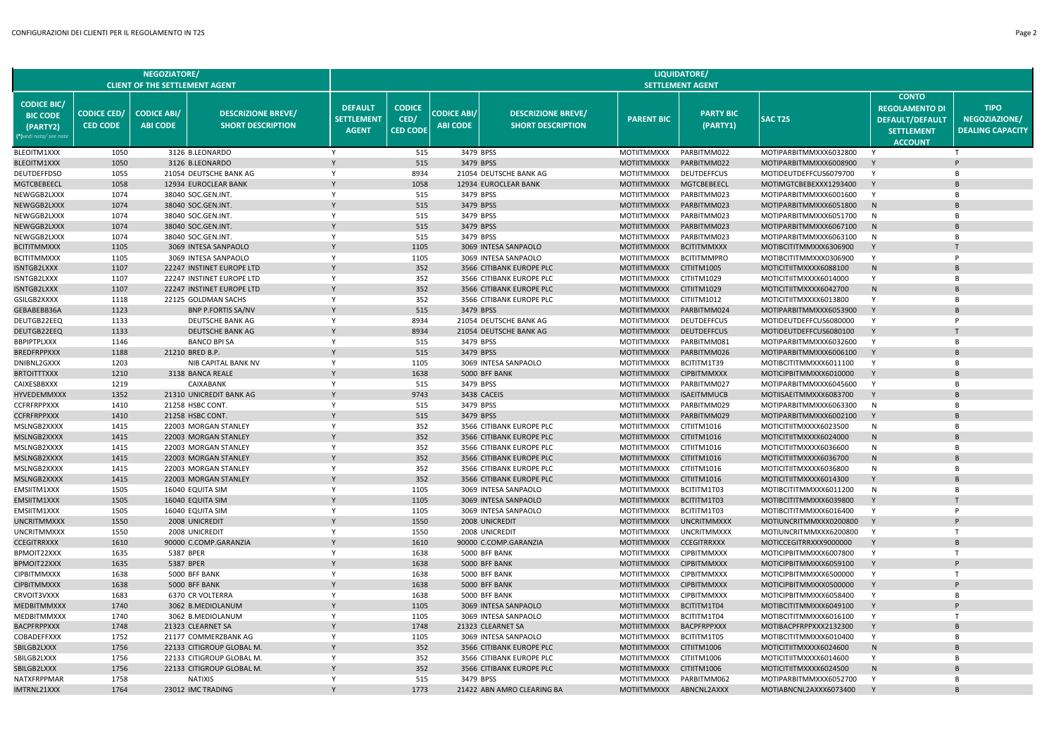| NEGOZIATORE/ CLIENT OF THE SETTLEMENT AGENT | | | | LIQUIDATORE/ SETTLEMENT AGENT | | | | | | | | | |
|---|---|---|---|---|---|---|---|---|---|---|---|---|---|
| CODICE BIC/ BIC CODE (PARTY2) (*)vedi nota/ see note | CODICE CED/ CED CODE | CODICE ABI/ ABI CODE | DESCRIZIONE BREVE/ SHORT DESCRIPTION | DEFAULT SETTLEMENT AGENT | CODICE CED/ CED CODE | CODICE ABI/ ABI CODE | DESCRIZIONE BREVE/ SHORT DESCRIPTION | PARENT BIC | PARTY BIC (PARTY1) | SAC T2S | CONTO REGOLAMENTO DI DEFAULT/DEFAULT SETTLEMENT ACCOUNT | TIPO NEGOZIAZIONE/ DEALING CAPACITY |
| BLEOITM1XXX | 1050 | 3126 | B.LEONARDO | Y | 515 | 3479 | BPSS | MOTIITMMXXX | PARBITMM022 | MOTIPARBITMMXXX6032800 | Y | T |
| BLEOITM1XXX | 1050 | 3126 | B.LEONARDO | Y | 515 | 3479 | BPSS | MOTIITMMXXX | PARBITMM022 | MOTIPARBITMMXXX6008900 | Y | P |
| DEUTDEFFDSO | 1055 | 21054 | DEUTSCHE BANK AG | Y | 8934 | 21054 | DEUTSCHE BANK AG | MOTIITMMXXX | DEUTDEFFCUS | MOTIDEUTDEFFCUS6079700 | Y | B |
| MGTCBEBEECL | 1058 | 12934 | EUROCLEAR BANK | Y | 1058 | 12934 | EUROCLEAR BANK | MOTIITMMXXX | MGTCBEBEECL | MOTIMGTCBEBEXXX1293400 | Y | B |
| NEWGGB2LXXX | 1074 | 38040 | SOC.GEN.INT. | Y | 515 | 3479 | BPSS | MOTIITMMXXX | PARBITMM023 | MOTIPARBITMMXXX6001600 | Y | B |
| NEWGGB2LXXX | 1074 | 38040 | SOC.GEN.INT. | Y | 515 | 3479 | BPSS | MOTIITMMXXX | PARBITMM023 | MOTIPARBITMMXXX6051800 | N | B |
| NEWGGB2LXXX | 1074 | 38040 | SOC.GEN.INT. | Y | 515 | 3479 | BPSS | MOTIITMMXXX | PARBITMM023 | MOTIPARBITMMXXX6051700 | N | B |
| NEWGGB2LXXX | 1074 | 38040 | SOC.GEN.INT. | Y | 515 | 3479 | BPSS | MOTIITMMXXX | PARBITMM023 | MOTIPARBITMMXXX6067100 | N | B |
| NEWGGB2LXXX | 1074 | 38040 | SOC.GEN.INT. | Y | 515 | 3479 | BPSS | MOTIITMMXXX | PARBITMM023 | MOTIPARBITMMXXX6063100 | N | B |
| BCITITMMXXX | 1105 | 3069 | INTESA SANPAOLO | Y | 1105 | 3069 | INTESA SANPAOLO | MOTIITMMXXX | BCITITMMXXX | MOTIBCITITMMXXX6306900 | Y | T |
| BCITITMMXXX | 1105 | 3069 | INTESA SANPAOLO | Y | 1105 | 3069 | INTESA SANPAOLO | MOTIITMMXXX | BCITITMMPRO | MOTIBCITITMMXXX0306900 | Y | P |
| ISNTGB2LXXX | 1107 | 22247 | INSTINET EUROPE LTD | Y | 352 | 3566 | CITIBANK EUROPE PLC | MOTIITMMXXX | CITIITM1005 | MOTICITIITMXXXX6088100 | N | B |
| ISNTGB2LXXX | 1107 | 22247 | INSTINET EUROPE LTD | Y | 352 | 3566 | CITIBANK EUROPE PLC | MOTIITMMXXX | CITIITM1029 | MOTICITIITMXXXX6014000 | Y | B |
| ISNTGB2LXXX | 1107 | 22247 | INSTINET EUROPE LTD | Y | 352 | 3566 | CITIBANK EUROPE PLC | MOTIITMMXXX | CITIITM1029 | MOTICITIITMXXXX6042700 | N | B |
| GSILGB2XXXX | 1118 | 22125 | GOLDMAN SACHS | Y | 352 | 3566 | CITIBANK EUROPE PLC | MOTIITMMXXX | CITIITM1012 | MOTICITIITMXXXX6013800 | Y | B |
| GEBABEBB36A | 1123 | | BNP P.FORTIS SA/NV | Y | 515 | 3479 | BPSS | MOTIITMMXXX | PARBITMM024 | MOTIPARBITMMXXX6053900 | Y | B |
| DEUTGB22EEQ | 1133 | | DEUTSCHE BANK AG | Y | 8934 | 21054 | DEUTSCHE BANK AG | MOTIITMMXXX | DEUTDEFFCUS | MOTIDEUTDEFFCUS6080000 | Y | P |
| DEUTGB22EEQ | 1133 | | DEUTSCHE BANK AG | Y | 8934 | 21054 | DEUTSCHE BANK AG | MOTIITMMXXX | DEUTDEFFCUS | MOTIDEUTDEFFCUS6080100 | Y | T |
| BBPIPTPLXXX | 1146 | | BANCO BPI SA | Y | 515 | 3479 | BPSS | MOTIITMMXXX | PARBITMM081 | MOTIPARBITMMXXX6032600 | Y | B |
| BREDFRPPXXX | 1188 | 21210 | BRED B.P. | Y | 515 | 3479 | BPSS | MOTIITMMXXX | PARBITMM026 | MOTIPARBITMMXXX6006100 | Y | B |
| DNIBNL2GXXX | 1203 | | NIB CAPITAL BANK NV | Y | 1105 | 3069 | INTESA SANPAOLO | MOTIITMMXXX | BCITITM1T39 | MOTIBCITITMMXXX6011100 | Y | B |
| BRTOITTTXXX | 1210 | 3138 | BANCA REALE | Y | 1638 | 5000 | BFF BANK | MOTIITMMXXX | CIPBITMMXXX | MOTICIPBITMMXXX6010000 | Y | B |
| CAIXESBBXXX | 1219 | | CAIXABANK | Y | 515 | 3479 | BPSS | MOTIITMMXXX | PARBITMM027 | MOTIPARBITMMXXX6045600 | Y | B |
| HYVEDEMMXXX | 1352 | 21310 | UNICREDIT BANK AG | Y | 9743 | 3438 | CACEIS | MOTIITMMXXX | ISAEITMMUCB | MOTIISAEITMMXXX6083700 | Y | B |
| CCFRFRPPXXX | 1410 | 21258 | HSBC CONT. | Y | 515 | 3479 | BPSS | MOTIITMMXXX | PARBITMM029 | MOTIPARBITMMXXX6063300 | N | B |
| CCFRFRPPXXX | 1410 | 21258 | HSBC CONT. | Y | 515 | 3479 | BPSS | MOTIITMMXXX | PARBITMM029 | MOTIPARBITMMXXX6002100 | Y | B |
| MSLNGB2XXXX | 1415 | 22003 | MORGAN STANLEY | Y | 352 | 3566 | CITIBANK EUROPE PLC | MOTIITMMXXX | CITIITM1016 | MOTICITIITMXXXX6023500 | N | B |
| MSLNGB2XXXX | 1415 | 22003 | MORGAN STANLEY | Y | 352 | 3566 | CITIBANK EUROPE PLC | MOTIITMMXXX | CITIITM1016 | MOTICITIITMXXXX6024000 | N | B |
| MSLNGB2XXXX | 1415 | 22003 | MORGAN STANLEY | Y | 352 | 3566 | CITIBANK EUROPE PLC | MOTIITMMXXX | CITIITM1016 | MOTICITIITMXXXX6036600 | N | B |
| MSLNGB2XXXX | 1415 | 22003 | MORGAN STANLEY | Y | 352 | 3566 | CITIBANK EUROPE PLC | MOTIITMMXXX | CITIITM1016 | MOTICITIITMXXXX6036700 | N | B |
| MSLNGB2XXXX | 1415 | 22003 | MORGAN STANLEY | Y | 352 | 3566 | CITIBANK EUROPE PLC | MOTIITMMXXX | CITIITM1016 | MOTICITIITMXXXX6036800 | N | B |
| MSLNGB2XXXX | 1415 | 22003 | MORGAN STANLEY | Y | 352 | 3566 | CITIBANK EUROPE PLC | MOTIITMMXXX | CITIITM1016 | MOTICITIITMXXXX6014300 | Y | B |
| EMSIITM1XXX | 1505 | 16040 | EQUITA SIM | Y | 1105 | 3069 | INTESA SANPAOLO | MOTIITMMXXX | BCITITM1T03 | MOTIBCITITMMXXX6011200 | N | B |
| EMSIITM1XXX | 1505 | 16040 | EQUITA SIM | Y | 1105 | 3069 | INTESA SANPAOLO | MOTIITMMXXX | BCITITM1T03 | MOTIBCITITMMXXX6039800 | Y | T |
| EMSIITM1XXX | 1505 | 16040 | EQUITA SIM | Y | 1105 | 3069 | INTESA SANPAOLO | MOTIITMMXXX | BCITITM1T03 | MOTIBCITITMMXXX6016400 | Y | P |
| UNCRITMMXXX | 1550 | 2008 | UNICREDIT | Y | 1550 | 2008 | UNICREDIT | MOTIITMMXXX | UNCRITMMXXX | MOTIUNCRITMMXXX0200800 | Y | P |
| UNCRITMMXXX | 1550 | 2008 | UNICREDIT | Y | 1550 | 2008 | UNICREDIT | MOTIITMMXXX | UNCRITMMXXX | MOTIUNCRITMMXXX6200800 | Y | T |
| CCEGITRRXXX | 1610 | 90000 | C.COMP.GARANZIA | Y | 1610 | 90000 | C.COMP.GARANZIA | MOTIITMMXXX | CCEGITRRXXX | MOTICCEGITRRXXX9000000 | Y | B |
| BPMOIT22XXX | 1635 | 5387 | BPER | Y | 1638 | 5000 | BFF BANK | MOTIITMMXXX | CIPBITMMXXX | MOTICIPBITMMXXX6007800 | Y | T |
| BPMOIT22XXX | 1635 | 5387 | BPER | Y | 1638 | 5000 | BFF BANK | MOTIITMMXXX | CIPBITMMXXX | MOTICIPBITMMXXX6059100 | Y | P |
| CIPBITMMXXX | 1638 | 5000 | BFF BANK | Y | 1638 | 5000 | BFF BANK | MOTIITMMXXX | CIPBITMMXXX | MOTICIPBITMMXXX6500000 | Y | T |
| CIPBITMMXXX | 1638 | 5000 | BFF BANK | Y | 1638 | 5000 | BFF BANK | MOTIITMMXXX | CIPBITMMXXX | MOTICIPBITMMXXX0500000 | Y | P |
| CRVOIT3VXXX | 1683 | 6370 | CR VOLTERRA | Y | 1638 | 5000 | BFF BANK | MOTIITMMXXX | CIPBITMMXXX | MOTICIPBITMMXXX6058400 | Y | B |
| MEDBITMMXXX | 1740 | 3062 | B.MEDIOLANUM | Y | 1105 | 3069 | INTESA SANPAOLO | MOTIITMMXXX | BCITITM1T04 | MOTIBCITITMMXXX6049100 | Y | P |
| MEDBITMMXXX | 1740 | 3062 | B.MEDIOLANUM | Y | 1105 | 3069 | INTESA SANPAOLO | MOTIITMMXXX | BCITITM1T04 | MOTIBCITITMMXXX6016100 | Y | T |
| BACPFRPPXXX | 1748 | 21323 | CLEARNET SA | Y | 1748 | 21323 | CLEARNET SA | MOTIITMMXXX | BACPFRPPXXX | MOTIBACPFRPPXXX2132300 | Y | B |
| COBADEFFXXX | 1752 | 21177 | COMMERZBANK AG | Y | 1105 | 3069 | INTESA SANPAOLO | MOTIITMMXXX | BCITITM1T05 | MOTIBCITITMMXXX6010400 | Y | B |
| SBILGB2LXXX | 1756 | 22133 | CITIGROUP GLOBAL M. | Y | 352 | 3566 | CITIBANK EUROPE PLC | MOTIITMMXXX | CITIITM1006 | MOTICITIITMXXXX6024600 | N | B |
| SBILGB2LXXX | 1756 | 22133 | CITIGROUP GLOBAL M. | Y | 352 | 3566 | CITIBANK EUROPE PLC | MOTIITMMXXX | CITIITM1006 | MOTICITIITMXXXX6014600 | Y | B |
| SBILGB2LXXX | 1756 | 22133 | CITIGROUP GLOBAL M. | Y | 352 | 3566 | CITIBANK EUROPE PLC | MOTIITMMXXX | CITIITM1006 | MOTICITIITMXXXX6024500 | N | B |
| NATXFRPPMAR | 1758 | | NATIXIS | Y | 515 | 3479 | BPSS | MOTIITMMXXX | PARBITMM062 | MOTIPARBITMMXXX6052700 | Y | B |
| IMTRNL21XXX | 1764 | 23012 | IMC TRADING | Y | 1773 | 21422 | ABN AMRO CLEARING BA | MOTIITMMXXX | ABNCNL2AXXX | MOTIABNCNL2AXXX6073400 | Y | B |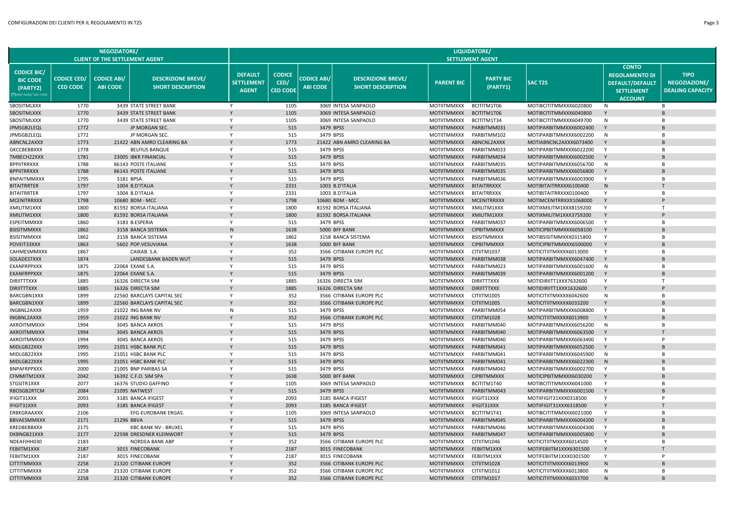| NEGOZIATORE/ CLIENT OF THE SETTLEMENT AGENT | | | | LIQUIDATORE/ SETTLEMENT AGENT | | | | | | | | |
|---|---|---|---|---|---|---|---|---|---|---|---|---|
| CODICE BIC/ BIC CODE (PARTY2) (*)vedi nota/ see note | CODICE CED/ CED CODE | CODICE ABI/ ABI CODE | DESCRIZIONE BREVE/ SHORT DESCRIPTION | DEFAULT SETTLEMENT AGENT | CODICE CED/ CED CODE | CODICE ABI/ ABI CODE | DESCRIZIONE BREVE/ SHORT DESCRIPTION | PARENT BIC | PARTY BIC (PARTY1) | SAC T2S | CONTO REGOLAMENTO DI DEFAULT/DEFAULT SETTLEMENT ACCOUNT | TIPO NEGOZIAZIONE/ DEALING CAPACITY |
| SBOSITMLXXX | 1770 | 3439 | STATE STREET BANK | Y | 1105 | 3069 | INTESA SANPAOLO | MOTIITMMXXX | BCITITM1T06 | MOTIBCITITMMXXX6020800 | N | B |
| SBOSITMLXXX | 1770 | 3439 | STATE STREET BANK | Y | 1105 | 3069 | INTESA SANPAOLO | MOTIITMMXXX | BCITITM1T06 | MOTIBCITITMMXXX6040800 | Y | B |
| SBOSITMLXXX | 1770 | 3439 | STATE STREET BANK | Y | 1105 | 3069 | INTESA SANPAOLO | MOTIITMMXXX | BCITITM1T34 | MOTIBCITITMMXXX6049700 | N | B |
| JPMSGB2LEQL | 1772 | | JP MORGAN SEC. | Y | 515 | 3479 | BPSS | MOTIITMMXXX | PARBITMM031 | MOTIPARBITMMXXX6002400 | Y | B |
| JPMSGB2LEQL | 1772 | | JP MORGAN SEC. | Y | 515 | 3479 | BPSS | MOTIITMMXXX | PARBITMM102 | MOTIPARBITMMXXX6002200 | N | B |
| ABNCNL2AXXX | 1773 | 21422 | ABN AMRO CLEARING BA | Y | 1773 | 21422 | ABN AMRO CLEARING BA | MOTIITMMXXX | ABNCNL2AXXX | MOTIABNCNL2AXXX6073400 | Y | B |
| GKCCBEBBXXX | 1778 | | BELFIUS BANQUE | Y | 515 | 3479 | BPSS | MOTIITMMXXX | PARBITMM033 | MOTIPARBITMMXXX6022200 | Y | B |
| TMBECH22XXX | 1781 | 23005 | IBKR FINANCIAL | Y | 515 | 3479 | BPSS | MOTIITMMXXX | PARBITMM034 | MOTIPARBITMMXXX6002500 | Y | B |
| BPPIITRRXXX | 1788 | 86143 | POSTE ITALIANE | Y | 515 | 3479 | BPSS | MOTIITMMXXX | PARBITMM035 | MOTIPARBITMMXXX6056700 | N | B |
| BPPIITRRXXX | 1788 | 86143 | POSTE ITALIANE | Y | 515 | 3479 | BPSS | MOTIITMMXXX | PARBITMM035 | MOTIPARBITMMXXX6056800 | Y | B |
| BNPAITMMXXX | 1795 | 3181 | BPSA | Y | 515 | 3479 | BPSS | MOTIITMMXXX | PARBITMM036 | MOTIPARBITMMXXX6003900 | Y | B |
| BITAITRRTER | 1797 | 1004 | B.D'ITALIA | Y | 2331 | 1003 | B.D'ITALIA | MOTIITMMXXX | BITAITRRXXX | MOTIBITAITRRXXX6100400 | N | T |
| BITAITRRTER | 1797 | 1004 | B.D'ITALIA | Y | 2331 | 1003 | B.D'ITALIA | MOTIITMMXXX | BITAITRRXXX | MOTIBITAITRRXXX0100400 | Y | B |
| MCENITRRXXX | 1798 | 10680 | BDM - MCC | Y | 1798 | 10680 | BDM - MCC | MOTIITMMXXX | MCENITRRXXX | MOTIMCENITRRXXX1068000 | Y | P |
| XMILITM1XXX | 1800 | 81592 | BORSA ITALIANA | Y | 1800 | 81592 | BORSA ITALIANA | MOTIITMMXXX | XMILITM1XXX | MOTIXMILITM1XXX8159200 | Y | T |
| XMILITM1XXX | 1800 | 81592 | BORSA ITALIANA | Y | 1800 | 81592 | BORSA ITALIANA | MOTIITMMXXX | XMILITM1XXX | MOTIXMILITM1XXX3759200 | Y | P |
| ESPEITMMXXX | 1860 | 3183 | B.ESPERIA | Y | 515 | 3479 | BPSS | MOTIITMMXXX | PARBITMM037 | MOTIPARBITMMXXX6006500 | Y | B |
| BSISITMMXXX | 1862 | 3158 | BANCA SISTEMA | N | 1638 | 5000 | BFF BANK | MOTIITMMXXX | CIPBITMMXXX | MOTICIPBITMMXXX6058100 | Y | B |
| BSISITMMXXX | 1862 | 3158 | BANCA SISTEMA | Y | 1862 | 3158 | BANCA SISTEMA | MOTIITMMXXX | BSISITMMXXX | MOTIBSISITMMXXX0315800 | Y | B |
| POVEIT33XXX | 1863 | 5602 | POP.VESUVIANA | Y | 1638 | 5000 | BFF BANK | MOTIITMMXXX | CIPBITMMXXX | MOTICIPBITMMXXX6500000 | Y | B |
| CAHMESMMXXX | 1867 | | CAIXAB. S.A. | Y | 352 | 3566 | CITIBANK EUROPE PLC | MOTIITMMXXX | CITIITM1037 | MOTICITIITMXXXX6013000 | Y | B |
| SOLADESTXXX | 1874 | | LANDESBANK BADEN WUT | Y | 515 | 3479 | BPSS | MOTIITMMXXX | PARBITMM038 | MOTIPARBITMMXXX6047400 | Y | B |
| EXANFRPPXXX | 1875 | 22064 | EXANE S.A. | Y | 515 | 3479 | BPSS | MOTIITMMXXX | PARBITMM023 | MOTIPARBITMMXXX6001600 | N | B |
| EXANFRPPXXX | 1875 | 22064 | EXANE S.A. | Y | 515 | 3479 | BPSS | MOTIITMMXXX | PARBITMM039 | MOTIPARBITMMXXX6001200 | Y | B |
| DIRIITTTXXX | 1885 | 16326 | DIRECTA SIM | Y | 1885 | 16326 | DIRECTA SIM | MOTIITMMXXX | DIRIITTTXXX | MOTIDIRIITT1XXX7632600 | Y | T |
| DIRIITTTXXX | 1885 | 16326 | DIRECTA SIM | Y | 1885 | 16326 | DIRECTA SIM | MOTIITMMXXX | DIRIITTTXXX | MOTIDIRIITT1XXX1632600 | Y | P |
| BARCGBN1XXX | 1899 | 22560 | BARCLAYS CAPITAL SEC | Y | 352 | 3566 | CITIBANK EUROPE PLC | MOTIITMMXXX | CITIITM1005 | MOTICITIITMXXXX6042600 | N | B |
| BARCGBN1XXX | 1899 | 22560 | BARCLAYS CAPITAL SEC | Y | 352 | 3566 | CITIBANK EUROPE PLC | MOTIITMMXXX | CITIITM1005 | MOTICITIITMXXXX6033200 | Y | B |
| INGBNL2AXXX | 1959 | 21022 | ING BANK NV | N | 515 | 3479 | BPSS | MOTIITMMXXX | PARBITMM054 | MOTIPARBITMMXXX6008800 | Y | B |
| INGBNL2AXXX | 1959 | 21022 | ING BANK NV | Y | 352 | 3566 | CITIBANK EUROPE PLC | MOTIITMMXXX | CITIITM1028 | MOTICITIITMXXXX6013900 | Y | B |
| AKROITMMXXX | 1994 | 3045 | BANCA AKROS | Y | 515 | 3479 | BPSS | MOTIITMMXXX | PARBITMM040 | MOTIPARBITMMXXX6056200 | N | B |
| AKROITMMXXX | 1994 | 3045 | BANCA AKROS | Y | 515 | 3479 | BPSS | MOTIITMMXXX | PARBITMM040 | MOTIPARBITMMXXX6063500 | Y | T |
| AKROITMMXXX | 1994 | 3045 | BANCA AKROS | Y | 515 | 3479 | BPSS | MOTIITMMXXX | PARBITMM040 | MOTIPARBITMMXXX6063400 | Y | P |
| MIDLGB22XXX | 1995 | 21051 | HSBC BANK PLC | Y | 515 | 3479 | BPSS | MOTIITMMXXX | PARBITMM041 | MOTIPARBITMMXXX6052500 | Y | B |
| MIDLGB22XXX | 1995 | 21051 | HSBC BANK PLC | Y | 515 | 3479 | BPSS | MOTIITMMXXX | PARBITMM041 | MOTIPARBITMMXXX6045900 | N | B |
| MIDLGB22XXX | 1995 | 21051 | HSBC BANK PLC | Y | 515 | 3479 | BPSS | MOTIITMMXXX | PARBITMM041 | MOTIPARBITMMXXX6022300 | N | B |
| BNPAFRPPXXX | 2000 | 21005 | BNP PARIBAS SA | Y | 515 | 3479 | BPSS | MOTIITMMXXX | PARBITMM042 | MOTIPARBITMMXXX6002700 | Y | B |
| CFMMITM1XXX | 2042 | 16392 | C.F.O. SIM SPA | Y | 1638 | 5000 | BFF BANK | MOTIITMMXXX | CIPBITMMXXX | MOTICIPBITMMXXX6030200 | Y | B |
| STGSITR1XXX | 2077 | 16376 | STUDIO GAFFINO | Y | 1105 | 3069 | INTESA SANPAOLO | MOTIITMMXXX | BCITITM1T40 | MOTIBCITITMMXXX6041000 | Y | B |
| RBOSGB2RTCM | 2084 | 21095 | NATWEST | Y | 515 | 3479 | BPSS | MOTIITMMXXX | PARBITMM043 | MOTIPARBITMMXXX6001500 | Y | B |
| IFIGIT31XXX | 2093 | 3185 | BANCA IFIGEST | Y | 2093 | 3185 | BANCA IFIGEST | MOTIITMMXXX | IFIGIT31XXX | MOTIIFIGIT31XXX0318500 | Y | P |
| IFIGIT31XXX | 2093 | 3185 | BANCA IFIGEST | Y | 2093 | 3185 | BANCA IFIGEST | MOTIITMMXXX | IFIGIT31XXX | MOTIIFIGIT31XXX6318500 | Y | T |
| ERBKGRAAXXX | 2106 | | EFG-EUROBANK ERGAS. | Y | 1105 | 3069 | INTESA SANPAOLO | MOTIITMMXXX | BCITITM1T41 | MOTIBCITITMMXXX6021000 | Y | B |
| BBVAESMMXXX | 2171 | 21296 | BBVA | Y | 515 | 3479 | BPSS | MOTIITMMXXX | PARBITMM045 | MOTIPARBITMMXXX6004200 | Y | B |
| KREDBEBBXXX | 2175 | | KBC BANK NV - BRUXEL | Y | 515 | 3479 | BPSS | MOTIITMMXXX | PARBITMM046 | MOTIPARBITMMXXX6004300 | Y | B |
| DKBNGB21XXX | 2177 | 22598 | DRESDNER KLEINWORT | Y | 515 | 3479 | BPSS | MOTIITMMXXX | PARBITMM047 | MOTIPARBITMMXXX6005800 | Y | B |
| NDEAFIHH030 | 2183 | | NORDEA BANK ABP | Y | 352 | 3566 | CITIBANK EUROPE PLC | MOTIITMMXXX | CITIITM1046 | MOTICITIITMXXXX6014500 | Y | B |
| FEBIITM1XXX | 2187 | 3015 | FINECOBANK | Y | 2187 | 3015 | FINECOBANK | MOTIITMMXXX | FEBIITM1XXX | MOTIFEBIITM1XXX6301500 | Y | T |
| FEBIITM1XXX | 2187 | 3015 | FINECOBANK | Y | 2187 | 3015 | FINECOBANK | MOTIITMMXXX | FEBIITM1XXX | MOTIFEBIITM1XXX0301500 | Y | P |
| CITTITMMXXX | 2258 | 21320 | CITIBANK EUROPE | Y | 352 | 3566 | CITIBANK EUROPE PLC | MOTIITMMXXX | CITIITM1028 | MOTICITIITMXXXX6013900 | N | B |
| CITTITMMXXX | 2258 | 21320 | CITIBANK EUROPE | Y | 352 | 3566 | CITIBANK EUROPE PLC | MOTIITMMXXX | CITIITM1012 | MOTICITIITMXXXX6013800 | N | B |
| CITTITMMXXX | 2258 | 21320 | CITIBANK EUROPE | Y | 352 | 3566 | CITIBANK EUROPE PLC | MOTIITMMXXX | CITIITM1017 | MOTICITIITMXXXX6033700 | N | B |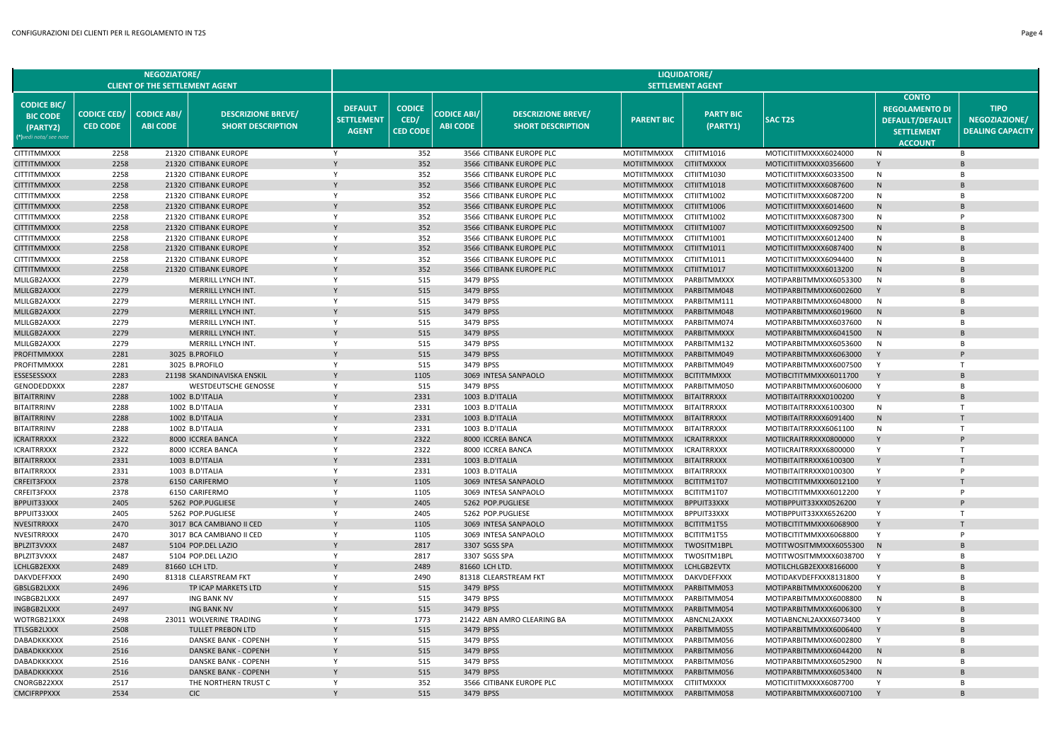| NEGOZIATORE/ CLIENT OF THE SETTLEMENT AGENT | | | | LIQUIDATORE/ SETTLEMENT AGENT | | | | | | | | |
|---|---|---|---|---|---|---|---|---|---|---|---|---|
| CODICE BIC/ BIC CODE (PARTY2) (*)vedi nota/ see note | CODICE CED/ CED CODE | CODICE ABI/ ABI CODE | DESCRIZIONE BREVE/ SHORT DESCRIPTION | DEFAULT SETTLEMENT AGENT | CODICE CED/ CED CODE | CODICE ABI/ ABI CODE | DESCRIZIONE BREVE/ SHORT DESCRIPTION | PARENT BIC | PARTY BIC (PARTY1) | SAC T2S | CONTO REGOLAMENTO DI DEFAULT/DEFAULT SETTLEMENT ACCOUNT | TIPO NEGOZIAZIONE/ DEALING CAPACITY |
| CITTITMMXXX | 2258 | 21320 | CITIBANK EUROPE | Y | 352 | 3566 | CITIBANK EUROPE PLC | MOTIITMMXXX | CITIITM1016 | MOTICITIITMXXXX6024000 | N | B |
| CITTITMMXXX | 2258 | 21320 | CITIBANK EUROPE | Y | 352 | 3566 | CITIBANK EUROPE PLC | MOTIITMMXXX | CITIITMXXXX | MOTICITIITMXXXX0356600 | Y | B |
| CITTITMMXXX | 2258 | 21320 | CITIBANK EUROPE | Y | 352 | 3566 | CITIBANK EUROPE PLC | MOTIITMMXXX | CITIITM1030 | MOTICITIITMXXXX6033500 | N | B |
| CITTITMMXXX | 2258 | 21320 | CITIBANK EUROPE | Y | 352 | 3566 | CITIBANK EUROPE PLC | MOTIITMMXXX | CITIITM1018 | MOTICITIITMXXXX6087600 | N | B |
| CITTITMMXXX | 2258 | 21320 | CITIBANK EUROPE | Y | 352 | 3566 | CITIBANK EUROPE PLC | MOTIITMMXXX | CITIITM1002 | MOTICITIITMXXXX6087200 | N | B |
| CITTITMMXXX | 2258 | 21320 | CITIBANK EUROPE | Y | 352 | 3566 | CITIBANK EUROPE PLC | MOTIITMMXXX | CITIITM1006 | MOTICITIITMXXXX6014600 | N | B |
| CITTITMMXXX | 2258 | 21320 | CITIBANK EUROPE | Y | 352 | 3566 | CITIBANK EUROPE PLC | MOTIITMMXXX | CITIITM1002 | MOTICITIITMXXXX6087300 | N | P |
| CITTITMMXXX | 2258 | 21320 | CITIBANK EUROPE | Y | 352 | 3566 | CITIBANK EUROPE PLC | MOTIITMMXXX | CITIITM1007 | MOTICITIITMXXXX6092500 | N | B |
| CITTITMMXXX | 2258 | 21320 | CITIBANK EUROPE | Y | 352 | 3566 | CITIBANK EUROPE PLC | MOTIITMMXXX | CITIITM1001 | MOTICITIITMXXXX6012400 | N | B |
| CITTITMMXXX | 2258 | 21320 | CITIBANK EUROPE | Y | 352 | 3566 | CITIBANK EUROPE PLC | MOTIITMMXXX | CITIITM1011 | MOTICITIITMXXXX6087400 | N | B |
| CITTITMMXXX | 2258 | 21320 | CITIBANK EUROPE | Y | 352 | 3566 | CITIBANK EUROPE PLC | MOTIITMMXXX | CITIITM1011 | MOTICITIITMXXXX6094400 | N | B |
| CITTITMMXXX | 2258 | 21320 | CITIBANK EUROPE | Y | 352 | 3566 | CITIBANK EUROPE PLC | MOTIITMMXXX | CITIITM1017 | MOTICITIITMXXXX6013200 | N | B |
| MLILGB2AXXX | 2279 | | MERRILL LYNCH INT. | Y | 515 | 3479 | BPSS | MOTIITMMXXX | PARBITMMXXX | MOTIPARBITMMXXX6053300 | N | B |
| MLILGB2AXXX | 2279 | | MERRILL LYNCH INT. | Y | 515 | 3479 | BPSS | MOTIITMMXXX | PARBITMM048 | MOTIPARBITMMXXX6002600 | Y | B |
| MLILGB2AXXX | 2279 | | MERRILL LYNCH INT. | Y | 515 | 3479 | BPSS | MOTIITMMXXX | PARBITMM111 | MOTIPARBITMMXXX6048000 | N | B |
| MLILGB2AXXX | 2279 | | MERRILL LYNCH INT. | Y | 515 | 3479 | BPSS | MOTIITMMXXX | PARBITMM048 | MOTIPARBITMMXXX6019600 | N | B |
| MLILGB2AXXX | 2279 | | MERRILL LYNCH INT. | Y | 515 | 3479 | BPSS | MOTIITMMXXX | PARBITMM074 | MOTIPARBITMMXXX6037600 | N | B |
| MLILGB2AXXX | 2279 | | MERRILL LYNCH INT. | Y | 515 | 3479 | BPSS | MOTIITMMXXX | PARBITMMXXX | MOTIPARBITMMXXX6041500 | N | B |
| MLILGB2AXXX | 2279 | | MERRILL LYNCH INT. | Y | 515 | 3479 | BPSS | MOTIITMMXXX | PARBITMM132 | MOTIPARBITMMXXX6053600 | N | B |
| PROFITMMXXX | 2281 | 3025 | B.PROFILO | Y | 515 | 3479 | BPSS | MOTIITMMXXX | PARBITMM049 | MOTIPARBITMMXXX6063000 | Y | P |
| PROFITMMXXX | 2281 | 3025 | B.PROFILO | Y | 515 | 3479 | BPSS | MOTIITMMXXX | PARBITMM049 | MOTIPARBITMMXXX6007500 | Y | T |
| ESSESESSXXX | 2283 | 21198 | SKANDINAVISKA ENSKIL | Y | 1105 | 3069 | INTESA SANPAOLO | MOTIITMMXXX | BCITITMMXXX | MOTIBCITITMMXXX6011700 | Y | B |
| GENODEDDXXX | 2287 | | WESTDEUTSCHE GENOSSE | Y | 515 | 3479 | BPSS | MOTIITMMXXX | PARBITMM050 | MOTIPARBITMMXXX6006000 | Y | B |
| BITAITRRINV | 2288 | 1002 | B.D'ITALIA | Y | 2331 | 1003 | B.D'ITALIA | MOTIITMMXXX | BITAITRRXXX | MOTIBITAITRRXXX0100200 | Y | B |
| BITAITRRINV | 2288 | 1002 | B.D'ITALIA | Y | 2331 | 1003 | B.D'ITALIA | MOTIITMMXXX | BITAITRRXXX | MOTIBITAITRRXXX6100300 | N | T |
| BITAITRRINV | 2288 | 1002 | B.D'ITALIA | Y | 2331 | 1003 | B.D'ITALIA | MOTIITMMXXX | BITAITRRXXX | MOTIBITAITRRXXX6091400 | N | T |
| BITAITRRINV | 2288 | 1002 | B.D'ITALIA | Y | 2331 | 1003 | B.D'ITALIA | MOTIITMMXXX | BITAITRRXXX | MOTIBITAITRRXXX6061100 | N | T |
| ICRAITRRXXX | 2322 | 8000 | ICCREA BANCA | Y | 2322 | 8000 | ICCREA BANCA | MOTIITMMXXX | ICRAITRRXXX | MOTIICRAITRRXXX0800000 | Y | P |
| ICRAITRRXXX | 2322 | 8000 | ICCREA BANCA | Y | 2322 | 8000 | ICCREA BANCA | MOTIITMMXXX | ICRAITRRXXX | MOTIICRAITRRXXX6800000 | Y | T |
| BITAITRRXXX | 2331 | 1003 | B.D'ITALIA | Y | 2331 | 1003 | B.D'ITALIA | MOTIITMMXXX | BITAITRRXXX | MOTIBITAITRRXXX6100300 | Y | T |
| BITAITRRXXX | 2331 | 1003 | B.D'ITALIA | Y | 2331 | 1003 | B.D'ITALIA | MOTIITMMXXX | BITAITRRXXX | MOTIBITAITRRXXX0100300 | Y | P |
| CRFEIT3FXXX | 2378 | 6150 | CARIFERMO | Y | 1105 | 3069 | INTESA SANPAOLO | MOTIITMMXXX | BCITITM1T07 | MOTIBCITITMMXXX6012100 | Y | T |
| CRFEIT3FXXX | 2378 | 6150 | CARIFERMO | Y | 1105 | 3069 | INTESA SANPAOLO | MOTIITMMXXX | BCITITM1T07 | MOTIBCITITMMXXX6012200 | Y | P |
| BPPUIT33XXX | 2405 | 5262 | POP.PUGLIESE | Y | 2405 | 5262 | POP.PUGLIESE | MOTIITMMXXX | BPPUIT33XXX | MOTIBPPUIT33XXX0526200 | Y | P |
| BPPUIT33XXX | 2405 | 5262 | POP.PUGLIESE | Y | 2405 | 5262 | POP.PUGLIESE | MOTIITMMXXX | BPPUIT33XXX | MOTIBPPUIT33XXX6526200 | Y | T |
| NVESITRRXXX | 2470 | 3017 | BCA CAMBIANO II CED | Y | 1105 | 3069 | INTESA SANPAOLO | MOTIITMMXXX | BCITITM1T55 | MOTIBCITITMMXXX6068900 | Y | T |
| NVESITRRXXX | 2470 | 3017 | BCA CAMBIANO II CED | Y | 1105 | 3069 | INTESA SANPAOLO | MOTIITMMXXX | BCITITM1T55 | MOTIBCITITMMXXX6068800 | Y | P |
| BPLZIT3VXXX | 2487 | 5104 | POP.DEL LAZIO | Y | 2817 | 3307 | SGSS SPA | MOTIITMMXXX | TWOSITM1BPL | MOTITWOSITMMXXX6055300 | N | B |
| BPLZIT3VXXX | 2487 | 5104 | POP.DEL LAZIO | Y | 2817 | 3307 | SGSS SPA | MOTIITMMXXX | TWOSITM1BPL | MOTITWOSITMMXXX6038700 | Y | B |
| LCHLGB2EXXX | 2489 | 81660 | LCH LTD. | Y | 2489 | 81660 | LCH LTD. | MOTIITMMXXX | LCHLGB2EVTX | MOTILCHLGB2EXXX8166000 | Y | B |
| DAKVDEFFXXX | 2490 | 81318 | CLEARSTREAM FKT | Y | 2490 | 81318 | CLEARSTREAM FKT | MOTIITMMXXX | DAKVDEFFXXX | MOTIDAKVDEFFXXX8131800 | Y | B |
| GBSLGB2LXXX | 2496 | | TP ICAP MARKETS LTD | Y | 515 | 3479 | BPSS | MOTIITMMXXX | PARBITMM053 | MOTIPARBITMMXXX6006200 | Y | B |
| INGBGB2LXXX | 2497 | | ING BANK NV | Y | 515 | 3479 | BPSS | MOTIITMMXXX | PARBITMM054 | MOTIPARBITMMXXX6008800 | N | B |
| INGBGB2LXXX | 2497 | | ING BANK NV | Y | 515 | 3479 | BPSS | MOTIITMMXXX | PARBITMM054 | MOTIPARBITMMXXX6006300 | Y | B |
| WOTRGB21XXX | 2498 | 23011 | WOLVERINE TRADING | Y | 1773 | 21422 | ABN AMRO CLEARING BA | MOTIITMMXXX | ABNCNL2AXXX | MOTIABNCNL2AXXX6073400 | Y | B |
| TTLSGB2LXXX | 2508 | | TULLET PREBON LTD | Y | 515 | 3479 | BPSS | MOTIITMMXXX | PARBITMM055 | MOTIPARBITMMXXX6006400 | Y | B |
| DABADKKKXXX | 2516 | | DANSKE BANK - COPENH | Y | 515 | 3479 | BPSS | MOTIITMMXXX | PARBITMM056 | MOTIPARBITMMXXX6002800 | Y | B |
| DABADKKKXXX | 2516 | | DANSKE BANK - COPENH | Y | 515 | 3479 | BPSS | MOTIITMMXXX | PARBITMM056 | MOTIPARBITMMXXX6044200 | N | B |
| DABADKKKXXX | 2516 | | DANSKE BANK - COPENH | Y | 515 | 3479 | BPSS | MOTIITMMXXX | PARBITMM056 | MOTIPARBITMMXXX6052900 | N | B |
| DABADKKKXXX | 2516 | | DANSKE BANK - COPENH | Y | 515 | 3479 | BPSS | MOTIITMMXXX | PARBITMM056 | MOTIPARBITMMXXX6053400 | N | B |
| CNORGB22XXX | 2517 | | THE NORTHERN TRUST C | Y | 352 | 3566 | CITIBANK EUROPE PLC | MOTIITMMXXX | CITIITMXXXX | MOTICITIITMXXXX6087700 | Y | B |
| CMCIFRPPXXX | 2534 | | CIC | Y | 515 | 3479 | BPSS | MOTIITMMXXX | PARBITMM058 | MOTIPARBITMMXXX6007100 | Y | B |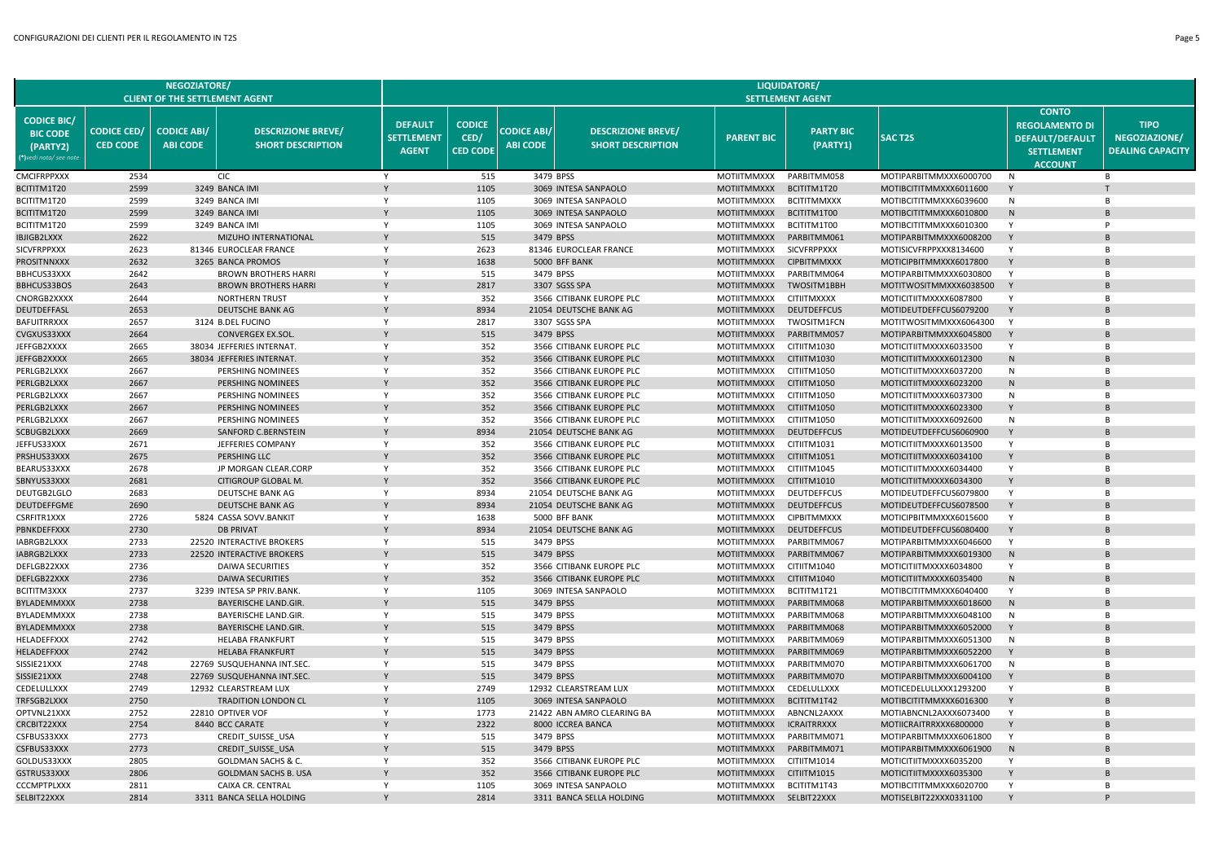| NEGOZIATORE/ CLIENT OF THE SETTLEMENT AGENT | | | | LIQUIDATORE/ SETTLEMENT AGENT | | | | | | | | | |
|---|---|---|---|---|---|---|---|---|---|---|---|---|---|
| CODICE BIC/ BIC CODE (PARTY2) (*)vedi nota/ see note | CODICE CED/ CED CODE | CODICE ABI/ ABI CODE | DESCRIZIONE BREVE/ SHORT DESCRIPTION | DEFAULT SETTLEMENT AGENT | CODICE CED/ CED CODE | CODICE ABI/ ABI CODE | DESCRIZIONE BREVE/ SHORT DESCRIPTION | PARENT BIC | PARTY BIC (PARTY1) | SAC T2S | CONTO REGOLAMENTO DI DEFAULT/DEFAULT SETTLEMENT ACCOUNT | TIPO NEGOZIAZIONE/ DEALING CAPACITY |
| CMCIFRPPXXX | 2534 | | CIC | Y | 515 | 3479 | BPSS | MOTIITMMXXX | PARBITMM058 | MOTIPARBITMMXXX6000700 | N | B |
| BCITITM1T20 | 2599 | 3249 | BANCA IMI | Y | 1105 | 3069 | INTESA SANPAOLO | MOTIITMMXXX | BCITITM1T20 | MOTIBCITITMMXXX6011600 | Y | T |
| BCITITM1T20 | 2599 | 3249 | BANCA IMI | Y | 1105 | 3069 | INTESA SANPAOLO | MOTIITMMXXX | BCITITMMXXX | MOTIBCITITMMXXX6039600 | N | B |
| BCITITM1T20 | 2599 | 3249 | BANCA IMI | Y | 1105 | 3069 | INTESA SANPAOLO | MOTIITMMXXX | BCITITM1T00 | MOTIBCITITMMXXX6010800 | N | B |
| BCITITM1T20 | 2599 | 3249 | BANCA IMI | Y | 1105 | 3069 | INTESA SANPAOLO | MOTIITMMXXX | BCITITM1T00 | MOTIBCITITMMXXX6010300 | Y | P |
| IBJIGB2LXXX | 2622 | | MIZUHO INTERNATIONAL | Y | 515 | 3479 | BPSS | MOTIITMMXXX | PARBITMM061 | MOTIPARBITMMXXX6008200 | Y | B |
| SICVFRPPXXX | 2623 | 81346 | EUROCLEAR FRANCE | Y | 2623 | 81346 | EUROCLEAR FRANCE | MOTIITMMXXX | SICVFRPPXXX | MOTISICVFRPPXXX8134600 | Y | B |
| PROSITNNXXX | 2632 | 3265 | BANCA PROMOS | Y | 1638 | 5000 | BFF BANK | MOTIITMMXXX | CIPBITMMXXX | MOTICIPBITMMXXX6017800 | Y | B |
| BBHCUS33XXX | 2642 | | BROWN BROTHERS HARRI | Y | 515 | 3479 | BPSS | MOTIITMMXXX | PARBITMM064 | MOTIPARBITMMXXX6030800 | Y | B |
| BBHCUS33BOS | 2643 | | BROWN BROTHERS HARRI | Y | 2817 | 3307 | SGSS SPA | MOTIITMMXXX | TWOSITM1BBH | MOTITWOSITMMXXX6038500 | Y | B |
| CNORGB2XXXX | 2644 | | NORTHERN TRUST | Y | 352 | 3566 | CITIBANK EUROPE PLC | MOTIITMMXXX | CITIITMXXXX | MOTICITIITMXXXX6087800 | Y | B |
| DEUTDEFFASL | 2653 | | DEUTSCHE BANK AG | Y | 8934 | 21054 | DEUTSCHE BANK AG | MOTIITMMXXX | DEUTDEFFCUS | MOTIDEUTDEFFCUS6079200 | Y | B |
| BAFUITRRXXX | 2657 | 3124 | B.DEL FUCINO | Y | 2817 | 3307 | SGSS SPA | MOTIITMMXXX | TWOSITM1FCN | MOTITWOSITMMXXX6064300 | Y | B |
| CVGXUS33XXX | 2664 | | CONVERGEX EX.SOL. | Y | 515 | 3479 | BPSS | MOTIITMMXXX | PARBITMM057 | MOTIPARBITMMXXX6045800 | Y | B |
| JEFFGB2XXXX | 2665 | 38034 | JEFFERIES INTERNAT. | Y | 352 | 3566 | CITIBANK EUROPE PLC | MOTIITMMXXX | CITIITM1030 | MOTICITIITMXXXX6033500 | Y | B |
| JEFFGB2XXXX | 2665 | 38034 | JEFFERIES INTERNAT. | Y | 352 | 3566 | CITIBANK EUROPE PLC | MOTIITMMXXX | CITIITM1030 | MOTICITIITMXXXX6012300 | N | B |
| PERLGB2LXXX | 2667 | | PERSHING NOMINEES | Y | 352 | 3566 | CITIBANK EUROPE PLC | MOTIITMMXXX | CITIITM1050 | MOTICITIITMXXXX6037200 | N | B |
| PERLGB2LXXX | 2667 | | PERSHING NOMINEES | Y | 352 | 3566 | CITIBANK EUROPE PLC | MOTIITMMXXX | CITIITM1050 | MOTICITIITMXXXX6023200 | N | B |
| PERLGB2LXXX | 2667 | | PERSHING NOMINEES | Y | 352 | 3566 | CITIBANK EUROPE PLC | MOTIITMMXXX | CITIITM1050 | MOTICITIITMXXXX6037300 | N | B |
| PERLGB2LXXX | 2667 | | PERSHING NOMINEES | Y | 352 | 3566 | CITIBANK EUROPE PLC | MOTIITMMXXX | CITIITM1050 | MOTICITIITMXXXX6023300 | Y | B |
| PERLGB2LXXX | 2667 | | PERSHING NOMINEES | Y | 352 | 3566 | CITIBANK EUROPE PLC | MOTIITMMXXX | CITIITM1050 | MOTICITIITMXXXX6092600 | N | B |
| SCBUGB2LXXX | 2669 | | SANFORD C.BERNSTEIN | Y | 8934 | 21054 | DEUTSCHE BANK AG | MOTIITMMXXX | DEUTDEFFCUS | MOTIDEUTDEFFCUS6060900 | Y | B |
| JEFFUS33XXX | 2671 | | JEFFERIES COMPANY | Y | 352 | 3566 | CITIBANK EUROPE PLC | MOTIITMMXXX | CITIITM1031 | MOTICITIITMXXXX6013500 | Y | B |
| PRSHUS33XXX | 2675 | | PERSHING LLC | Y | 352 | 3566 | CITIBANK EUROPE PLC | MOTIITMMXXX | CITIITM1051 | MOTICITIITMXXXX6034100 | Y | B |
| BEARUS33XXX | 2678 | | JP MORGAN CLEAR.CORP | Y | 352 | 3566 | CITIBANK EUROPE PLC | MOTIITMMXXX | CITIITM1045 | MOTICITIITMXXXX6034400 | Y | B |
| SBNYUS33XXX | 2681 | | CITIGROUP GLOBAL M. | Y | 352 | 3566 | CITIBANK EUROPE PLC | MOTIITMMXXX | CITIITM1010 | MOTICITIITMXXXX6034300 | Y | B |
| DEUTGB2LGLO | 2683 | | DEUTSCHE BANK AG | Y | 8934 | 21054 | DEUTSCHE BANK AG | MOTIITMMXXX | DEUTDEFFCUS | MOTIDEUTDEFFCUS6079800 | Y | B |
| DEUTDEFFGME | 2690 | | DEUTSCHE BANK AG | Y | 8934 | 21054 | DEUTSCHE BANK AG | MOTIITMMXXX | DEUTDEFFCUS | MOTIDEUTDEFFCUS6078500 | Y | B |
| CSRFITR1XXX | 2726 | 5824 | CASSA SOVV.BANKIT | Y | 1638 | 5000 | BFF BANK | MOTIITMMXXX | CIPBITMMXXX | MOTICIPBITMMXXX6015600 | Y | B |
| PBNKDEFFXXX | 2730 | | DB PRIVAT | Y | 8934 | 21054 | DEUTSCHE BANK AG | MOTIITMMXXX | DEUTDEFFCUS | MOTIDEUTDEFFCUS6080400 | Y | B |
| IABRGB2LXXX | 2733 | 22520 | INTERACTIVE BROKERS | Y | 515 | 3479 | BPSS | MOTIITMMXXX | PARBITMM067 | MOTIPARBITMMXXX6046600 | Y | B |
| IABRGB2LXXX | 2733 | 22520 | INTERACTIVE BROKERS | Y | 515 | 3479 | BPSS | MOTIITMMXXX | PARBITMM067 | MOTIPARBITMMXXX6019300 | N | B |
| DEFLGB22XXX | 2736 | | DAIWA SECURITIES | Y | 352 | 3566 | CITIBANK EUROPE PLC | MOTIITMMXXX | CITIITM1040 | MOTICITIITMXXXX6034800 | Y | B |
| DEFLGB22XXX | 2736 | | DAIWA SECURITIES | Y | 352 | 3566 | CITIBANK EUROPE PLC | MOTIITMMXXX | CITIITM1040 | MOTICITIITMXXXX6035400 | N | B |
| BCITITM3XXX | 2737 | 3239 | INTESA SP PRIV.BANK. | Y | 1105 | 3069 | INTESA SANPAOLO | MOTIITMMXXX | BCITITM1T21 | MOTIBCITITMMXXX6040400 | Y | B |
| BYLADEMMXXX | 2738 | | BAYERISCHE LAND.GIR. | Y | 515 | 3479 | BPSS | MOTIITMMXXX | PARBITMM068 | MOTIPARBITMMXXX6018600 | N | B |
| BYLADEMMXXX | 2738 | | BAYERISCHE LAND.GIR. | Y | 515 | 3479 | BPSS | MOTIITMMXXX | PARBITMM068 | MOTIPARBITMMXXX6048100 | N | B |
| BYLADEMMXXX | 2738 | | BAYERISCHE LAND.GIR. | Y | 515 | 3479 | BPSS | MOTIITMMXXX | PARBITMM068 | MOTIPARBITMMXXX6052000 | Y | B |
| HELADEFFXXX | 2742 | | HELABA FRANKFURT | Y | 515 | 3479 | BPSS | MOTIITMMXXX | PARBITMM069 | MOTIPARBITMMXXX6051300 | N | B |
| HELADEFFXXX | 2742 | | HELABA FRANKFURT | Y | 515 | 3479 | BPSS | MOTIITMMXXX | PARBITMM069 | MOTIPARBITMMXXX6052200 | Y | B |
| SISSIE21XXX | 2748 | 22769 | SUSQUEHANNA INT.SEC. | Y | 515 | 3479 | BPSS | MOTIITMMXXX | PARBITMM070 | MOTIPARBITMMXXX6061700 | N | B |
| SISSIE21XXX | 2748 | 22769 | SUSQUEHANNA INT.SEC. | Y | 515 | 3479 | BPSS | MOTIITMMXXX | PARBITMM070 | MOTIPARBITMMXXX6004100 | Y | B |
| CEDELULLXXX | 2749 | 12932 | CLEARSTREAM LUX | Y | 2749 | 12932 | CLEARSTREAM LUX | MOTIITMMXXX | CEDELULLXXX | MOTICEDELULLXXX1293200 | Y | B |
| TRFSGB2LXXX | 2750 | | TRADITION LONDON CL | Y | 1105 | 3069 | INTESA SANPAOLO | MOTIITMMXXX | BCITITM1T42 | MOTIBCITITMMXXX6016300 | Y | B |
| OPTVNL21XXX | 2752 | 22810 | OPTIVER VOF | Y | 1773 | 21422 | ABN AMRO CLEARING BA | MOTIITMMXXX | ABNCNL2AXXX | MOTIABNCNL2AXXX6073400 | Y | B |
| CRCBIT22XXX | 2754 | 8440 | BCC CARATE | Y | 2322 | 8000 | ICCREA BANCA | MOTIITMMXXX | ICRAITRRXXX | MOTIICRAITRRXXX6800000 | Y | B |
| CSFBUS33XXX | 2773 | | CREDIT_SUISSE_USA | Y | 515 | 3479 | BPSS | MOTIITMMXXX | PARBITMM071 | MOTIPARBITMMXXX6061800 | Y | B |
| CSFBUS33XXX | 2773 | | CREDIT_SUISSE_USA | Y | 515 | 3479 | BPSS | MOTIITMMXXX | PARBITMM071 | MOTIPARBITMMXXX6061900 | N | B |
| GOLDUS33XXX | 2805 | | GOLDMAN SACHS & C. | Y | 352 | 3566 | CITIBANK EUROPE PLC | MOTIITMMXXX | CITIITM1014 | MOTICITIITMXXXX6035200 | Y | B |
| GSTRUS33XXX | 2806 | | GOLDMAN SACHS B. USA | Y | 352 | 3566 | CITIBANK EUROPE PLC | MOTIITMMXXX | CITIITM1015 | MOTICITIITMXXXX6035300 | Y | B |
| CCCMPTPLXXX | 2811 | | CAIXA CR. CENTRAL | Y | 1105 | 3069 | INTESA SANPAOLO | MOTIITMMXXX | BCITITM1T43 | MOTIBCITITMMXXX6020700 | Y | B |
| SELBIT22XXX | 2814 | 3311 | BANCA SELLA HOLDING | Y | 2814 | 3311 | BANCA SELLA HOLDING | MOTIITMMXXX | SELBIT22XXX | MOTISELBIT22XXX0331100 | Y | P |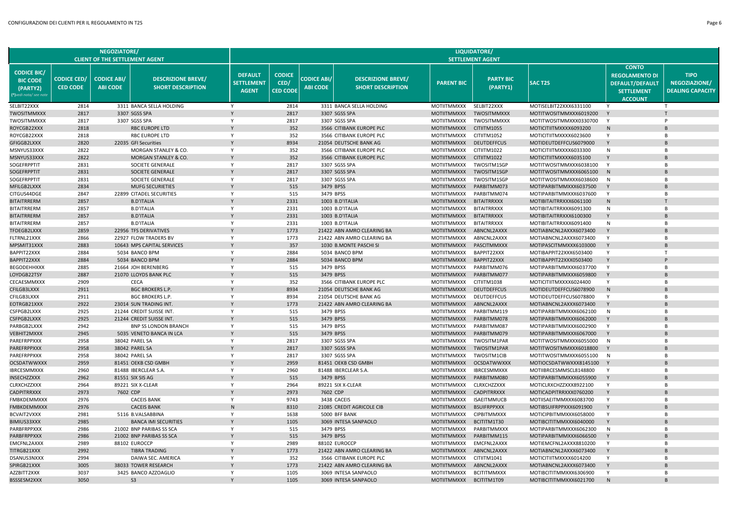| NEGOZIATORE/ CLIENT OF THE SETTLEMENT AGENT | | | | LIQUIDATORE/ SETTLEMENT AGENT | | | | | | | | |
|---|---|---|---|---|---|---|---|---|---|---|---|---|
| CODICE BIC/ BIC CODE (PARTY2) (*)vedi nota/ see note | CODICE CED/ CED CODE | CODICE ABI/ ABI CODE | DESCRIZIONE BREVE/ SHORT DESCRIPTION | DEFAULT SETTLEMENT AGENT | CODICE CED/ CED CODE | CODICE ABI/ ABI CODE | DESCRIZIONE BREVE/ SHORT DESCRIPTION | PARENT BIC | PARTY BIC (PARTY1) | SAC T2S | CONTO REGOLAMENTO DI DEFAULT/DEFAULT SETTLEMENT ACCOUNT | TIPO NEGOZIAZIONE/ DEALING CAPACITY |
| SELBIT22XXX | 2814 | 3311 | BANCA SELLA HOLDING | Y | 2814 | 3311 | BANCA SELLA HOLDING | MOTIITMMXXX | SELBIT22XXX | MOTISELBIT22XXX6331100 | Y | T |
| TWOSITMMXXX | 2817 | 3307 | SGSS SPA | Y | 2817 | 3307 | SGSS SPA | MOTIITMMXXX | TWOSITMMXXX | MOTITWOSITMMXXX6019200 | Y | T |
| TWOSITMMXXX | 2817 | 3307 | SGSS SPA | Y | 2817 | 3307 | SGSS SPA | MOTIITMMXXX | TWOSITMMXXX | MOTITWOSITMMXXX0330700 | Y | P |
| ROYCGB22XXX | 2818 | | RBC EUROPE LTD | Y | 352 | 3566 | CITIBANK EUROPE PLC | MOTIITMMXXX | CITIITM1055 | MOTICITIITMXXXX6093200 | N | B |
| ROYCGB22XXX | 2818 | | RBC EUROPE LTD | Y | 352 | 3566 | CITIBANK EUROPE PLC | MOTIITMMXXX | CITIITM1052 | MOTICITIITMXXXX6023600 | Y | B |
| GFIGGB2LXXX | 2820 | 22035 | GFI Securities | Y | 8934 | 21054 | DEUTSCHE BANK AG | MOTIITMMXXX | DEUTDEFFCUS | MOTIDEUTDEFFCUS6079000 | Y | B |
| MSNYUS33XXX | 2822 | | MORGAN STANLEY & CO. | Y | 352 | 3566 | CITIBANK EUROPE PLC | MOTIITMMXXX | CITIITM1022 | MOTICITIITMXXXX6033300 | N | B |
| MSNYUS33XXX | 2822 | | MORGAN STANLEY & CO. | Y | 352 | 3566 | CITIBANK EUROPE PLC | MOTIITMMXXX | CITIITM1022 | MOTICITIITMXXXX6035100 | Y | B |
| SOGEFRPPTIT | 2831 | | SOCIETE GENERALE | Y | 2817 | 3307 | SGSS SPA | MOTIITMMXXX | TWOSITM1SGP | MOTITWOSITMMXXX6038100 | Y | B |
| SOGEFRPPTIT | 2831 | | SOCIETE GENERALE | Y | 2817 | 3307 | SGSS SPA | MOTIITMMXXX | TWOSITM1SGP | MOTITWOSITMMXXX6065100 | N | B |
| SOGEFRPPTIT | 2831 | | SOCIETE GENERALE | Y | 2817 | 3307 | SGSS SPA | MOTIITMMXXX | TWOSITM1SGP | MOTITWOSITMMXXX6038600 | N | B |
| MFILGB2LXXX | 2834 | | MUFG SECURIETIES | Y | 515 | 3479 | BPSS | MOTIITMMXXX | PARBITMM073 | MOTIPARBITMMXXX6037500 | Y | B |
| CITGUS44DGE | 2847 | 22899 | CITADEL SECURITIES | Y | 515 | 3479 | BPSS | MOTIITMMXXX | PARBITMM074 | MOTIPARBITMMXXX6037600 | Y | B |
| BITAITRRERM | 2857 | | B.D'ITALIA | Y | 2331 | 1003 | B.D'ITALIA | MOTIITMMXXX | BITAITRRXXX | MOTIBITAITRRXXX6061100 | N | T |
| BITAITRRERM | 2857 | | B.D'ITALIA | Y | 2331 | 1003 | B.D'ITALIA | MOTIITMMXXX | BITAITRRXXX | MOTIBITAITRRXXX6091300 | N | B |
| BITAITRRERM | 2857 | | B.D'ITALIA | Y | 2331 | 1003 | B.D'ITALIA | MOTIITMMXXX | BITAITRRXXX | MOTIBITAITRRXXX6100300 | Y | B |
| BITAITRRERM | 2857 | | B.D'ITALIA | Y | 2331 | 1003 | B.D'ITALIA | MOTIITMMXXX | BITAITRRXXX | MOTIBITAITRRXXX6091400 | N | B |
| TFDEGB2LXXX | 2859 | 22956 | TFS DERIVATIVES | Y | 1773 | 21422 | ABN AMRO CLEARING BA | MOTIITMMXXX | ABNCNL2AXXX | MOTIABNCNL2AXXX6073400 | Y | B |
| FLTRNL21XXX | 2866 | 22927 | FLOW TRADERS BV | Y | 1773 | 21422 | ABN AMRO CLEARING BA | MOTIITMMXXX | ABNCNL2AXXX | MOTIABNCNL2AXXX6073400 | Y | B |
| MPSMIT31XXX | 2883 | 10643 | MPS CAPITAL SERVICES | Y | 357 | 1030 | B.MONTE PASCHI SI | MOTIITMMXXX | PASCITMMXXX | MOTIPASCITMMXXX6103000 | Y | B |
| BAPPIT22XXX | 2884 | 5034 | BANCO BPM | Y | 2884 | 5034 | BANCO BPM | MOTIITMMXXX | BAPPIT22XXX | MOTIBAPPIT22XXX6503400 | Y | T |
| BAPPIT22XXX | 2884 | 5034 | BANCO BPM | Y | 2884 | 5034 | BANCO BPM | MOTIITMMXXX | BAPPIT22XXX | MOTIBAPPIT22XXX0503400 | Y | P |
| BEGODEHHXXX | 2885 | 21664 | JOH BERENBERG | Y | 515 | 3479 | BPSS | MOTIITMMXXX | PARBITMM076 | MOTIPARBITMMXXX6037700 | Y | B |
| LOYDGB22TSY | 2887 | 21070 | LLOYDS BANK PLC | Y | 515 | 3479 | BPSS | MOTIITMMXXX | PARBITMM077 | MOTIPARBITMMXXX6059800 | Y | B |
| CECAESMMXXX | 2909 | | CECA | Y | 352 | 3566 | CITIBANK EUROPE PLC | MOTIITMMXXX | CITIITM1038 | MOTICITIITMXXXX6024400 | Y | B |
| CFILGB3LXXX | 2911 | | BGC BROKERS L.P. | Y | 8934 | 21054 | DEUTSCHE BANK AG | MOTIITMMXXX | DEUTDEFFCUS | MOTIDEUTDEFFCUS6078900 | N | B |
| CFILGB3LXXX | 2911 | | BGC BROKERS L.P. | Y | 8934 | 21054 | DEUTSCHE BANK AG | MOTIITMMXXX | DEUTDEFFCUS | MOTIDEUTDEFFCUS6078800 | Y | B |
| EOTRGB21XXX | 2922 | 23014 | SUN TRADING INT. | Y | 1773 | 21422 | ABN AMRO CLEARING BA | MOTIITMMXXX | ABNCNL2AXXX | MOTIABNCNL2AXXX6073400 | Y | B |
| CSFPGB2LXXX | 2925 | 21244 | CREDIT SUISSE INT. | Y | 515 | 3479 | BPSS | MOTIITMMXXX | PARBITMM119 | MOTIPARBITMMXXX6062100 | N | B |
| CSFPGB2LXXX | 2925 | 21244 | CREDIT SUISSE INT. | Y | 515 | 3479 | BPSS | MOTIITMMXXX | PARBITMM078 | MOTIPARBITMMXXX6062000 | Y | B |
| PARBGB2LXXX | 2942 | | BNP SS LONDON BRANCH | Y | 515 | 3479 | BPSS | MOTIITMMXXX | PARBITMM087 | MOTIPARBITMMXXX6002900 | Y | B |
| VEBHIT2MXXX | 2945 | 5035 | VENETO BANCA IN LCA | Y | 515 | 3479 | BPSS | MOTIITMMXXX | PARBITMM079 | MOTIPARBITMMXXX6067000 | Y | B |
| PAREFRPPXXX | 2958 | 38042 | PAREL SA | Y | 2817 | 3307 | SGSS SPA | MOTIITMMXXX | TWOSITM1PAR | MOTITWOSITMMXXX6055000 | N | B |
| PAREFRPPXXX | 2958 | 38042 | PAREL SA | Y | 2817 | 3307 | SGSS SPA | MOTIITMMXXX | TWOSITM1PAR | MOTITWOSITMMXXX6018800 | Y | B |
| PAREFRPPXXX | 2958 | 38042 | PAREL SA | Y | 2817 | 3307 | SGSS SPA | MOTIITMMXXX | TWOSITM1CIB | MOTITWOSITMMXXX6055100 | N | B |
| OCSDATWWXXX | 2959 | 81451 | OEKB CSD GMBH | Y | 2959 | 81451 | OEKB CSD GMBH | MOTIITMMXXX | OCSDATWWXXX | MOTIOCSDATWWXXX8145100 | Y | B |
| IBRCESMMXXX | 2960 | 81488 | IBERCLEAR S.A. | Y | 2960 | 81488 | IBERCLEAR S.A. | MOTIITMMXXX | IBRCESMMXXX | MOTIIBRCESMMSCL8148800 | Y | B |
| INSECHZZXXX | 2962 | 81551 | SIX SIS AG | Y | 515 | 3479 | BPSS | MOTIITMMXXX | PARBITMM080 | MOTIPARBITMMXXX6055900 | Y | B |
| CLRXCHZZXXX | 2964 | 89221 | SIX X-CLEAR | Y | 2964 | 89221 | SIX X-CLEAR | MOTIITMMXXX | CLRXCHZZXXX | MOTICLRXCHZZXXX8922100 | Y | B |
| CADPITRRXXX | 2973 | 7602 | CDP | Y | 2973 | 7602 | CDP | MOTIITMMXXX | CADPITRRXXX | MOTICADPITRRXXX0760200 | Y | B |
| FMBKDEMMXXX | 2976 | | CACEIS BANK | Y | 9743 | 3438 | CACEIS | MOTIITMMXXX | ISAEITMMUCB | MOTIISAEITMMXXX6083700 | Y | B |
| FMBKDEMMXXX | 2976 | | CACEIS BANK | N | 8310 | 21085 | CREDIT AGRICOLE CIB | MOTIITMMXXX | BSUIFRPPXXX | MOTIBSUIFRPPXXX6091900 | Y | B |
| BCVAIT2VXXX | 2981 | 5116 | B.VALSABBINA | Y | 1638 | 5000 | BFF BANK | MOTIITMMXXX | CIPBITMMXXX | MOTICIPBITMMXXX6058000 | Y | B |
| BIMIUS33XXX | 2985 | | BANCA IMI SECURITIES | Y | 1105 | 3069 | INTESA SANPAOLO | MOTIITMMXXX | BCITITM1T30 | MOTIBCITITMMXXX6040000 | Y | B |
| PARBFRPPXXX | 2986 | 21002 | BNP PARIBAS SS SCA | Y | 515 | 3479 | BPSS | MOTIITMMXXX | PARBITMMXXX | MOTIPARBITMMXXX6062300 | N | B |
| PARBFRPPXXX | 2986 | 21002 | BNP PARIBAS SS SCA | Y | 515 | 3479 | BPSS | MOTIITMMXXX | PARBITMM115 | MOTIPARBITMMXXX6066500 | Y | B |
| EMCFNL2AXXX | 2989 | 88102 | EUROCCP | Y | 2989 | 88102 | EUROCCP | MOTIITMMXXX | EMCFNL2AXXX | MOTIEMCFNL2AXXX8810200 | Y | B |
| TITRGB21XXX | 2992 | | TIBRA TRADING | Y | 1773 | 21422 | ABN AMRO CLEARING BA | MOTIITMMXXX | ABNCNL2AXXX | MOTIABNCNL2AXXX6073400 | Y | B |
| DSANUS3NXXX | 2994 | | DAIWA SEC. AMERICA | Y | 352 | 3566 | CITIBANK EUROPE PLC | MOTIITMMXXX | CITIITM1041 | MOTICITIITMXXXX6014200 | Y | B |
| SPIRGB21XXX | 3005 | 38033 | TOWER RESEARCH | Y | 1773 | 21422 | ABN AMRO CLEARING BA | MOTIITMMXXX | ABNCNL2AXXX | MOTIABNCNL2AXXX6073400 | Y | B |
| AZZBITT2XXX | 3037 | 3425 | BANCO AZZOAGLIO | Y | 1105 | 3069 | INTESA SANPAOLO | MOTIITMMXXX | BCITITMMXXX | MOTIBCITITMMXXX6306900 | Y | B |
| BSSSESM2XXX | 3050 | | S3 | Y | 1105 | 3069 | INTESA SANPAOLO | MOTIITMMXXX | BCITITM1T09 | MOTIBCITITMMXXX6021700 | N | B |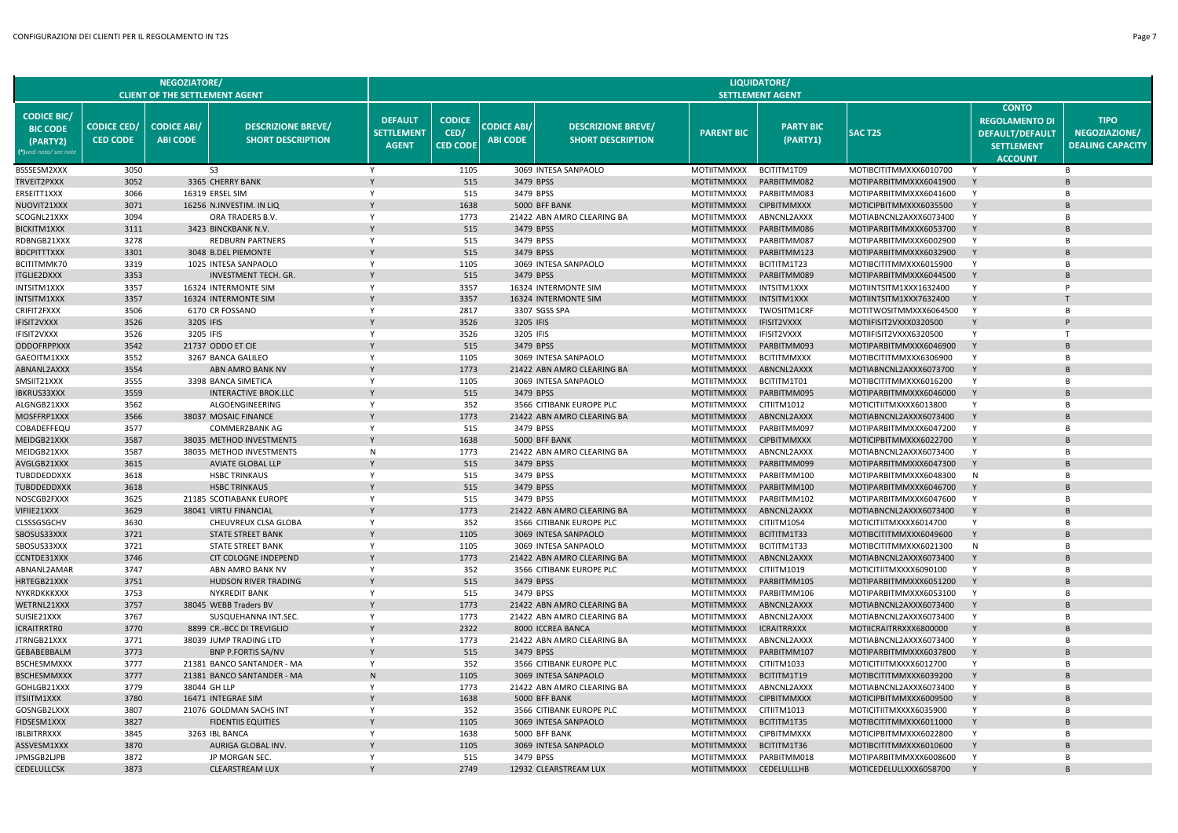| NEGOZIATORE/ CLIENT OF THE SETTLEMENT AGENT | | | | LIQUIDATORE/ SETTLEMENT AGENT | | | | | | | | | |
|---|---|---|---|---|---|---|---|---|---|---|---|---|---|
| CODICE BIC/ BIC CODE (PARTY2) (*)vedi nota/ see note | CODICE CED/ CED CODE | CODICE ABI/ ABI CODE | DESCRIZIONE BREVE/ SHORT DESCRIPTION | DEFAULT SETTLEMENT AGENT | CODICE CED/ CED CODE | CODICE ABI/ ABI CODE | DESCRIZIONE BREVE/ SHORT DESCRIPTION | PARENT BIC | PARTY BIC (PARTY1) | SAC T2S | CONTO REGOLAMENTO DI DEFAULT/DEFAULT SETTLEMENT ACCOUNT | TIPO NEGOZIAZIONE/ DEALING CAPACITY |
| BSSSESM2XXX | 3050 | | S3 | Y | 1105 | 3069 | INTESA SANPAOLO | MOTIITMMXXX | BCITITM1T09 | MOTIBCITITMMXXX6010700 | Y | B |
| TRVEIT2PXXX | 3052 | 3365 | CHERRY BANK | Y | 515 | 3479 | BPSS | MOTIITMMXXX | PARBITMM082 | MOTIPARBITMMXXX6041900 | Y | B |
| ERSEITT1XXX | 3066 | 16319 | ERSEL SIM | Y | 515 | 3479 | BPSS | MOTIITMMXXX | PARBITMM083 | MOTIPARBITMMXXX6041600 | Y | B |
| NUOVIT21XXX | 3071 | 16256 | N.INVESTIM. IN LIQ | Y | 1638 | 5000 | BFF BANK | MOTIITMMXXX | CIPBITMMXXX | MOTICIPBITMMXXX6035500 | Y | B |
| SCOGNL21XXX | 3094 | | ORA TRADERS B.V. | Y | 1773 | 21422 | ABN AMRO CLEARING BA | MOTIITMMXXX | ABNCNL2AXXX | MOTIABNCNL2AXXX6073400 | Y | B |
| BICKITM1XXX | 3111 | 3423 | BINCKBANK N.V. | Y | 515 | 3479 | BPSS | MOTIITMMXXX | PARBITMM086 | MOTIPARBITMMXXX6053700 | Y | B |
| RDBNGB21XXX | 3278 | | REDBURN PARTNERS | Y | 515 | 3479 | BPSS | MOTIITMMXXX | PARBITMM087 | MOTIPARBITMMXXX6002900 | Y | B |
| BDCPITTTXXX | 3301 | 3048 | B.DEL PIEMONTE | Y | 515 | 3479 | BPSS | MOTIITMMXXX | PARBITMM123 | MOTIPARBITMMXXX6032900 | Y | B |
| BCITITMMK70 | 3319 | 1025 | INTESA SANPAOLO | Y | 1105 | 3069 | INTESA SANPAOLO | MOTIITMMXXX | BCITITM1T23 | MOTIBCITITMMXXX6015900 | Y | B |
| ITGLIE2DXXX | 3353 | | INVESTMENT TECH. GR. | Y | 515 | 3479 | BPSS | MOTIITMMXXX | PARBITMM089 | MOTIPARBITMMXXX6044500 | Y | B |
| INTSITM1XXX | 3357 | 16324 | INTERMONTE SIM | Y | 3357 | 16324 | INTERMONTE SIM | MOTIITMMXXX | INTSITM1XXX | MOTIINTSITM1XXX1632400 | Y | P |
| INTSITM1XXX | 3357 | 16324 | INTERMONTE SIM | Y | 3357 | 16324 | INTERMONTE SIM | MOTIITMMXXX | INTSITM1XXX | MOTIINTSITM1XXX7632400 | Y | T |
| CRIFIT2FXXX | 3506 | 6170 | CR FOSSANO | Y | 2817 | 3307 | SGSS SPA | MOTIITMMXXX | TWOSITM1CRF | MOTITWOSITMMXXX6064500 | Y | B |
| IFISIT2VXXX | 3526 | 3205 | IFIS | Y | 3526 | 3205 | IFIS | MOTIITMMXXX | IFISIT2VXXX | MOTIIFISIT2VXXX0320500 | Y | P |
| IFISIT2VXXX | 3526 | 3205 | IFIS | Y | 3526 | 3205 | IFIS | MOTIITMMXXX | IFISIT2VXXX | MOTIIFISIT2VXXX6320500 | Y | T |
| ODDOFRPPXXX | 3542 | 21737 | ODDO ET CIE | Y | 515 | 3479 | BPSS | MOTIITMMXXX | PARBITMM093 | MOTIPARBITMMXXX6046900 | Y | B |
| GAEOITM1XXX | 3552 | 3267 | BANCA GALILEO | Y | 1105 | 3069 | INTESA SANPAOLO | MOTIITMMXXX | BCITITMMXXX | MOTIBCITITMMXXX6306900 | Y | B |
| ABNANL2AXXX | 3554 | | ABN AMRO BANK NV | Y | 1773 | 21422 | ABN AMRO CLEARING BA | MOTIITMMXXX | ABNCNL2AXXX | MOTIABNCNL2AXXX6073700 | Y | B |
| SMSIIT21XXX | 3555 | 3398 | BANCA SIMETICA | Y | 1105 | 3069 | INTESA SANPAOLO | MOTIITMMXXX | BCITITM1T01 | MOTIBCITITMMXXX6016200 | Y | B |
| IBKRUS33XXX | 3559 | | INTERACTIVE BROK.LLC | Y | 515 | 3479 | BPSS | MOTIITMMXXX | PARBITMM095 | MOTIPARBITMMXXX6046000 | Y | B |
| ALGNGB21XXX | 3562 | | ALGOENGINEERING | Y | 352 | 3566 | CITIBANK EUROPE PLC | MOTIITMMXXX | CITIITM1012 | MOTICITIITMXXXX6013800 | Y | B |
| MOSFFRP1XXX | 3566 | 38037 | MOSAIC FINANCE | Y | 1773 | 21422 | ABN AMRO CLEARING BA | MOTIITMMXXX | ABNCNL2AXXX | MOTIABNCNL2AXXX6073400 | Y | B |
| COBADEFFEQU | 3577 | | COMMERZBANK AG | Y | 515 | 3479 | BPSS | MOTIITMMXXX | PARBITMM097 | MOTIPARBITMMXXX6047200 | Y | B |
| MEIDGB21XXX | 3587 | 38035 | METHOD INVESTMENTS | Y | 1638 | 5000 | BFF BANK | MOTIITMMXXX | CIPBITMMXXX | MOTICIPBITMMXXX6022700 | Y | B |
| MEIDGB21XXX | 3587 | 38035 | METHOD INVESTMENTS | N | 1773 | 21422 | ABN AMRO CLEARING BA | MOTIITMMXXX | ABNCNL2AXXX | MOTIABNCNL2AXXX6073400 | Y | B |
| AVGLGB21XXX | 3615 | | AVIATE GLOBAL LLP | Y | 515 | 3479 | BPSS | MOTIITMMXXX | PARBITMM099 | MOTIPARBITMMXXX6047300 | Y | B |
| TUBDDEDDXXX | 3618 | | HSBC TRINKAUS | Y | 515 | 3479 | BPSS | MOTIITMMXXX | PARBITMM100 | MOTIPARBITMMXXX6048300 | N | B |
| TUBDDEDDXXX | 3618 | | HSBC TRINKAUS | Y | 515 | 3479 | BPSS | MOTIITMMXXX | PARBITMM100 | MOTIPARBITMMXXX6046700 | Y | B |
| NOSCGB2FXXX | 3625 | 21185 | SCOTIABANK EUROPE | Y | 515 | 3479 | BPSS | MOTIITMMXXX | PARBITMM102 | MOTIPARBITMMXXX6047600 | Y | B |
| VIFIIE21XXX | 3629 | 38041 | VIRTU FINANCIAL | Y | 1773 | 21422 | ABN AMRO CLEARING BA | MOTIITMMXXX | ABNCNL2AXXX | MOTIABNCNL2AXXX6073400 | Y | B |
| CLSSSGSGCHV | 3630 | | CHEUVREUX CLSA GLOBA | Y | 352 | 3566 | CITIBANK EUROPE PLC | MOTIITMMXXX | CITIITM1054 | MOTICITIITMXXXX6014700 | Y | B |
| SBOSUS33XXX | 3721 | | STATE STREET BANK | Y | 1105 | 3069 | INTESA SANPAOLO | MOTIITMMXXX | BCITITM1T33 | MOTIBCITITMMXXX6049600 | Y | B |
| SBOSUS33XXX | 3721 | | STATE STREET BANK | Y | 1105 | 3069 | INTESA SANPAOLO | MOTIITMMXXX | BCITITM1T33 | MOTIBCITITMMXXX6021300 | N | B |
| CCNTDE31XXX | 3746 | | CIT COLOGNE INDEPEND | Y | 1773 | 21422 | ABN AMRO CLEARING BA | MOTIITMMXXX | ABNCNL2AXXX | MOTIABNCNL2AXXX6073400 | Y | B |
| ABNANL2AMAR | 3747 | | ABN AMRO BANK NV | Y | 352 | 3566 | CITIBANK EUROPE PLC | MOTIITMMXXX | CITIITM1019 | MOTICITIITMXXXX6090100 | Y | B |
| HRTEGB21XXX | 3751 | | HUDSON RIVER TRADING | Y | 515 | 3479 | BPSS | MOTIITMMXXX | PARBITMM105 | MOTIPARBITMMXXX6051200 | Y | B |
| NYKRDKKKXXX | 3753 | | NYKREDIT BANK | Y | 515 | 3479 | BPSS | MOTIITMMXXX | PARBITMM106 | MOTIPARBITMMXXX6053100 | Y | B |
| WETRNL21XXX | 3757 | 38045 | WEBB Traders BV | Y | 1773 | 21422 | ABN AMRO CLEARING BA | MOTIITMMXXX | ABNCNL2AXXX | MOTIABNCNL2AXXX6073400 | Y | B |
| SUISIE21XXX | 3767 | | SUSQUEHANNA INT.SEC. | Y | 1773 | 21422 | ABN AMRO CLEARING BA | MOTIITMMXXX | ABNCNL2AXXX | MOTIABNCNL2AXXX6073400 | Y | B |
| ICRAITRRTR0 | 3770 | 8899 | CR.-BCC DI TREVIGLIO | Y | 2322 | 8000 | ICCREA BANCA | MOTIITMMXXX | ICRAITRRXXX | MOTIICRAITRRXXX6800000 | Y | B |
| JTRNGB21XXX | 3771 | 38039 | JUMP TRADING LTD | Y | 1773 | 21422 | ABN AMRO CLEARING BA | MOTIITMMXXX | ABNCNL2AXXX | MOTIABNCNL2AXXX6073400 | Y | B |
| GEBABEBBALM | 3773 | | BNP P.FORTIS SA/NV | Y | 515 | 3479 | BPSS | MOTIITMMXXX | PARBITMM107 | MOTIPARBITMMXXX6037800 | Y | B |
| BSCHESMMXXX | 3777 | 21381 | BANCO SANTANDER - MA | Y | 352 | 3566 | CITIBANK EUROPE PLC | MOTIITMMXXX | CITIITM1033 | MOTICITIITMXXXX6012700 | Y | B |
| BSCHESMMXXX | 3777 | 21381 | BANCO SANTANDER - MA | N | 1105 | 3069 | INTESA SANPAOLO | MOTIITMMXXX | BCITITM1T19 | MOTIBCITITMMXXX6039200 | Y | B |
| GOHLGB21XXX | 3779 | 38044 | GH LLP | Y | 1773 | 21422 | ABN AMRO CLEARING BA | MOTIITMMXXX | ABNCNL2AXXX | MOTIABNCNL2AXXX6073400 | Y | B |
| ITSIITM1XXX | 3780 | 16471 | INTEGRAE SIM | Y | 1638 | 5000 | BFF BANK | MOTIITMMXXX | CIPBITMMXXX | MOTICIPBITMMXXX6009500 | Y | B |
| GOSNGB2LXXX | 3807 | 21076 | GOLDMAN SACHS INT | Y | 352 | 3566 | CITIBANK EUROPE PLC | MOTIITMMXXX | CITIITM1013 | MOTICITIITMXXXX6035900 | Y | B |
| FIDSESM1XXX | 3827 | | FIDENTIIS EQUITIES | Y | 1105 | 3069 | INTESA SANPAOLO | MOTIITMMXXX | BCITITM1T35 | MOTIBCITITMMXXX6011000 | Y | B |
| IBLBITRRXXX | 3845 | 3263 | IBL BANCA | Y | 1638 | 5000 | BFF BANK | MOTIITMMXXX | CIPBITMMXXX | MOTICIPBITMMXXX6022800 | Y | B |
| ASSVESM1XXX | 3870 | | AURIGA GLOBAL INV. | Y | 1105 | 3069 | INTESA SANPAOLO | MOTIITMMXXX | BCITITM1T36 | MOTIBCITITMMXXX6010600 | Y | B |
| JPMSGB2LJPB | 3872 | | JP MORGAN SEC. | Y | 515 | 3479 | BPSS | MOTIITMMXXX | PARBITMM018 | MOTIPARBITMMXXX6008600 | Y | B |
| CEDELULLCSK | 3873 | | CLEARSTREAM LUX | Y | 2749 | 12932 | CLEARSTREAM LUX | MOTIITMMXXX | CEDELULLLHB | MOTICEDELULLXXX6058700 | Y | B |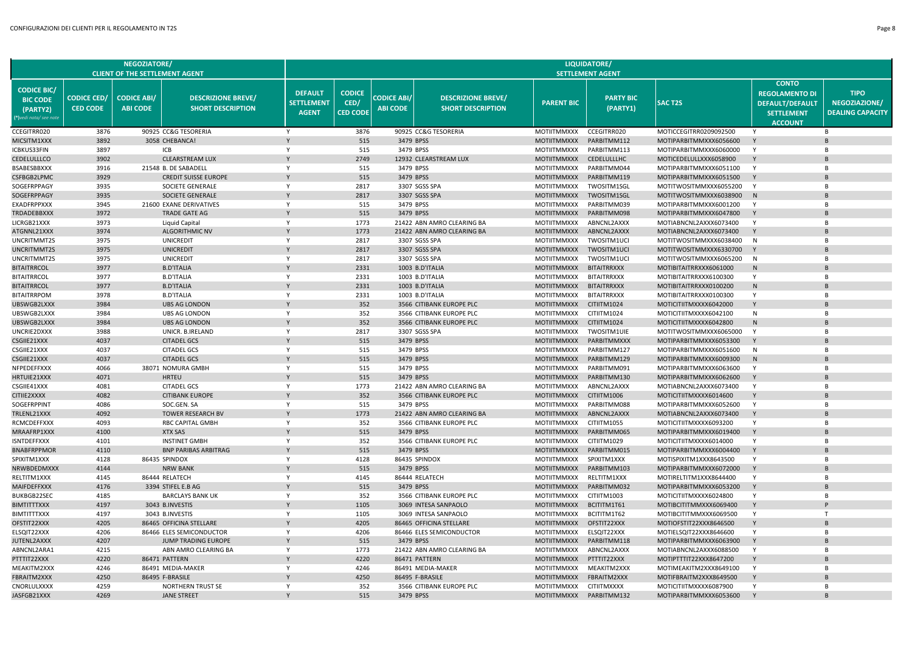| NEGOZIATORE/ CLIENT OF THE SETTLEMENT AGENT | | | | LIQUIDATORE/ SETTLEMENT AGENT | | | | | | | | | |
|---|---|---|---|---|---|---|---|---|---|---|---|---|---|
| **CODICE BIC/ BIC CODE (PARTY2)** (*)vedi nota/ see note | **CODICE CED/ CED CODE** | **CODICE ABI/ ABI CODE** | **DESCRIZIONE BREVE/ SHORT DESCRIPTION** | **DEFAULT SETTLEMENT AGENT** | **CODICE CED/ CED CODE** | **CODICE ABI/ ABI CODE** | **DESCRIZIONE BREVE/ SHORT DESCRIPTION** | **PARENT BIC** | **PARTY BIC (PARTY1)** | **SAC T2S** | **CONTO REGOLAMENTO DI DEFAULT/DEFAULT SETTLEMENT ACCOUNT** | **TIPO NEGOZIAZIONE/ DEALING CAPACITY** |
| CCEGITRR020 | 3876 | 90925 | CC&G TESORERIA | Y | 3876 | 90925 | CC&G TESORERIA | MOTIITMMXXX | CCEGITRR020 | MOTICCEGITRR0209092500 | Y | B |
| MICSITM1XXX | 3892 | 3058 | CHEBANCA! | Y | 515 | 3479 | BPSS | MOTIITMMXXX | PARBITMM112 | MOTIPARBITMMXXX6056600 | Y | B |
| ICBKUS33FIN | 3897 | | ICB | Y | 515 | 3479 | BPSS | MOTIITMMXXX | PARBITMM113 | MOTIPARBITMMXXX6060000 | Y | B |
| CEDELULLLCO | 3902 | | CLEARSTREAM LUX | Y | 2749 | 12932 | CLEARSTREAM LUX | MOTIITMMXXX | CEDELULLLHC | MOTICEDELULLXXX6058900 | Y | B |
| BSABESBBXXX | 3916 | 21548 | B. DE SABADELL | Y | 515 | 3479 | BPSS | MOTIITMMXXX | PARBITMM044 | MOTIPARBITMMXXX6051100 | Y | B |
| CSFBGB2LPMC | 3929 | | CREDIT SUISSE EUROPE | Y | 515 | 3479 | BPSS | MOTIITMMXXX | PARBITMM119 | MOTIPARBITMMXXX6051500 | Y | B |
| SOGEFRPPAGY | 3935 | | SOCIETE GENERALE | Y | 2817 | 3307 | SGSS SPA | MOTIITMMXXX | TWOSITM1SGL | MOTITWOSITMMXXX6055200 | Y | B |
| SOGEFRPPAGY | 3935 | | SOCIETE GENERALE | Y | 2817 | 3307 | SGSS SPA | MOTIITMMXXX | TWOSITM1SGL | MOTITWOSITMMXXX6038900 | N | B |
| EXADFRPPXXX | 3945 | 21600 | EXANE DERIVATIVES | Y | 515 | 3479 | BPSS | MOTIITMMXXX | PARBITMM039 | MOTIPARBITMMXXX6001200 | Y | B |
| TRDADEBBXXX | 3972 | | TRADE GATE AG | Y | 515 | 3479 | BPSS | MOTIITMMXXX | PARBITMM098 | MOTIPARBITMMXXX6047800 | Y | B |
| LICRGB21XXX | 3973 | | Liquid Capital | Y | 1773 | 21422 | ABN AMRO CLEARING BA | MOTIITMMXXX | ABNCNL2AXXX | MOTIABNCNL2AXXX6073400 | Y | B |
| ATGNNL21XXX | 3974 | | ALGORITHMIC NV | Y | 1773 | 21422 | ABN AMRO CLEARING BA | MOTIITMMXXX | ABNCNL2AXXX | MOTIABNCNL2AXXX6073400 | Y | B |
| UNCRITMMT2S | 3975 | | UNICREDIT | Y | 2817 | 3307 | SGSS SPA | MOTIITMMXXX | TWOSITM1UCI | MOTITWOSITMMXXX6038400 | N | B |
| UNCRITMMT2S | 3975 | | UNICREDIT | Y | 2817 | 3307 | SGSS SPA | MOTIITMMXXX | TWOSITM1UCI | MOTITWOSITMMXXX6330700 | Y | B |
| UNCRITMMT2S | 3975 | | UNICREDIT | Y | 2817 | 3307 | SGSS SPA | MOTIITMMXXX | TWOSITM1UCI | MOTITWOSITMMXXX6065200 | N | B |
| BITAITRRCOL | 3977 | | B.D'ITALIA | Y | 2331 | 1003 | B.D'ITALIA | MOTIITMMXXX | BITAITRRXXX | MOTIBITAITRRXXX6061000 | N | B |
| BITAITRRCOL | 3977 | | B.D'ITALIA | Y | 2331 | 1003 | B.D'ITALIA | MOTIITMMXXX | BITAITRRXXX | MOTIBITAITRRXXX6100300 | Y | B |
| BITAITRRCOL | 3977 | | B.D'ITALIA | Y | 2331 | 1003 | B.D'ITALIA | MOTIITMMXXX | BITAITRRXXX | MOTIBITAITRRXXX0100200 | N | B |
| BITAITRRPOM | 3978 | | B.D'ITALIA | Y | 2331 | 1003 | B.D'ITALIA | MOTIITMMXXX | BITAITRRXXX | MOTIBITAITRRXXX0100300 | Y | B |
| UBSWGB2LXXX | 3984 | | UBS AG LONDON | Y | 352 | 3566 | CITIBANK EUROPE PLC | MOTIITMMXXX | CITIITM1024 | MOTICITIITMXXXX6042000 | Y | B |
| UBSWGB2LXXX | 3984 | | UBS AG LONDON | Y | 352 | 3566 | CITIBANK EUROPE PLC | MOTIITMMXXX | CITIITM1024 | MOTICITIITMXXXX6042100 | N | B |
| UBSWGB2LXXX | 3984 | | UBS AG LONDON | Y | 352 | 3566 | CITIBANK EUROPE PLC | MOTIITMMXXX | CITIITM1024 | MOTICITIITMXXXX6042800 | N | B |
| UNCRIE2DXXX | 3988 | | UNICR. B.IRELAND | Y | 2817 | 3307 | SGSS SPA | MOTIITMMXXX | TWOSITM1UIE | MOTITWOSITMMXXX6065000 | Y | B |
| CSGIIE21XXX | 4037 | | CITADEL GCS | Y | 515 | 3479 | BPSS | MOTIITMMXXX | PARBITMMXXX | MOTIPARBITMMXXX6053300 | Y | B |
| CSGIIE21XXX | 4037 | | CITADEL GCS | Y | 515 | 3479 | BPSS | MOTIITMMXXX | PARBITMM127 | MOTIPARBITMMXXX6051600 | N | B |
| CSGIIE21XXX | 4037 | | CITADEL GCS | Y | 515 | 3479 | BPSS | MOTIITMMXXX | PARBITMM129 | MOTIPARBITMMXXX6009300 | N | B |
| NFPEDEFFXXX | 4066 | 38071 | NOMURA GMBH | Y | 515 | 3479 | BPSS | MOTIITMMXXX | PARBITMM091 | MOTIPARBITMMXXX6063600 | Y | B |
| HRTUIE21XXX | 4071 | | HRTEU | Y | 515 | 3479 | BPSS | MOTIITMMXXX | PARBITMM130 | MOTIPARBITMMXXX6062600 | Y | B |
| CSGIIE41XXX | 4081 | | CITADEL GCS | Y | 1773 | 21422 | ABN AMRO CLEARING BA | MOTIITMMXXX | ABNCNL2AXXX | MOTIABNCNL2AXXX6073400 | Y | B |
| CITIIE2XXXX | 4082 | | CITIBANK EUROPE | Y | 352 | 3566 | CITIBANK EUROPE PLC | MOTIITMMXXX | CITIITM1006 | MOTICITIITMXXXX6014600 | Y | B |
| SOGEFRPPINT | 4086 | | SOC.GEN. SA | Y | 515 | 3479 | BPSS | MOTIITMMXXX | PARBITMM088 | MOTIPARBITMMXXX6052600 | Y | B |
| TRLENL21XXX | 4092 | | TOWER RESEARCH BV | Y | 1773 | 21422 | ABN AMRO CLEARING BA | MOTIITMMXXX | ABNCNL2AXXX | MOTIABNCNL2AXXX6073400 | Y | B |
| RCMCDEFFXXX | 4093 | | RBC CAPITAL GMBH | Y | 352 | 3566 | CITIBANK EUROPE PLC | MOTIITMMXXX | CITIITM1055 | MOTICITIITMXXXX6093200 | Y | B |
| MRAAFRP1XXX | 4100 | | XTX SAS | Y | 515 | 3479 | BPSS | MOTIITMMXXX | PARBITMM065 | MOTIPARBITMMXXX6019400 | Y | B |
| ISNTDEFFXXX | 4101 | | INSTINET GMBH | Y | 352 | 3566 | CITIBANK EUROPE PLC | MOTIITMMXXX | CITIITM1029 | MOTICITIITMXXXX6014000 | Y | B |
| BNABFRPPMOR | 4110 | | BNP PARIBAS ARBITRAG | Y | 515 | 3479 | BPSS | MOTIITMMXXX | PARBITMM015 | MOTIPARBITMMXXX6004400 | Y | B |
| SPIXITM1XXX | 4128 | 86435 | SPINDOX | Y | 4128 | 86435 | SPINDOX | MOTIITMMXXX | SPIXITM1XXX | MOTISPIXITM1XXX8643500 | Y | B |
| NRWBDEDMXXX | 4144 | | NRW BANK | Y | 515 | 3479 | BPSS | MOTIITMMXXX | PARBITMM103 | MOTIPARBITMMXXX6072000 | Y | B |
| RELTITM1XXX | 4145 | 86444 | RELATECH | Y | 4145 | 86444 | RELATECH | MOTIITMMXXX | RELTITM1XXX | MOTIRELTITM1XXX8644400 | Y | B |
| MAIFDEFFXXX | 4176 | 3394 | STIFEL E.B AG | Y | 515 | 3479 | BPSS | MOTIITMMXXX | PARBITMM032 | MOTIPARBITMMXXX6053200 | Y | B |
| BUKBGB22SEC | 4185 | | BARCLAYS BANK UK | Y | 352 | 3566 | CITIBANK EUROPE PLC | MOTIITMMXXX | CITIITM1003 | MOTICITIITMXXXX6024800 | Y | B |
| BIMTITTTXXX | 4197 | 3043 | B.INVESTIS | Y | 1105 | 3069 | INTESA SANPAOLO | MOTIITMMXXX | BCITITM1T61 | MOTIBCITITMMXXX6069400 | Y | P |
| BIMTITTTXXX | 4197 | 3043 | B.INVESTIS | Y | 1105 | 3069 | INTESA SANPAOLO | MOTIITMMXXX | BCITITM1T62 | MOTIBCITITMMXXX6069500 | Y | T |
| OFSTIT22XXX | 4205 | 86465 | OFFICINA STELLARE | Y | 4205 | 86465 | OFFICINA STELLARE | MOTIITMMXXX | OFSTIT22XXX | MOTIOFSTIT22XXX8646500 | Y | B |
| ELSQIT22XXX | 4206 | 86466 | ELES SEMICONDUCTOR | Y | 4206 | 86466 | ELES SEMICONDUCTOR | MOTIITMMXXX | ELSQIT22XXX | MOTIELSQIT22XXX8646600 | Y | B |
| JUTENL2AXXX | 4207 | | JUMP TRADING EUROPE | Y | 515 | 3479 | BPSS | MOTIITMMXXX | PARBITMM118 | MOTIPARBITMMXXX6063900 | Y | B |
| ABNCNL2ARA1 | 4215 | | ABN AMRO CLEARING BA | Y | 1773 | 21422 | ABN AMRO CLEARING BA | MOTIITMMXXX | ABNCNL2AXXX | MOTIABNCNL2AXXX6088500 | Y | B |
| PTTTIT22XXX | 4220 | 86471 | PATTERN | Y | 4220 | 86471 | PATTERN | MOTIITMMXXX | PTTTIT22XXX | MOTIPTTTIT22XXX8647200 | Y | B |
| MEAKITM2XXX | 4246 | 86491 | MEDIA-MAKER | Y | 4246 | 86491 | MEDIA-MAKER | MOTIITMMXXX | MEAKITM2XXX | MOTIMEAKITM2XXX8649100 | Y | B |
| FBRAITM2XXX | 4250 | 86495 | F-BRASILE | Y | 4250 | 86495 | F-BRASILE | MOTIITMMXXX | FBRAITM2XXX | MOTIFBRAITM2XXX8649500 | Y | B |
| CNORLULXXXX | 4259 | | NORTHERN TRUST SE | Y | 352 | 3566 | CITIBANK EUROPE PLC | MOTIITMMXXX | CITIITMXXXX | MOTICITIITMXXXX6087900 | Y | B |
| JASFGB21XXX | 4269 | | JANE STREET | Y | 515 | 3479 | BPSS | MOTIITMMXXX | PARBITMM132 | MOTIPARBITMMXXX6053600 | Y | B |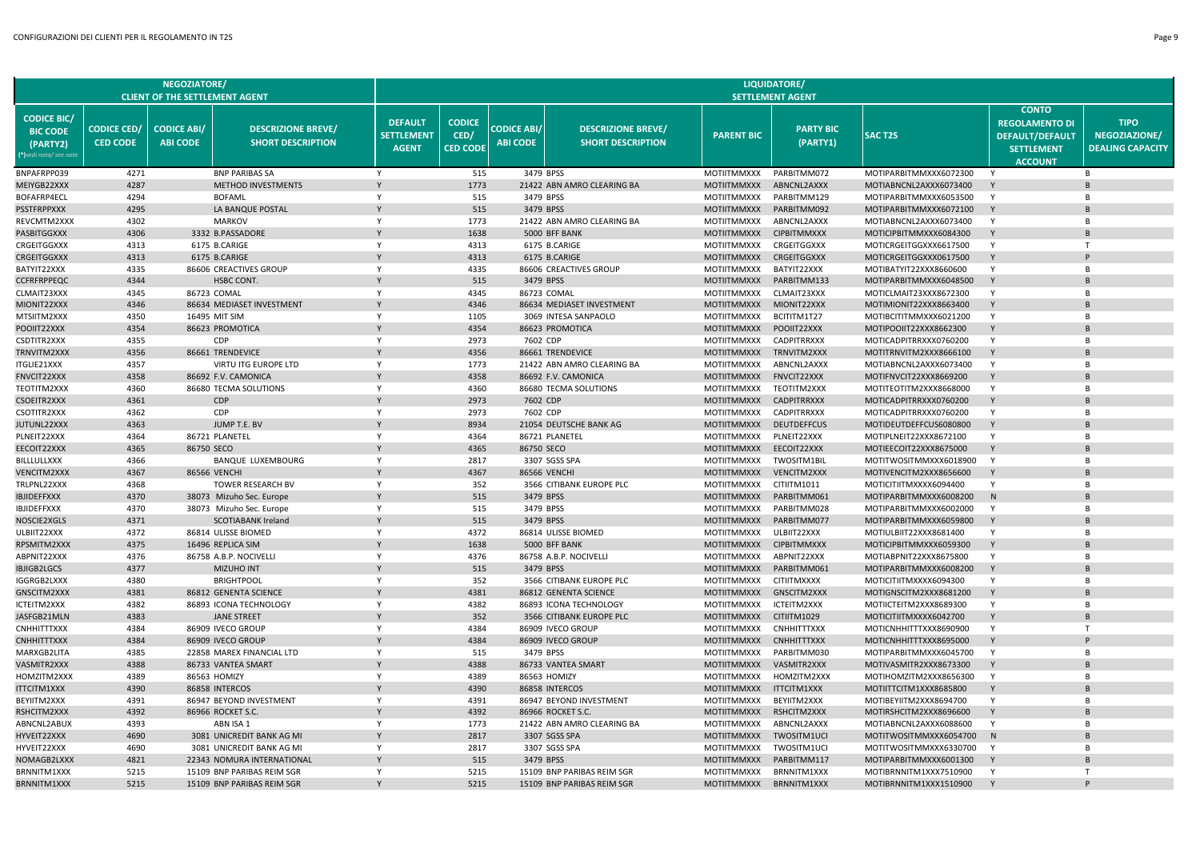| NEGOZIATORE/ CLIENT OF THE SETTLEMENT AGENT | | | | LIQUIDATORE/ SETTLEMENT AGENT | | | | | | | | | |
|---|---|---|---|---|---|---|---|---|---|---|---|---|
| CODICE BIC/ BIC CODE (PARTY2) (*)vedi nota/ see note | CODICE CED/ CED CODE | CODICE ABI/ ABI CODE | DESCRIZIONE BREVE/ SHORT DESCRIPTION | DEFAULT SETTLEMENT AGENT | CODICE CED/ CED CODE | CODICE ABI/ ABI CODE | DESCRIZIONE BREVE/ SHORT DESCRIPTION | PARENT BIC | PARTY BIC (PARTY1) | SAC T2S | CONTO REGOLAMENTO DI DEFAULT/DEFAULT SETTLEMENT ACCOUNT | TIPO NEGOZIAZIONE/ DEALING CAPACITY |
| BNPAFRPP039 | 4271 | | BNP PARIBAS SA | Y | 515 | 3479 | BPSS | MOTIITMMXXX | PARBITMM072 | MOTIPARBITMMXXX6072300 | Y | B |
| MEIYGB22XXX | 4287 | | METHOD INVESTMENTS | Y | 1773 | 21422 | ABN AMRO CLEARING BA | MOTIITMMXXX | ABNCNL2AXXX | MOTIABNCNL2AXXX6073400 | Y | B |
| BOFAFRP4ECL | 4294 | | BOFAML | Y | 515 | 3479 | BPSS | MOTIITMMXXX | PARBITMM129 | MOTIPARBITMMXXX6053500 | Y | B |
| PSSTFRPPXXX | 4295 | | LA BANQUE POSTAL | Y | 515 | 3479 | BPSS | MOTIITMMXXX | PARBITMM092 | MOTIPARBITMMXXX6072100 | Y | B |
| REVCMTM2XXX | 4302 | | MARKOV | Y | 1773 | 21422 | ABN AMRO CLEARING BA | MOTIITMMXXX | ABNCNL2AXXX | MOTIABNCNL2AXXX6073400 | Y | B |
| PASBITGGXXX | 4306 | 3332 | B.PASSADORE | Y | 1638 | 5000 | BFF BANK | MOTIITMMXXX | CIPBITMMXXX | MOTICIPBITMMXXX6084300 | Y | B |
| CRGEITGGXXX | 4313 | 6175 | B.CARIGE | Y | 4313 | 6175 | B.CARIGE | MOTIITMMXXX | CRGEITGGXXX | MOTICRGEITGGXXX6617500 | Y | T |
| CRGEITGGXXX | 4313 | 6175 | B.CARIGE | Y | 4313 | 6175 | B.CARIGE | MOTIITMMXXX | CRGEITGGXXX | MOTICRGEITGGXXX0617500 | Y | P |
| BATYIT22XXX | 4335 | 86606 | CREACTIVES GROUP | Y | 4335 | 86606 | CREACTIVES GROUP | MOTIITMMXXX | BATYIT22XXX | MOTIBATYIT22XXX8660600 | Y | B |
| CCFRFRPPEQC | 4344 | | HSBC CONT. | Y | 515 | 3479 | BPSS | MOTIITMMXXX | PARBITMM133 | MOTIPARBITMMXXX6048500 | Y | B |
| CLMAIT23XXX | 4345 | 86723 | COMAL | Y | 4345 | 86723 | COMAL | MOTIITMMXXX | CLMAIT23XXX | MOTICLMAIT23XXX8672300 | Y | B |
| MIONIT22XXX | 4346 | 86634 | MEDIASET INVESTMENT | Y | 4346 | 86634 | MEDIASET INVESTMENT | MOTIITMMXXX | MIONIT22XXX | MOTIMIONIT22XXX8663400 | Y | B |
| MTSIITM2XXX | 4350 | 16495 | MIT SIM | Y | 1105 | 3069 | INTESA SANPAOLO | MOTIITMMXXX | BCITITM1T27 | MOTIBCITITMMXXX6021200 | Y | B |
| POOIIT22XXX | 4354 | 86623 | PROMOTICA | Y | 4354 | 86623 | PROMOTICA | MOTIITMMXXX | POOIIT22XXX | MOTIPOOIIT22XXX8662300 | Y | B |
| CSDTITR2XXX | 4355 | | CDP | Y | 2973 | 7602 | CDP | MOTIITMMXXX | CADPITRRXXX | MOTICADPITRRXXX0760200 | Y | B |
| TRNVITM2XXX | 4356 | 86661 | TRENDEVICE | Y | 4356 | 86661 | TRENDEVICE | MOTIITMMXXX | TRNVITM2XXX | MOTITRNVITM2XXX8666100 | Y | B |
| ITGLIE21XXX | 4357 | | VIRTU ITG EUROPE LTD | Y | 1773 | 21422 | ABN AMRO CLEARING BA | MOTIITMMXXX | ABNCNL2AXXX | MOTIABNCNL2AXXX6073400 | Y | B |
| FNVCIT22XXX | 4358 | 86692 | F.V. CAMONICA | Y | 4358 | 86692 | F.V. CAMONICA | MOTIITMMXXX | FNVCIT22XXX | MOTIFNVCIT22XXX8669200 | Y | B |
| TEOTITM2XXX | 4360 | 86680 | TECMA SOLUTIONS | Y | 4360 | 86680 | TECMA SOLUTIONS | MOTIITMMXXX | TEOTITM2XXX | MOTITEOTITM2XXX8668000 | Y | B |
| CSOEITR2XXX | 4361 | | CDP | Y | 2973 | 7602 | CDP | MOTIITMMXXX | CADPITRRXXX | MOTICADPITRRXXX0760200 | Y | B |
| CSOTITR2XXX | 4362 | | CDP | Y | 2973 | 7602 | CDP | MOTIITMMXXX | CADPITRRXXX | MOTICADPITRRXXX0760200 | Y | B |
| JUTUNL22XXX | 4363 | | JUMP T.E. BV | Y | 8934 | 21054 | DEUTSCHE BANK AG | MOTIITMMXXX | DEUTDEFFCUS | MOTIDEUTDEFFCUS6080800 | Y | B |
| PLNEIT22XXX | 4364 | 86721 | PLANETEL | Y | 4364 | 86721 | PLANETEL | MOTIITMMXXX | PLNEIT22XXX | MOTIPLNEIT22XXX8672100 | Y | B |
| EECOIT22XXX | 4365 | 86750 | SECO | Y | 4365 | 86750 | SECO | MOTIITMMXXX | EECOIT22XXX | MOTIEECOIT22XXX8675000 | Y | B |
| BILLLULLXXX | 4366 | | BANQUE LUXEMBOURG | Y | 2817 | 3307 | SGSS SPA | MOTIITMMXXX | TWOSITM1BIL | MOTITWOSITMMXXX6018900 | Y | B |
| VENCITM2XXX | 4367 | 86566 | VENCHI | Y | 4367 | 86566 | VENCHI | MOTIITMMXXX | VENCITM2XXX | MOTIVENCITM2XXX8656600 | Y | B |
| TRLPNL22XXX | 4368 | | TOWER RESEARCH BV | Y | 352 | 3566 | CITIBANK EUROPE PLC | MOTIITMMXXX | CITIITM1011 | MOTICITIITMXXXX6094400 | Y | B |
| IBJIDEFFXXX | 4370 | 38073 | Mizuho Sec. Europe | Y | 515 | 3479 | BPSS | MOTIITMMXXX | PARBITMM061 | MOTIPARBITMMXXX6008200 | N | B |
| IBJIDEFFXXX | 4370 | 38073 | Mizuho Sec. Europe | Y | 515 | 3479 | BPSS | MOTIITMMXXX | PARBITMM028 | MOTIPARBITMMXXX6002000 | Y | B |
| NOSCIE2XGLS | 4371 | | SCOTIABANK Ireland | Y | 515 | 3479 | BPSS | MOTIITMMXXX | PARBITMM077 | MOTIPARBITMMXXX6059800 | Y | B |
| ULBIIT22XXX | 4372 | 86814 | ULISSE BIOMED | Y | 4372 | 86814 | ULISSE BIOMED | MOTIITMMXXX | ULBIIT22XXX | MOTIULBIIT22XXX8681400 | Y | B |
| RPSMITM2XXX | 4375 | 16496 | REPLICA SIM | Y | 1638 | 5000 | BFF BANK | MOTIITMMXXX | CIPBITMMXXX | MOTICIPBITMMXXX6059300 | Y | B |
| ABPNIT22XXX | 4376 | 86758 | A.B.P. NOCIVELLI | Y | 4376 | 86758 | A.B.P. NOCIVELLI | MOTIITMMXXX | ABPNIT22XXX | MOTIABPNIT22XXX8675800 | Y | B |
| IBJIGB2LGCS | 4377 | | MIZUHO INT | Y | 515 | 3479 | BPSS | MOTIITMMXXX | PARBITMM061 | MOTIPARBITMMXXX6008200 | Y | B |
| IGGRGB2LXXX | 4380 | | BRIGHTPOOL | Y | 352 | 3566 | CITIBANK EUROPE PLC | MOTIITMMXXX | CITIITMXXXX | MOTICITIITMXXXX6094300 | Y | B |
| GNSCITM2XXX | 4381 | 86812 | GENENTA SCIENCE | Y | 4381 | 86812 | GENENTA SCIENCE | MOTIITMMXXX | GNSCITM2XXX | MOTIGNSCITM2XXX8681200 | Y | B |
| ICTEITM2XXX | 4382 | 86893 | ICONA TECHNOLOGY | Y | 4382 | 86893 | ICONA TECHNOLOGY | MOTIITMMXXX | ICTEITM2XXX | MOTIICTEITM2XXX8689300 | Y | B |
| JASFGB21MLN | 4383 | | JANE STREET | Y | 352 | 3566 | CITIBANK EUROPE PLC | MOTIITMMXXX | CITIITM1029 | MOTICITIITMXXXX6042700 | Y | B |
| CNHHITTTXXX | 4384 | 86909 | IVECO GROUP | Y | 4384 | 86909 | IVECO GROUP | MOTIITMMXXX | CNHHITTTXXX | MOTICNHHITTTXXX8690900 | Y | T |
| CNHHITTTXXX | 4384 | 86909 | IVECO GROUP | Y | 4384 | 86909 | IVECO GROUP | MOTIITMMXXX | CNHHITTTXXX | MOTICNHHITTTXXX8695000 | Y | P |
| MARXGB2LITA | 4385 | 22858 | MAREX FINANCIAL LTD | Y | 515 | 3479 | BPSS | MOTIITMMXXX | PARBITMM030 | MOTIPARBITMMXXX6045700 | Y | B |
| VASMITR2XXX | 4388 | 86733 | VANTEA SMART | Y | 4388 | 86733 | VANTEA SMART | MOTIITMMXXX | VASMITR2XXX | MOTIVASMITR2XXX8673300 | Y | B |
| HOMZITM2XXX | 4389 | 86563 | HOMIZY | Y | 4389 | 86563 | HOMIZY | MOTIITMMXXX | HOMZITM2XXX | MOTIHOMZITM2XXX8656300 | Y | B |
| ITTCITM1XXX | 4390 | 86858 | INTERCOS | Y | 4390 | 86858 | INTERCOS | MOTIITMMXXX | ITTCITM1XXX | MOTIITTCITM1XXX8685800 | Y | B |
| BEYIITM2XXX | 4391 | 86947 | BEYOND INVESTMENT | Y | 4391 | 86947 | BEYOND INVESTMENT | MOTIITMMXXX | BEYIITM2XXX | MOTIBEYIITM2XXX8694700 | Y | B |
| RSHCITM2XXX | 4392 | 86966 | ROCKET S.C. | Y | 4392 | 86966 | ROCKET S.C. | MOTIITMMXXX | RSHCITM2XXX | MOTIRSHCITM2XXX8696600 | Y | B |
| ABNCNL2ABUX | 4393 | | ABN ISA 1 | Y | 1773 | 21422 | ABN AMRO CLEARING BA | MOTIITMMXXX | ABNCNL2AXXX | MOTIABNCNL2AXXX6088600 | Y | B |
| HYVEIT22XXX | 4690 | 3081 | UNICREDIT BANK AG MI | Y | 2817 | 3307 | SGSS SPA | MOTIITMMXXX | TWOSITM1UCI | MOTITWOSITMMXXX6054700 | N | B |
| HYVEIT22XXX | 4690 | 3081 | UNICREDIT BANK AG MI | Y | 2817 | 3307 | SGSS SPA | MOTIITMMXXX | TWOSITM1UCI | MOTITWOSITMMXXX6330700 | Y | B |
| NOMAGB2LXXX | 4821 | 22343 | NOMURA INTERNATIONAL | Y | 515 | 3479 | BPSS | MOTIITMMXXX | PARBITMM117 | MOTIPARBITMMXXX6001300 | Y | B |
| BRNNITM1XXX | 5215 | 15109 | BNP PARIBAS REIM SGR | Y | 5215 | 15109 | BNP PARIBAS REIM SGR | MOTIITMMXXX | BRNNITM1XXX | MOTIBRNNITM1XXX7510900 | Y | T |
| BRNNITM1XXX | 5215 | 15109 | BNP PARIBAS REIM SGR | Y | 5215 | 15109 | BNP PARIBAS REIM SGR | MOTIITMMXXX | BRNNITM1XXX | MOTIBRNNITM1XXX1510900 | Y | P |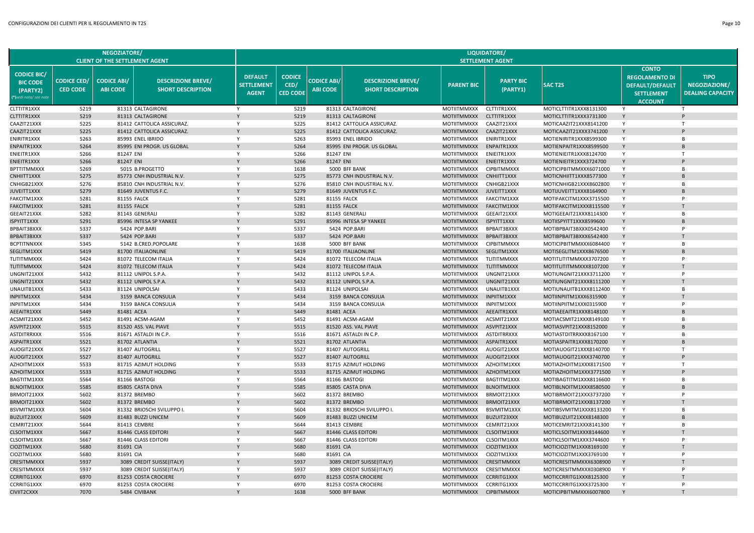| NEGOZIATORE/ CLIENT OF THE SETTLEMENT AGENT | | | | LIQUIDATORE/ SETTLEMENT AGENT | | | | | | | | |
|---|---|---|---|---|---|---|---|---|---|---|---|---|
| CODICE BIC/ BIC CODE (PARTY2) (*)vedi nota/ see note | CODICE CED/ CED CODE | CODICE ABI/ ABI CODE | DESCRIZIONE BREVE/ SHORT DESCRIPTION | DEFAULT SETTLEMENT AGENT | CODICE CED/ CED CODE | CODICE ABI/ ABI CODE | DESCRIZIONE BREVE/ SHORT DESCRIPTION | PARENT BIC | PARTY BIC (PARTY1) | SAC T2S | CONTO REGOLAMENTO DI DEFAULT/DEFAULT SETTLEMENT ACCOUNT | TIPO NEGOZIAZIONE/ DEALING CAPACITY |
| CLTTITR1XXX | 5219 | 81313 | CALTAGIRONE | Y | 5219 | 81313 | CALTAGIRONE | MOTIITMMXXX | CLTTITR1XXX | MOTICLTTITR1XXX8131300 | Y | T |
| CLTTITR1XXX | 5219 | 81313 | CALTAGIRONE | Y | 5219 | 81313 | CALTAGIRONE | MOTIITMMXXX | CLTTITR1XXX | MOTICLTTITR1XXX3731300 | Y | P |
| CAAZIT21XXX | 5225 | 81412 | CATTOLICA ASSICURAZ. | Y | 5225 | 81412 | CATTOLICA ASSICURAZ. | MOTIITMMXXX | CAAZIT21XXX | MOTICAAZIT21XXX8141200 | Y | T |
| CAAZIT21XXX | 5225 | 81412 | CATTOLICA ASSICURAZ. | Y | 5225 | 81412 | CATTOLICA ASSICURAZ. | MOTIITMMXXX | CAAZIT21XXX | MOTICAAZIT21XXX3741200 | Y | P |
| ENIRITR1XXX | 5263 | 85993 | ENEL IBRIDO | Y | 5263 | 85993 | ENEL IBRIDO | MOTIITMMXXX | ENIRITR1XXX | MOTIENIRITR1XXX8599300 | Y | B |
| ENPAITR1XXX | 5264 | 85995 | ENI PROGR. US GLOBAL | Y | 5264 | 85995 | ENI PROGR. US GLOBAL | MOTIITMMXXX | ENPAITR1XXX | MOTIENPAITR1XXX8599500 | Y | B |
| ENIEITR1XXX | 5266 | 81247 | ENI | Y | 5266 | 81247 | ENI | MOTIITMMXXX | ENIEITR1XXX | MOTIENIEITR1XXX8124700 | Y | T |
| ENIEITR1XXX | 5266 | 81247 | ENI | Y | 5266 | 81247 | ENI | MOTIITMMXXX | ENIEITR1XXX | MOTIENIEITR1XXX3724700 | Y | P |
| BPTTITMMXXX | 5269 | 5015 | B.PROGETTO | Y | 1638 | 5000 | BFF BANK | MOTIITMMXXX | CIPBITMMXXX | MOTICIPBITMMXXX6071000 | Y | B |
| CNHIITT1XXX | 5275 | 85773 | CNH INDUSTRIAL N.V. | Y | 5275 | 85773 | CNH INDUSTRIAL N.V. | MOTIITMMXXX | CNHIITT1XXX | MOTICNHIITT1XXX8577300 | Y | B |
| CNHIGB21XXX | 5276 | 85810 | CNH INDUSTRIAL N.V. | Y | 5276 | 85810 | CNH INDUSTRIAL N.V. | MOTIITMMXXX | CNHIGB21XXX | MOTICNHIGB21XXX8602800 | Y | B |
| JUVEITT1XXX | 5279 | 81649 | JUVENTUS F.C. | Y | 5279 | 81649 | JUVENTUS F.C. | MOTIITMMXXX | JUVEITT1XXX | MOTIJUVEITT1XXX8164900 | Y | B |
| FAKCITM1XXX | 5281 | 81155 | FALCK | Y | 5281 | 81155 | FALCK | MOTIITMMXXX | FAKCITM1XXX | MOTIFAKCITM1XXX3715500 | Y | P |
| FAKCITM1XXX | 5281 | 81155 | FALCK | Y | 5281 | 81155 | FALCK | MOTIITMMXXX | FAKCITM1XXX | MOTIFAKCITM1XXX8115500 | Y | T |
| GEEAIT21XXX | 5282 | 81143 | GENERALI | Y | 5282 | 81143 | GENERALI | MOTIITMMXXX | GEEAIT21XXX | MOTIGEEAIT21XXX8114300 | Y | B |
| ISPYITT1XXX | 5291 | 85996 | INTESA SP YANKEE | Y | 5291 | 85996 | INTESA SP YANKEE | MOTIITMMXXX | ISPYITT1XXX | MOTIISPYITT1XXX8599600 | Y | B |
| BPBAIT3BXXX | 5337 | 5424 | POP.BARI | Y | 5337 | 5424 | POP.BARI | MOTIITMMXXX | BPBAIT3BXXX | MOTIBPBAIT3BXXX0542400 | Y | P |
| BPBAIT3BXXX | 5337 | 5424 | POP.BARI | Y | 5337 | 5424 | POP.BARI | MOTIITMMXXX | BPBAIT3BXXX | MOTIBPBAIT3BXXX6542400 | Y | T |
| BCPTITNNXXX | 5345 | 5142 | B.CRED.POPOLARE | Y | 1638 | 5000 | BFF BANK | MOTIITMMXXX | CIPBITMMXXX | MOTICIPBITMMXXX6084400 | Y | B |
| SEGLITM1XXX | 5419 | 81700 | ITALIAONLINE | Y | 5419 | 81700 | ITALIAONLINE | MOTIITMMXXX | SEGLITM1XXX | MOTISEGLITM1XXX8676500 | Y | B |
| TLITITMMXXX | 5424 | 81072 | TELECOM ITALIA | Y | 5424 | 81072 | TELECOM ITALIA | MOTIITMMXXX | TLITITMMXXX | MOTITLITITMMXXX3707200 | Y | P |
| TLITITMMXXX | 5424 | 81072 | TELECOM ITALIA | Y | 5424 | 81072 | TELECOM ITALIA | MOTIITMMXXX | TLITITMMXXX | MOTITLITITMMXXX8107200 | Y | T |
| UNGNIT21XXX | 5432 | 81112 | UNIPOL S.P.A. | Y | 5432 | 81112 | UNIPOL S.P.A. | MOTIITMMXXX | UNGNIT21XXX | MOTIUNGNIT21XXX3711200 | Y | P |
| UNGNIT21XXX | 5432 | 81112 | UNIPOL S.P.A. | Y | 5432 | 81112 | UNIPOL S.P.A. | MOTIITMMXXX | UNGNIT21XXX | MOTIUNGNIT21XXX8111200 | Y | T |
| UNAUITB1XXX | 5433 | 81124 | UNIPOLSAI | Y | 5433 | 81124 | UNIPOLSAI | MOTIITMMXXX | UNAUITB1XXX | MOTIUNAUITB1XXX8112400 | Y | B |
| INPIITM1XXX | 5434 | 3159 | BANCA CONSULIA | Y | 5434 | 3159 | BANCA CONSULIA | MOTIITMMXXX | INPIITM1XXX | MOTIINPIITM1XXX6315900 | Y | T |
| INPIITM1XXX | 5434 | 3159 | BANCA CONSULIA | Y | 5434 | 3159 | BANCA CONSULIA | MOTIITMMXXX | INPIITM1XXX | MOTIINPIITM1XXX0315900 | Y | P |
| AEEAITR1XXX | 5449 | 81481 | ACEA | Y | 5449 | 81481 | ACEA | MOTIITMMXXX | AEEAITR1XXX | MOTIAEEAITR1XXX8148100 | Y | B |
| ACSMIT21XXX | 5452 | 81491 | ACSM-AGAM | Y | 5452 | 81491 | ACSM-AGAM | MOTIITMMXXX | ACSMIT21XXX | MOTIACSMIT21XXX8149100 | Y | B |
| ASVPIT21XXX | 5515 | 81520 | ASS. VAL PIAVE | Y | 5515 | 81520 | ASS. VAL PIAVE | MOTIITMMXXX | ASVPIT21XXX | MOTIASVPIT21XXX8152000 | Y | B |
| ASTDITRRXXX | 5516 | 81671 | ASTALDI IN C.P. | Y | 5516 | 81671 | ASTALDI IN C.P. | MOTIITMMXXX | ASTDITRRXXX | MOTIASTDITRRXXX8167100 | Y | B |
| ASPAITR1XXX | 5521 | 81702 | ATLANTIA | Y | 5521 | 81702 | ATLANTIA | MOTIITMMXXX | ASPAITR1XXX | MOTIASPAITR1XXX8170200 | Y | B |
| AUOGIT21XXX | 5527 | 81407 | AUTOGRILL | Y | 5527 | 81407 | AUTOGRILL | MOTIITMMXXX | AUOGIT21XXX | MOTIAUOGIT21XXX8140700 | Y | T |
| AUOGIT21XXX | 5527 | 81407 | AUTOGRILL | Y | 5527 | 81407 | AUTOGRILL | MOTIITMMXXX | AUOGIT21XXX | MOTIAUOGIT21XXX3740700 | Y | P |
| AZHOITM1XXX | 5533 | 81715 | AZIMUT HOLDING | Y | 5533 | 81715 | AZIMUT HOLDING | MOTIITMMXXX | AZHOITM1XXX | MOTIAZHOITM1XXX8171500 | Y | T |
| AZHOITM1XXX | 5533 | 81715 | AZIMUT HOLDING | Y | 5533 | 81715 | AZIMUT HOLDING | MOTIITMMXXX | AZHOITM1XXX | MOTIAZHOITM1XXX3771500 | Y | P |
| BAGTITM1XXX | 5564 | 81166 | BASTOGI | Y | 5564 | 81166 | BASTOGI | MOTIITMMXXX | BAGTITM1XXX | MOTIBAGTITM1XXX8116600 | Y | B |
| BLNOITM1XXX | 5585 | 85805 | CASTA DIVA | Y | 5585 | 85805 | CASTA DIVA | MOTIITMMXXX | BLNOITM1XXX | MOTIBLNOITM1XXX8580500 | Y | B |
| BRMOIT21XXX | 5602 | 81372 | BREMBO | Y | 5602 | 81372 | BREMBO | MOTIITMMXXX | BRMOIT21XXX | MOTIBRMOIT21XXX3737200 | Y | P |
| BRMOIT21XXX | 5602 | 81372 | BREMBO | Y | 5602 | 81372 | BREMBO | MOTIITMMXXX | BRMOIT21XXX | MOTIBRMOIT21XXX8137200 | Y | T |
| BSVMITM1XXX | 5604 | 81332 | BRIOSCHI SVILUPPO I. | Y | 5604 | 81332 | BRIOSCHI SVILUPPO I. | MOTIITMMXXX | BSVMITM1XXX | MOTIBSVMITM1XXX8133200 | Y | B |
| BUZUIT23XXX | 5609 | 81483 | BUZZI UNICEM | Y | 5609 | 81483 | BUZZI UNICEM | MOTIITMMXXX | BUZUIT23XXX | MOTIBUZUIT21XXX8148300 | Y | B |
| CEMRIT21XXX | 5644 | 81413 | CEMBRE | Y | 5644 | 81413 | CEMBRE | MOTIITMMXXX | CEMRIT21XXX | MOTICEMRIT21XXX8141300 | Y | B |
| CLSOITM1XXX | 5667 | 81446 | CLASS EDITORI | Y | 5667 | 81446 | CLASS EDITORI | MOTIITMMXXX | CLSOITM1XXX | MOTICLSOITM1XXX8144600 | Y | T |
| CLSOITM1XXX | 5667 | 81446 | CLASS EDITORI | Y | 5667 | 81446 | CLASS EDITORI | MOTIITMMXXX | CLSOITM1XXX | MOTICLSOITM1XXX3744600 | Y | P |
| CIOZITM1XXX | 5680 | 81691 | CIA | Y | 5680 | 81691 | CIA | MOTIITMMXXX | CIOZITM1XXX | MOTICIOZITM1XXX8169100 | Y | T |
| CIOZITM1XXX | 5680 | 81691 | CIA | Y | 5680 | 81691 | CIA | MOTIITMMXXX | CIOZITM1XXX | MOTICIOZITM1XXX3769100 | Y | P |
| CRESITMMXXX | 5937 | 3089 | CREDIT SUISSE(ITALY) | Y | 5937 | 3089 | CREDIT SUISSE(ITALY) | MOTIITMMXXX | CRESITMMXXX | MOTICRESITMMXXX6308900 | Y | T |
| CRESITMMXXX | 5937 | 3089 | CREDIT SUISSE(ITALY) | Y | 5937 | 3089 | CREDIT SUISSE(ITALY) | MOTIITMMXXX | CRESITMMXXX | MOTICRESITMMXXX0308900 | Y | P |
| CCRRITG1XXX | 6970 | 81253 | COSTA CROCIERE | Y | 6970 | 81253 | COSTA CROCIERE | MOTIITMMXXX | CCRRITG1XXX | MOTICCRRITG1XXX8125300 | Y | T |
| CCRRITG1XXX | 6970 | 81253 | COSTA CROCIERE | Y | 6970 | 81253 | COSTA CROCIERE | MOTIITMMXXX | CCRRITG1XXX | MOTICCRRITG1XXX3725300 | Y | P |
| CIVIIT2CXXX | 7070 | 5484 | CIVIBANK | Y | 1638 | 5000 | BFF BANK | MOTIITMMXXX | CIPBITMMXXX | MOTICIPBITMMXXX6007800 | Y | T |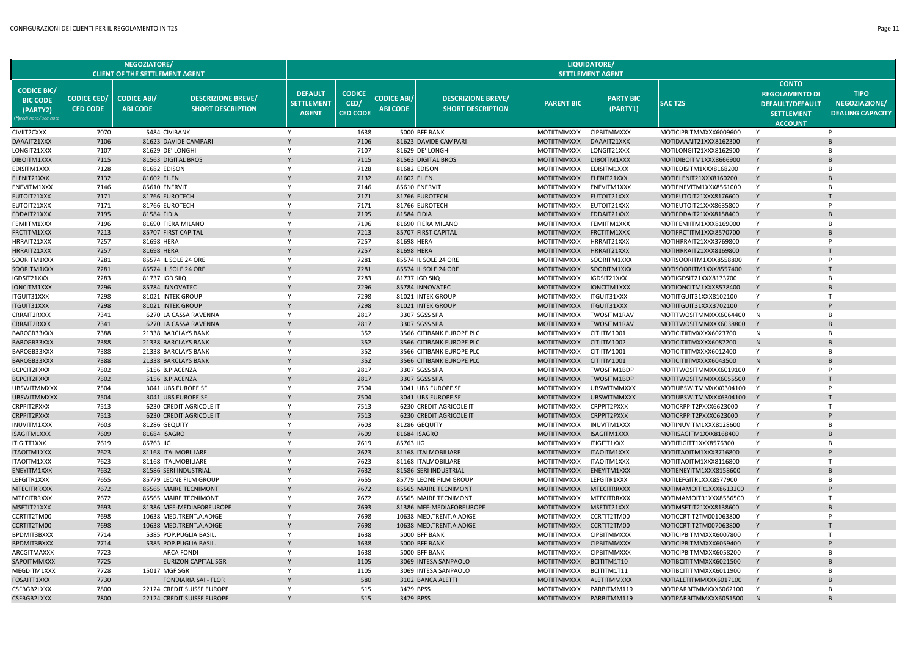| NEGOZIATORE/ CLIENT OF THE SETTLEMENT AGENT | | | | LIQUIDATORE/ SETTLEMENT AGENT | | | | | | | | |
|---|---|---|---|---|---|---|---|---|---|---|---|---|
| CODICE BIC/ BIC CODE (PARTY2) (*)vedi nota/ see note | CODICE CED/ CED CODE | CODICE ABI/ ABI CODE | DESCRIZIONE BREVE/ SHORT DESCRIPTION | DEFAULT SETTLEMENT AGENT | CODICE CED/ CED CODE | CODICE ABI/ ABI CODE | DESCRIZIONE BREVE/ SHORT DESCRIPTION | PARENT BIC | PARTY BIC (PARTY1) | SAC T2S | CONTO REGOLAMENTO DI DEFAULT/DEFAULT SETTLEMENT ACCOUNT | TIPO NEGOZIAZIONE/ DEALING CAPACITY |
| CIVIIT2CXXX | 7070 | 5484 | CIVIBANK | Y | 1638 | 5000 | BFF BANK | MOTIITMMXXX | CIPBITMMXXX | MOTICIPBITMMXXX6009600 | Y | P |
| DAAAIT21XXX | 7106 | 81623 | DAVIDE CAMPARI | Y | 7106 | 81623 | DAVIDE CAMPARI | MOTIITMMXXX | DAAAIT21XXX | MOTIDAAAIT21XXX8162300 | Y | B |
| LONGIT21XXX | 7107 | 81629 | DE' LONGHI | Y | 7107 | 81629 | DE' LONGHI | MOTIITMMXXX | LONGIT21XXX | MOTILONGIT21XXX8162900 | Y | B |
| DIBOITM1XXX | 7115 | 81563 | DIGITAL BROS | Y | 7115 | 81563 | DIGITAL BROS | MOTIITMMXXX | DIBOITM1XXX | MOTIDIBOITM1XXX8666900 | Y | B |
| EDISITM1XXX | 7128 | 81682 | EDISON | Y | 7128 | 81682 | EDISON | MOTIITMMXXX | EDISITM1XXX | MOTIEDISITM1XXX8168200 | Y | B |
| ELENIT21XXX | 7132 | 81602 | EL.EN. | Y | 7132 | 81602 | EL.EN. | MOTIITMMXXX | ELENIT21XXX | MOTIELENIT21XXX8160200 | Y | B |
| ENEVITM1XXX | 7146 | 85610 | ENERVIT | Y | 7146 | 85610 | ENERVIT | MOTIITMMXXX | ENEVITM1XXX | MOTIENEVITM1XXX8561000 | Y | B |
| EUTOIT21XXX | 7171 | 81766 | EUROTECH | Y | 7171 | 81766 | EUROTECH | MOTIITMMXXX | EUTOIT21XXX | MOTIEUTOIT21XXX8176600 | Y | T |
| EUTOIT21XXX | 7171 | 81766 | EUROTECH | Y | 7171 | 81766 | EUROTECH | MOTIITMMXXX | EUTOIT21XXX | MOTIEUTOIT21XXX8635800 | Y | P |
| FDDAIT21XXX | 7195 | 81584 | FIDIA | Y | 7195 | 81584 | FIDIA | MOTIITMMXXX | FDDAIT21XXX | MOTIFDDAIT21XXX8158400 | Y | B |
| FEMIITM1XXX | 7196 | 81690 | FIERA MILANO | Y | 7196 | 81690 | FIERA MILANO | MOTIITMMXXX | FEMIITM1XXX | MOTIFEMIITM1XXX8169000 | Y | B |
| FRCTITM1XXX | 7213 | 85707 | FIRST CAPITAL | Y | 7213 | 85707 | FIRST CAPITAL | MOTIITMMXXX | FRCTITM1XXX | MOTIFRCTITM1XXX8570700 | Y | B |
| HRRAIT21XXX | 7257 | 81698 | HERA | Y | 7257 | 81698 | HERA | MOTIITMMXXX | HRRAIT21XXX | MOTIHRRAIT21XXX3769800 | Y | P |
| HRRAIT21XXX | 7257 | 81698 | HERA | Y | 7257 | 81698 | HERA | MOTIITMMXXX | HRRAIT21XXX | MOTIHRRAIT21XXX8169800 | Y | T |
| SOORITM1XXX | 7281 | 85574 | IL SOLE 24 ORE | Y | 7281 | 85574 | IL SOLE 24 ORE | MOTIITMMXXX | SOORITM1XXX | MOTISOORITM1XXX8558800 | Y | P |
| SOORITM1XXX | 7281 | 85574 | IL SOLE 24 ORE | Y | 7281 | 85574 | IL SOLE 24 ORE | MOTIITMMXXX | SOORITM1XXX | MOTISOORITM1XXX8557400 | Y | T |
| IGDSIT21XXX | 7283 | 81737 | IGD SIIQ | Y | 7283 | 81737 | IGD SIIQ | MOTIITMMXXX | IGDSIT21XXX | MOTIIGDSIT21XXX8173700 | Y | B |
| IONCITM1XXX | 7296 | 85784 | INNOVATEC | Y | 7296 | 85784 | INNOVATEC | MOTIITMMXXX | IONCITM1XXX | MOTIIONCITM1XXX8578400 | Y | B |
| ITGUIT31XXX | 7298 | 81021 | INTEK GROUP | Y | 7298 | 81021 | INTEK GROUP | MOTIITMMXXX | ITGUIT31XXX | MOTIITGUIT31XXX8102100 | Y | T |
| ITGUIT31XXX | 7298 | 81021 | INTEK GROUP | Y | 7298 | 81021 | INTEK GROUP | MOTIITMMXXX | ITGUIT31XXX | MOTIITGUIT31XXX3702100 | Y | P |
| CRRAIT2RXXX | 7341 | 6270 | LA CASSA RAVENNA | Y | 2817 | 3307 | SGSS SPA | MOTIITMMXXX | TWOSITM1RAV | MOTITWOSITMMXXX6064400 | N | B |
| CRRAIT2RXXX | 7341 | 6270 | LA CASSA RAVENNA | Y | 2817 | 3307 | SGSS SPA | MOTIITMMXXX | TWOSITM1RAV | MOTITWOSITMMXXX6038800 | Y | B |
| BARCGB33XXX | 7388 | 21338 | BARCLAYS BANK | Y | 352 | 3566 | CITIBANK EUROPE PLC | MOTIITMMXXX | CITIITM1001 | MOTICITIITMXXXX6023700 | N | B |
| BARCGB33XXX | 7388 | 21338 | BARCLAYS BANK | Y | 352 | 3566 | CITIBANK EUROPE PLC | MOTIITMMXXX | CITIITM1002 | MOTICITIITMXXXX6087200 | N | B |
| BARCGB33XXX | 7388 | 21338 | BARCLAYS BANK | Y | 352 | 3566 | CITIBANK EUROPE PLC | MOTIITMMXXX | CITIITM1001 | MOTICITIITMXXXX6012400 | Y | B |
| BARCGB33XXX | 7388 | 21338 | BARCLAYS BANK | Y | 352 | 3566 | CITIBANK EUROPE PLC | MOTIITMMXXX | CITIITM1001 | MOTICITIITMXXXX6043500 | N | B |
| BCPCIT2PXXX | 7502 | 5156 | B.PIACENZA | Y | 2817 | 3307 | SGSS SPA | MOTIITMMXXX | TWOSITM1BDP | MOTITWOSITMMXXX6019100 | Y | P |
| BCPCIT2PXXX | 7502 | 5156 | B.PIACENZA | Y | 2817 | 3307 | SGSS SPA | MOTIITMMXXX | TWOSITM1BDP | MOTITWOSITMMXXX6055500 | Y | T |
| UBSWITMMXXX | 7504 | 3041 | UBS EUROPE SE | Y | 7504 | 3041 | UBS EUROPE SE | MOTIITMMXXX | UBSWITMMXXX | MOTIUBSWITMMXXX0304100 | Y | P |
| UBSWITMMXXX | 7504 | 3041 | UBS EUROPE SE | Y | 7504 | 3041 | UBS EUROPE SE | MOTIITMMXXX | UBSWITMMXXX | MOTIUBSWITMMXXX6304100 | Y | T |
| CRPPIT2PXXX | 7513 | 6230 | CREDIT AGRICOLE IT | Y | 7513 | 6230 | CREDIT AGRICOLE IT | MOTIITMMXXX | CRPPIT2PXXX | MOTICRPPIT2PXXX6623000 | Y | T |
| CRPPIT2PXXX | 7513 | 6230 | CREDIT AGRICOLE IT | Y | 7513 | 6230 | CREDIT AGRICOLE IT | MOTIITMMXXX | CRPPIT2PXXX | MOTICRPPIT2PXXX0623000 | Y | P |
| INUVITM1XXX | 7603 | 81286 | GEQUITY | Y | 7603 | 81286 | GEQUITY | MOTIITMMXXX | INUVITM1XXX | MOTIINUVITM1XXX8128600 | Y | B |
| ISAGITM1XXX | 7609 | 81684 | ISAGRO | Y | 7609 | 81684 | ISAGRO | MOTIITMMXXX | ISAGITM1XXX | MOTIISAGITM1XXX8168400 | Y | B |
| ITIGITT1XXX | 7619 | 85763 | IIG | Y | 7619 | 85763 | IIG | MOTIITMMXXX | ITIGITT1XXX | MOTIITIGITT1XXX8576300 | Y | B |
| ITAOITM1XXX | 7623 | 81168 | ITALMOBILIARE | Y | 7623 | 81168 | ITALMOBILIARE | MOTIITMMXXX | ITAOITM1XXX | MOTIITAOITM1XXX3716800 | Y | P |
| ITAOITM1XXX | 7623 | 81168 | ITALMOBILIARE | Y | 7623 | 81168 | ITALMOBILIARE | MOTIITMMXXX | ITAOITM1XXX | MOTIITAOITM1XXX8116800 | Y | T |
| ENEYITM1XXX | 7632 | 81586 | SERI INDUSTRIAL | Y | 7632 | 81586 | SERI INDUSTRIAL | MOTIITMMXXX | ENEYITM1XXX | MOTIENEYITM1XXX8158600 | Y | B |
| LEFGITR1XXX | 7655 | 85779 | LEONE FILM GROUP | Y | 7655 | 85779 | LEONE FILM GROUP | MOTIITMMXXX | LEFGITR1XXX | MOTILEFGITR1XXX8577900 | Y | B |
| MTECITRRXXX | 7672 | 85565 | MAIRE TECNIMONT | Y | 7672 | 85565 | MAIRE TECNIMONT | MOTIITMMXXX | MTECITRRXXX | MOTIMAMOITR1XXX8613200 | Y | P |
| MTECITRRXXX | 7672 | 85565 | MAIRE TECNIMONT | Y | 7672 | 85565 | MAIRE TECNIMONT | MOTIITMMXXX | MTECITRRXXX | MOTIMAMOITR1XXX8556500 | Y | T |
| MSETIT21XXX | 7693 | 81386 | MFE-MEDIAFOREUROPE | Y | 7693 | 81386 | MFE-MEDIAFOREUROPE | MOTIITMMXXX | MSETIT21XXX | MOTIMSETIT21XXX8138600 | Y | B |
| CCRTIT2TM00 | 7698 | 10638 | MED.TRENT.A.ADIGE | Y | 7698 | 10638 | MED.TRENT.A.ADIGE | MOTIITMMXXX | CCRTIT2TM00 | MOTICCRTIT2TM001063800 | Y | P |
| CCRTIT2TM00 | 7698 | 10638 | MED.TRENT.A.ADIGE | Y | 7698 | 10638 | MED.TRENT.A.ADIGE | MOTIITMMXXX | CCRTIT2TM00 | MOTICCRTIT2TM007063800 | Y | T |
| BPDMIT3BXXX | 7714 | 5385 | POP.PUGLIA BASIL. | Y | 1638 | 5000 | BFF BANK | MOTIITMMXXX | CIPBITMMXXX | MOTICIPBITMMXXX6007800 | Y | T |
| BPDMIT3BXXX | 7714 | 5385 | POP.PUGLIA BASIL. | Y | 1638 | 5000 | BFF BANK | MOTIITMMXXX | CIPBITMMXXX | MOTICIPBITMMXXX6059400 | Y | P |
| ARCGITMAXXX | 7723 | | ARCA FONDI | Y | 1638 | 5000 | BFF BANK | MOTIITMMXXX | CIPBITMMXXX | MOTICIPBITMMXXX6058200 | Y | B |
| SAPOITMMXXX | 7725 | | EURIZON CAPITAL SGR | Y | 1105 | 3069 | INTESA SANPAOLO | MOTIITMMXXX | BCITITM1T10 | MOTIBCITITMMXXX6021500 | Y | B |
| MEGDITM1XXX | 7728 | 15017 | MGF SGR | Y | 1105 | 3069 | INTESA SANPAOLO | MOTIITMMXXX | BCITITM1T11 | MOTIBCITITMMXXX6011900 | Y | B |
| FOSAITT1XXX | 7730 | | FONDIARIA SAI - FLOR | Y | 580 | 3102 | BANCA ALETTI | MOTIITMMXXX | ALETITMMXXX | MOTIALETITMMXXX6017100 | Y | B |
| CSFBGB2LXXX | 7800 | 22124 | CREDIT SUISSE EUROPE | Y | 515 | 3479 | BPSS | MOTIITMMXXX | PARBITMM119 | MOTIPARBITMMXXX6062100 | Y | B |
| CSFBGB2LXXX | 7800 | 22124 | CREDIT SUISSE EUROPE | Y | 515 | 3479 | BPSS | MOTIITMMXXX | PARBITMM119 | MOTIPARBITMMXXX6051500 | N | B |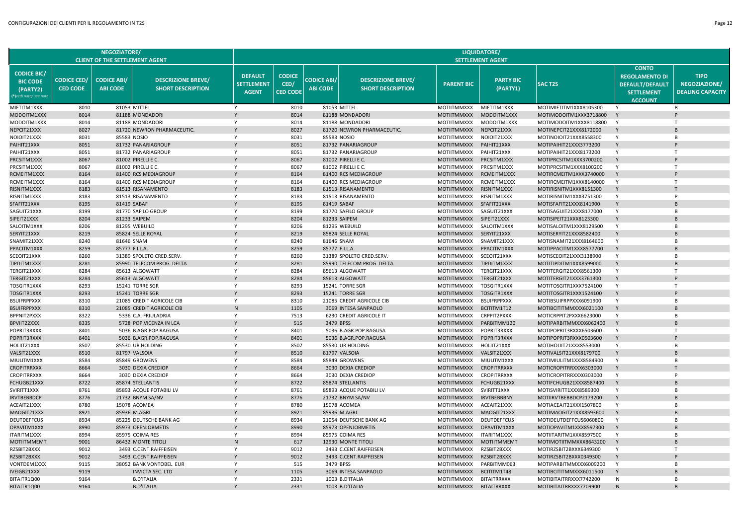| NEGOZIATORE/ CLIENT OF THE SETTLEMENT AGENT | | | | LIQUIDATORE/ SETTLEMENT AGENT | | | | | | | | | |
|---|---|---|---|---|---|---|---|---|---|---|---|---|---|
| **CODICE BIC/ BIC CODE (PARTY2)** (*)vedi nota/ see note | **CODICE CED/ CED CODE** | **CODICE ABI/ ABI CODE** | **DESCRIZIONE BREVE/ SHORT DESCRIPTION** | **DEFAULT SETTLEMENT AGENT** | **CODICE CED/ CED CODE** | **CODICE ABI/ ABI CODE** | **DESCRIZIONE BREVE/ SHORT DESCRIPTION** | **PARENT BIC** | **PARTY BIC (PARTY1)** | **SAC T2S** | **CONTO REGOLAMENTO DI DEFAULT/DEFAULT SETTLEMENT ACCOUNT** | **TIPO NEGOZIAZIONE/ DEALING CAPACITY** |
| MIETITM1XXX | 8010 | 81053 | MITTEL | Y | 8010 | 81053 | MITTEL | MOTIITMMXXX | MIETITM1XXX | MOTIMIETITM1XXX8105300 | Y | B |
| MODOITM1XXX | 8014 | 81188 | MONDADORI | Y | 8014 | 81188 | MONDADORI | MOTIITMMXXX | MODOITM1XXX | MOTIMODOITM1XXX3718800 | Y | P |
| MODOITM1XXX | 8014 | 81188 | MONDADORI | Y | 8014 | 81188 | MONDADORI | MOTIITMMXXX | MODOITM1XXX | MOTIMODOITM1XXX8118800 | Y | T |
| NEPCIT21XXX | 8027 | 81720 | NEWRON PHARMACEUTIC. | Y | 8027 | 81720 | NEWRON PHARMACEUTIC. | MOTIITMMXXX | NEPCIT21XXX | MOTINEPCIT21XXX8172000 | Y | B |
| NOIOIT21XXX | 8031 | 85583 | NOSIO | Y | 8031 | 85583 | NOSIO | MOTIITMMXXX | NOIOIT21XXX | MOTINOIOIT21XXX8558300 | Y | B |
| PAIHIT21XXX | 8051 | 81732 | PANARIAGROUP | Y | 8051 | 81732 | PANARIAGROUP | MOTIITMMXXX | PAIHIT21XXX | MOTIPAIHIT21XXX3773200 | Y | P |
| PAIHIT21XXX | 8051 | 81732 | PANARIAGROUP | Y | 8051 | 81732 | PANARIAGROUP | MOTIITMMXXX | PAIHIT21XXX | MOTIPAIHIT21XXX8173200 | Y | T |
| PRCSITM1XXX | 8067 | 81002 | PIRELLI E C. | Y | 8067 | 81002 | PIRELLI E C. | MOTIITMMXXX | PRCSITM1XXX | MOTIPRCSITM1XXX3700200 | Y | P |
| PRCSITM1XXX | 8067 | 81002 | PIRELLI E C. | Y | 8067 | 81002 | PIRELLI E C. | MOTIITMMXXX | PRCSITM1XXX | MOTIPRCSITM1XXX8100200 | Y | T |
| RCMEITM1XXX | 8164 | 81400 | RCS MEDIAGROUP | Y | 8164 | 81400 | RCS MEDIAGROUP | MOTIITMMXXX | RCMEITM1XXX | MOTIRCMEITM1XXX3740000 | Y | P |
| RCMEITM1XXX | 8164 | 81400 | RCS MEDIAGROUP | Y | 8164 | 81400 | RCS MEDIAGROUP | MOTIITMMXXX | RCMEITM1XXX | MOTIRCMEITM1XXX8140000 | Y | T |
| RISNITM1XXX | 8183 | 81513 | RISANAMENTO | Y | 8183 | 81513 | RISANAMENTO | MOTIITMMXXX | RISNITM1XXX | MOTIRISNITM1XXX8151300 | Y | T |
| RISNITM1XXX | 8183 | 81513 | RISANAMENTO | Y | 8183 | 81513 | RISANAMENTO | MOTIITMMXXX | RISNITM1XXX | MOTIRISNITM1XXX3751300 | Y | P |
| SFAFIT21XXX | 8195 | 81419 | SABAF | Y | 8195 | 81419 | SABAF | MOTIITMMXXX | SFAFIT21XXX | MOTISFAFIT21XXX8141900 | Y | B |
| SAGUIT21XXX | 8199 | 81770 | SAFILO GROUP | Y | 8199 | 81770 | SAFILO GROUP | MOTIITMMXXX | SAGUIT21XXX | MOTISAGUIT21XXX8177000 | Y | B |
| SIPEIT21XXX | 8204 | 81233 | SAIPEM | Y | 8204 | 81233 | SAIPEM | MOTIITMMXXX | SIPEIT21XXX | MOTISIPEIT21XXX8123300 | Y | B |
| SALOITM1XXX | 8206 | 81295 | WEBUILD | Y | 8206 | 81295 | WEBUILD | MOTIITMMXXX | SALOITM1XXX | MOTISALOITM1XXX8129500 | Y | B |
| SERYIT21XXX | 8219 | 85824 | SELLE ROYAL | Y | 8219 | 85824 | SELLE ROYAL | MOTIITMMXXX | SERYIT21XXX | MOTISERYIT21XXX8582400 | Y | B |
| SNAMIT21XXX | 8240 | 81646 | SNAM | Y | 8240 | 81646 | SNAM | MOTIITMMXXX | SNAMIT21XXX | MOTISNAMIT21XXX8164600 | Y | B |
| PPACITM1XXX | 8259 | 85777 | F.I.L.A. | Y | 8259 | 85777 | F.I.L.A. | MOTIITMMXXX | PPACITM1XXX | MOTIPPACITM1XXX8577700 | Y | B |
| SCEOIT21XXX | 8260 | 31389 | SPOLETO CRED.SERV. | Y | 8260 | 31389 | SPOLETO CRED.SERV. | MOTIITMMXXX | SCEOIT21XXX | MOTISCEOIT21XXX3138900 | Y | B |
| TIPDITM1XXX | 8281 | 85990 | TELECOM PROG. DELTA | Y | 8281 | 85990 | TELECOM PROG. DELTA | MOTIITMMXXX | TIPDITM1XXX | MOTITIPDITM1XXX8599000 | Y | B |
| TERGIT21XXX | 8284 | 85613 | ALGOWATT | Y | 8284 | 85613 | ALGOWATT | MOTIITMMXXX | TERGIT21XXX | MOTITERGIT21XXX8561300 | Y | T |
| TERGIT21XXX | 8284 | 85613 | ALGOWATT | Y | 8284 | 85613 | ALGOWATT | MOTIITMMXXX | TERGIT21XXX | MOTITERGIT21XXX3761300 | Y | P |
| TOSGITR1XXX | 8293 | 15241 | TORRE SGR | Y | 8293 | 15241 | TORRE SGR | MOTIITMMXXX | TOSGITR1XXX | MOTITOSGITR1XXX7524100 | Y | T |
| TOSGITR1XXX | 8293 | 15241 | TORRE SGR | Y | 8293 | 15241 | TORRE SGR | MOTIITMMXXX | TOSGITR1XXX | MOTITOSGITR1XXX1524100 | Y | P |
| BSUIFRPPXXX | 8310 | 21085 | CREDIT AGRICOLE CIB | Y | 8310 | 21085 | CREDIT AGRICOLE CIB | MOTIITMMXXX | BSUIFRPPXXX | MOTIBSUIFRPPXXX6091900 | Y | B |
| BSUIFRPPXXX | 8310 | 21085 | CREDIT AGRICOLE CIB | N | 1105 | 3069 | INTESA SANPAOLO | MOTIITMMXXX | BCITITM1T12 | MOTIBCITITMMXXX6021100 | Y | B |
| BPPNIT2PXXX | 8322 | 5336 | C.A. FRIULADRIA | Y | 7513 | 6230 | CREDIT AGRICOLE IT | MOTIITMMXXX | CRPPIT2PXXX | MOTICRPPIT2PXXX6623000 | Y | B |
| BPVIIT22XXX | 8335 | 5728 | POP.VICENZA IN LCA | Y | 515 | 3479 | BPSS | MOTIITMMXXX | PARBITMM120 | MOTIPARBITMMXXX6062400 | Y | B |
| POPRIT3RXXX | 8401 | 5036 | B.AGR.POP.RAGUSA | Y | 8401 | 5036 | B.AGR.POP.RAGUSA | MOTIITMMXXX | POPRIT3RXXX | MOTIPOPRIT3RXXX6503600 | Y | T |
| POPRIT3RXXX | 8401 | 5036 | B.AGR.POP.RAGUSA | Y | 8401 | 5036 | B.AGR.POP.RAGUSA | MOTIITMMXXX | POPRIT3RXXX | MOTIPOPRIT3RXXX0503600 | Y | P |
| HOLIIT21XXX | 8507 | 85530 | UR HOLDING | Y | 8507 | 85530 | UR HOLDING | MOTIITMMXXX | HOLIIT21XXX | MOTIHOLIIT21XXX8553000 | Y | B |
| VALSIT21XXX | 8510 | 81797 | VALSOIA | Y | 8510 | 81797 | VALSOIA | MOTIITMMXXX | VALSIT21XXX | MOTIVALSIT21XXX8179700 | Y | B |
| MIULITM1XXX | 8584 | 85849 | GROWENS | Y | 8584 | 85849 | GROWENS | MOTIITMMXXX | MIULITM1XXX | MOTIMIULITM1XXX8584900 | Y | B |
| CROPITRRXXX | 8664 | 3030 | DEXIA CREDIOP | Y | 8664 | 3030 | DEXIA CREDIOP | MOTIITMMXXX | CROPITRRXXX | MOTICROPITRRXXX6303000 | Y | T |
| CROPITRRXXX | 8664 | 3030 | DEXIA CREDIOP | Y | 8664 | 3030 | DEXIA CREDIOP | MOTIITMMXXX | CROPITRRXXX | MOTICROPITRRXXX0303000 | Y | P |
| FCHUGB21XXX | 8722 | 85874 | STELLANTIS | Y | 8722 | 85874 | STELLANTIS | MOTIITMMXXX | FCHUGB21XXX | MOTIFCHUGB21XXX8587400 | Y | B |
| SVIRITT1XXX | 8761 | 85893 | ACQUE POTABILI LV | Y | 8761 | 85893 | ACQUE POTABILI LV | MOTIITMMXXX | SVIRITT1XXX | MOTISVIRITT1XXX8589300 | Y | B |
| IRVTBEBBDCP | 8776 | 21732 | BNYM SA/NV | Y | 8776 | 21732 | BNYM SA/NV | MOTIITMMXXX | IRVTBEBBBNY | MOTIIRVTBEBBDCP2173200 | Y | B |
| ACEAIT21XXX | 8780 | 15078 | ACOMEA | Y | 8780 | 15078 | ACOMEA | MOTIITMMXXX | ACEAIT21XXX | MOTIACEAIT21XXX1507800 | Y | B |
| MAOGIT21XXX | 8921 | 85936 | M.AGRI | Y | 8921 | 85936 | M.AGRI | MOTIITMMXXX | MAOGIT21XXX | MOTIMAOGIT21XXX8593600 | Y | B |
| DEUTDEFFCUS | 8934 | 85225 | DEUTSCHE BANK AG | Y | 8934 | 21054 | DEUTSCHE BANK AG | MOTIITMMXXX | DEUTDEFFCUS | MOTIDEUTDEFFCUS6060800 | Y | B |
| OPAVITM1XXX | 8990 | 85973 | OPENJOBMETIS | Y | 8990 | 85973 | OPENJOBMETIS | MOTIITMMXXX | OPAVITM1XXX | MOTIOPAVITM1XXX8597300 | Y | B |
| ITARITM1XXX | 8994 | 85975 | COIMA RES | Y | 8994 | 85975 | COIMA RES | MOTIITMMXXX | ITARITM1XXX | MOTIITARITM1XXX8597500 | Y | B |
| MOTIITMMEMT | 9001 | 86432 | MONTE TITOLI | N | 617 | 12930 | MONTE TITOLI | MOTIITMMXXX | MOTIITMMEMT | MOTIMOTIITMMXXX8643200 | Y | B |
| RZSBIT2BXXX | 9012 | 3493 | C.CENT.RAIFFEISEN | Y | 9012 | 3493 | C.CENT.RAIFFEISEN | MOTIITMMXXX | RZSBIT2BXXX | MOTIRZSBIT2BXXX6349300 | Y | T |
| RZSBIT2BXXX | 9012 | 3493 | C.CENT.RAIFFEISEN | Y | 9012 | 3493 | C.CENT.RAIFFEISEN | MOTIITMMXXX | RZSBIT2BXXX | MOTIRZSBIT2BXXX0349300 | Y | P |
| VONTDEM1XXX | 9115 | 38052 | BANK VONTOBEL EUR | Y | 515 | 3479 | BPSS | MOTIITMMXXX | PARBITMM063 | MOTIPARBITMMXXX6009200 | Y | B |
| IVEIGB21XXX | 9119 | | INVICTA SEC. LTD | Y | 1105 | 3069 | INTESA SANPAOLO | MOTIITMMXXX | BCITITM1T48 | MOTIBCITITMMXXX6011500 | Y | B |
| BITAITR1Q00 | 9164 | | B.D'ITALIA | Y | 2331 | 1003 | B.D'ITALIA | MOTIITMMXXX | BITAITRRXXX | MOTIBITAITRRXXX7742200 | N | B |
| BITAITR1Q00 | 9164 | | B.D'ITALIA | Y | 2331 | 1003 | B.D'ITALIA | MOTIITMMXXX | BITAITRRXXX | MOTIBITAITRRXXX7709900 | N | B |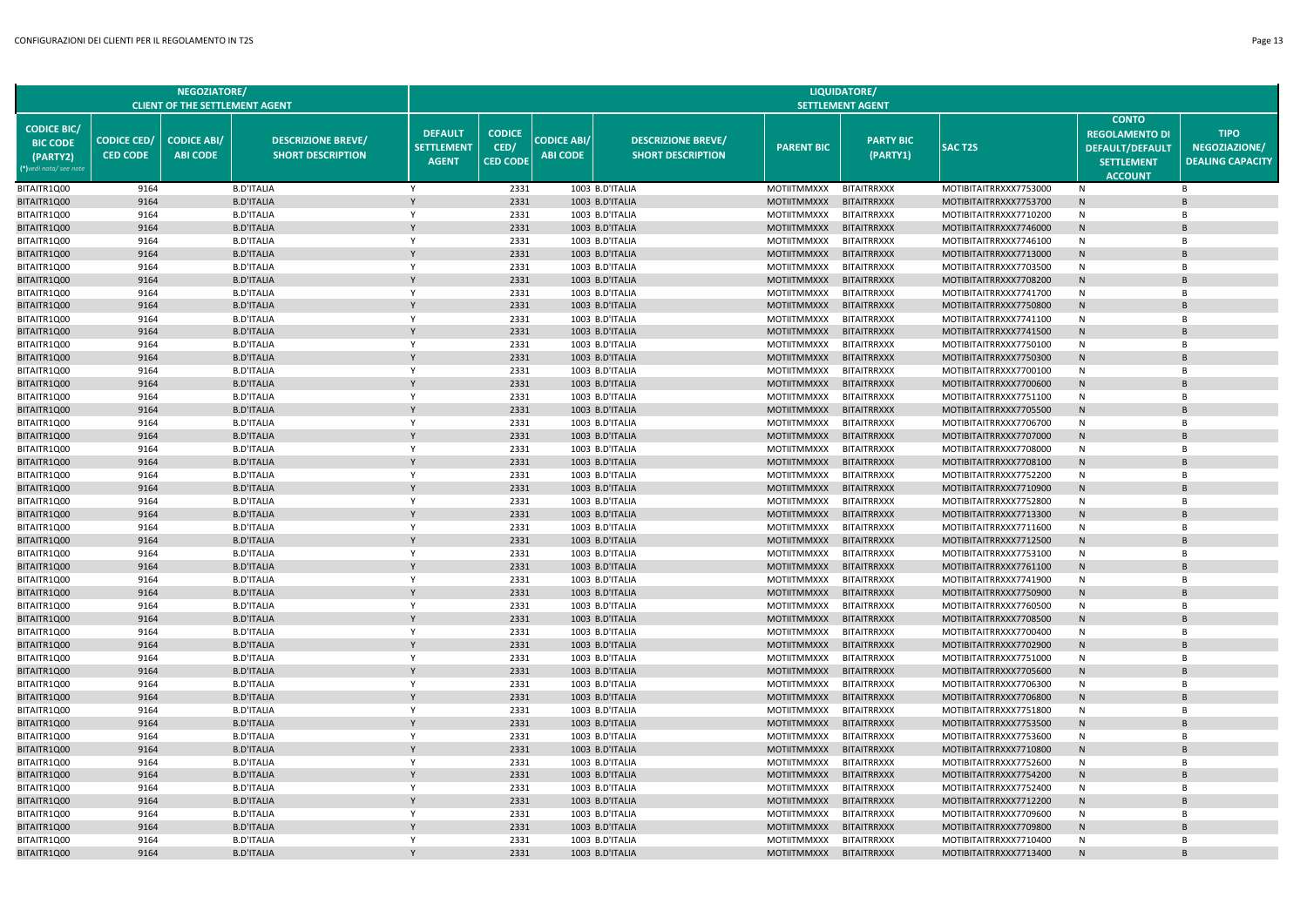| NEGOZIATORE/ CLIENT OF THE SETTLEMENT AGENT | | | | LIQUIDATORE/ SETTLEMENT AGENT | | | | | | | | |
|---|---|---|---|---|---|---|---|---|---|---|---|---|
| CODICE BIC/ BIC CODE (PARTY2) (*)vedi nota/ see note | CODICE CED/ CED CODE | CODICE ABI/ ABI CODE | DESCRIZIONE BREVE/ SHORT DESCRIPTION | DEFAULT SETTLEMENT AGENT | CODICE CED/ CED CODE | CODICE ABI/ ABI CODE | DESCRIZIONE BREVE/ SHORT DESCRIPTION | PARENT BIC | PARTY BIC (PARTY1) | SAC T2S | CONTO REGOLAMENTO DI DEFAULT/DEFAULT SETTLEMENT ACCOUNT | TIPO NEGOZIAZIONE/ DEALING CAPACITY |
| BITAITR1Q00 | 9164 | | B.D'ITALIA | Y | 2331 | 1003 | B.D'ITALIA | MOTIITMMXXX | BITAITRRXXX | MOTIBITAITRRXXX7753000 | N | B |
| BITAITR1Q00 | 9164 | | B.D'ITALIA | Y | 2331 | 1003 | B.D'ITALIA | MOTIITMMXXX | BITAITRRXXX | MOTIBITAITRRXXX7753700 | N | B |
| BITAITR1Q00 | 9164 | | B.D'ITALIA | Y | 2331 | 1003 | B.D'ITALIA | MOTIITMMXXX | BITAITRRXXX | MOTIBITAITRRXXX7710200 | N | B |
| BITAITR1Q00 | 9164 | | B.D'ITALIA | Y | 2331 | 1003 | B.D'ITALIA | MOTIITMMXXX | BITAITRRXXX | MOTIBITAITRRXXX7746000 | N | B |
| BITAITR1Q00 | 9164 | | B.D'ITALIA | Y | 2331 | 1003 | B.D'ITALIA | MOTIITMMXXX | BITAITRRXXX | MOTIBITAITRRXXX7746100 | N | B |
| BITAITR1Q00 | 9164 | | B.D'ITALIA | Y | 2331 | 1003 | B.D'ITALIA | MOTIITMMXXX | BITAITRRXXX | MOTIBITAITRRXXX7713000 | N | B |
| BITAITR1Q00 | 9164 | | B.D'ITALIA | Y | 2331 | 1003 | B.D'ITALIA | MOTIITMMXXX | BITAITRRXXX | MOTIBITAITRRXXX7703500 | N | B |
| BITAITR1Q00 | 9164 | | B.D'ITALIA | Y | 2331 | 1003 | B.D'ITALIA | MOTIITMMXXX | BITAITRRXXX | MOTIBITAITRRXXX7708200 | N | B |
| BITAITR1Q00 | 9164 | | B.D'ITALIA | Y | 2331 | 1003 | B.D'ITALIA | MOTIITMMXXX | BITAITRRXXX | MOTIBITAITRRXXX7741700 | N | B |
| BITAITR1Q00 | 9164 | | B.D'ITALIA | Y | 2331 | 1003 | B.D'ITALIA | MOTIITMMXXX | BITAITRRXXX | MOTIBITAITRRXXX7750800 | N | B |
| BITAITR1Q00 | 9164 | | B.D'ITALIA | Y | 2331 | 1003 | B.D'ITALIA | MOTIITMMXXX | BITAITRRXXX | MOTIBITAITRRXXX7741100 | N | B |
| BITAITR1Q00 | 9164 | | B.D'ITALIA | Y | 2331 | 1003 | B.D'ITALIA | MOTIITMMXXX | BITAITRRXXX | MOTIBITAITRRXXX7741500 | N | B |
| BITAITR1Q00 | 9164 | | B.D'ITALIA | Y | 2331 | 1003 | B.D'ITALIA | MOTIITMMXXX | BITAITRRXXX | MOTIBITAITRRXXX7750100 | N | B |
| BITAITR1Q00 | 9164 | | B.D'ITALIA | Y | 2331 | 1003 | B.D'ITALIA | MOTIITMMXXX | BITAITRRXXX | MOTIBITAITRRXXX7750300 | N | B |
| BITAITR1Q00 | 9164 | | B.D'ITALIA | Y | 2331 | 1003 | B.D'ITALIA | MOTIITMMXXX | BITAITRRXXX | MOTIBITAITRRXXX7700100 | N | B |
| BITAITR1Q00 | 9164 | | B.D'ITALIA | Y | 2331 | 1003 | B.D'ITALIA | MOTIITMMXXX | BITAITRRXXX | MOTIBITAITRRXXX7700600 | N | B |
| BITAITR1Q00 | 9164 | | B.D'ITALIA | Y | 2331 | 1003 | B.D'ITALIA | MOTIITMMXXX | BITAITRRXXX | MOTIBITAITRRXXX7751100 | N | B |
| BITAITR1Q00 | 9164 | | B.D'ITALIA | Y | 2331 | 1003 | B.D'ITALIA | MOTIITMMXXX | BITAITRRXXX | MOTIBITAITRRXXX7705500 | N | B |
| BITAITR1Q00 | 9164 | | B.D'ITALIA | Y | 2331 | 1003 | B.D'ITALIA | MOTIITMMXXX | BITAITRRXXX | MOTIBITAITRRXXX7706700 | N | B |
| BITAITR1Q00 | 9164 | | B.D'ITALIA | Y | 2331 | 1003 | B.D'ITALIA | MOTIITMMXXX | BITAITRRXXX | MOTIBITAITRRXXX7707000 | N | B |
| BITAITR1Q00 | 9164 | | B.D'ITALIA | Y | 2331 | 1003 | B.D'ITALIA | MOTIITMMXXX | BITAITRRXXX | MOTIBITAITRRXXX7708000 | N | B |
| BITAITR1Q00 | 9164 | | B.D'ITALIA | Y | 2331 | 1003 | B.D'ITALIA | MOTIITMMXXX | BITAITRRXXX | MOTIBITAITRRXXX7708100 | N | B |
| BITAITR1Q00 | 9164 | | B.D'ITALIA | Y | 2331 | 1003 | B.D'ITALIA | MOTIITMMXXX | BITAITRRXXX | MOTIBITAITRRXXX7752200 | N | B |
| BITAITR1Q00 | 9164 | | B.D'ITALIA | Y | 2331 | 1003 | B.D'ITALIA | MOTIITMMXXX | BITAITRRXXX | MOTIBITAITRRXXX7710900 | N | B |
| BITAITR1Q00 | 9164 | | B.D'ITALIA | Y | 2331 | 1003 | B.D'ITALIA | MOTIITMMXXX | BITAITRRXXX | MOTIBITAITRRXXX7752800 | N | B |
| BITAITR1Q00 | 9164 | | B.D'ITALIA | Y | 2331 | 1003 | B.D'ITALIA | MOTIITMMXXX | BITAITRRXXX | MOTIBITAITRRXXX7713300 | N | B |
| BITAITR1Q00 | 9164 | | B.D'ITALIA | Y | 2331 | 1003 | B.D'ITALIA | MOTIITMMXXX | BITAITRRXXX | MOTIBITAITRRXXX7711600 | N | B |
| BITAITR1Q00 | 9164 | | B.D'ITALIA | Y | 2331 | 1003 | B.D'ITALIA | MOTIITMMXXX | BITAITRRXXX | MOTIBITAITRRXXX7712500 | N | B |
| BITAITR1Q00 | 9164 | | B.D'ITALIA | Y | 2331 | 1003 | B.D'ITALIA | MOTIITMMXXX | BITAITRRXXX | MOTIBITAITRRXXX7753100 | N | B |
| BITAITR1Q00 | 9164 | | B.D'ITALIA | Y | 2331 | 1003 | B.D'ITALIA | MOTIITMMXXX | BITAITRRXXX | MOTIBITAITRRXXX7761100 | N | B |
| BITAITR1Q00 | 9164 | | B.D'ITALIA | Y | 2331 | 1003 | B.D'ITALIA | MOTIITMMXXX | BITAITRRXXX | MOTIBITAITRRXXX7741900 | N | B |
| BITAITR1Q00 | 9164 | | B.D'ITALIA | Y | 2331 | 1003 | B.D'ITALIA | MOTIITMMXXX | BITAITRRXXX | MOTIBITAITRRXXX7750900 | N | B |
| BITAITR1Q00 | 9164 | | B.D'ITALIA | Y | 2331 | 1003 | B.D'ITALIA | MOTIITMMXXX | BITAITRRXXX | MOTIBITAITRRXXX7760500 | N | B |
| BITAITR1Q00 | 9164 | | B.D'ITALIA | Y | 2331 | 1003 | B.D'ITALIA | MOTIITMMXXX | BITAITRRXXX | MOTIBITAITRRXXX7708500 | N | B |
| BITAITR1Q00 | 9164 | | B.D'ITALIA | Y | 2331 | 1003 | B.D'ITALIA | MOTIITMMXXX | BITAITRRXXX | MOTIBITAITRRXXX7700400 | N | B |
| BITAITR1Q00 | 9164 | | B.D'ITALIA | Y | 2331 | 1003 | B.D'ITALIA | MOTIITMMXXX | BITAITRRXXX | MOTIBITAITRRXXX7702900 | N | B |
| BITAITR1Q00 | 9164 | | B.D'ITALIA | Y | 2331 | 1003 | B.D'ITALIA | MOTIITMMXXX | BITAITRRXXX | MOTIBITAITRRXXX7751000 | N | B |
| BITAITR1Q00 | 9164 | | B.D'ITALIA | Y | 2331 | 1003 | B.D'ITALIA | MOTIITMMXXX | BITAITRRXXX | MOTIBITAITRRXXX7705600 | N | B |
| BITAITR1Q00 | 9164 | | B.D'ITALIA | Y | 2331 | 1003 | B.D'ITALIA | MOTIITMMXXX | BITAITRRXXX | MOTIBITAITRRXXX7706300 | N | B |
| BITAITR1Q00 | 9164 | | B.D'ITALIA | Y | 2331 | 1003 | B.D'ITALIA | MOTIITMMXXX | BITAITRRXXX | MOTIBITAITRRXXX7706800 | N | B |
| BITAITR1Q00 | 9164 | | B.D'ITALIA | Y | 2331 | 1003 | B.D'ITALIA | MOTIITMMXXX | BITAITRRXXX | MOTIBITAITRRXXX7751800 | N | B |
| BITAITR1Q00 | 9164 | | B.D'ITALIA | Y | 2331 | 1003 | B.D'ITALIA | MOTIITMMXXX | BITAITRRXXX | MOTIBITAITRRXXX7753500 | N | B |
| BITAITR1Q00 | 9164 | | B.D'ITALIA | Y | 2331 | 1003 | B.D'ITALIA | MOTIITMMXXX | BITAITRRXXX | MOTIBITAITRRXXX7753600 | N | B |
| BITAITR1Q00 | 9164 | | B.D'ITALIA | Y | 2331 | 1003 | B.D'ITALIA | MOTIITMMXXX | BITAITRRXXX | MOTIBITAITRRXXX7710800 | N | B |
| BITAITR1Q00 | 9164 | | B.D'ITALIA | Y | 2331 | 1003 | B.D'ITALIA | MOTIITMMXXX | BITAITRRXXX | MOTIBITAITRRXXX7752600 | N | B |
| BITAITR1Q00 | 9164 | | B.D'ITALIA | Y | 2331 | 1003 | B.D'ITALIA | MOTIITMMXXX | BITAITRRXXX | MOTIBITAITRRXXX7754200 | N | B |
| BITAITR1Q00 | 9164 | | B.D'ITALIA | Y | 2331 | 1003 | B.D'ITALIA | MOTIITMMXXX | BITAITRRXXX | MOTIBITAITRRXXX7752400 | N | B |
| BITAITR1Q00 | 9164 | | B.D'ITALIA | Y | 2331 | 1003 | B.D'ITALIA | MOTIITMMXXX | BITAITRRXXX | MOTIBITAITRRXXX7712200 | N | B |
| BITAITR1Q00 | 9164 | | B.D'ITALIA | Y | 2331 | 1003 | B.D'ITALIA | MOTIITMMXXX | BITAITRRXXX | MOTIBITAITRRXXX7709600 | N | B |
| BITAITR1Q00 | 9164 | | B.D'ITALIA | Y | 2331 | 1003 | B.D'ITALIA | MOTIITMMXXX | BITAITRRXXX | MOTIBITAITRRXXX7709800 | N | B |
| BITAITR1Q00 | 9164 | | B.D'ITALIA | Y | 2331 | 1003 | B.D'ITALIA | MOTIITMMXXX | BITAITRRXXX | MOTIBITAITRRXXX7710400 | N | B |
| BITAITR1Q00 | 9164 | | B.D'ITALIA | Y | 2331 | 1003 | B.D'ITALIA | MOTIITMMXXX | BITAITRRXXX | MOTIBITAITRRXXX7713400 | N | B |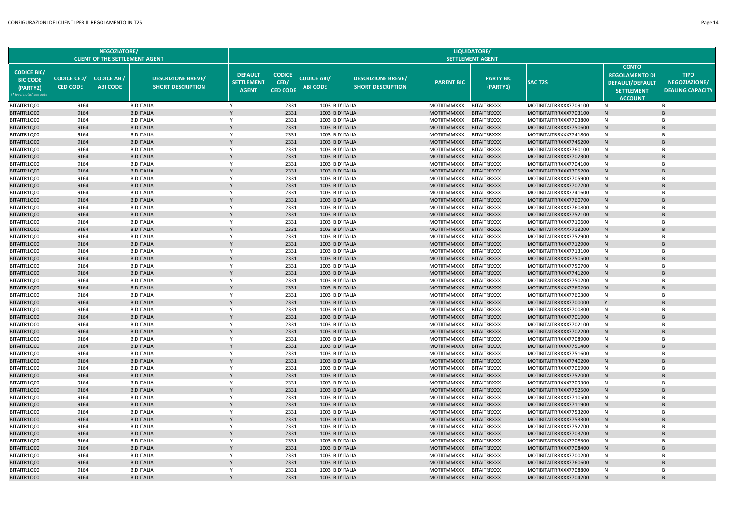| NEGOZIATORE/ CLIENT OF THE SETTLEMENT AGENT | | | | LIQUIDATORE/ SETTLEMENT AGENT | | | | | | | | | |
|---|---|---|---|---|---|---|---|---|---|---|---|---|---|
| CODICE BIC/ BIC CODE (PARTY2) (*)vedi nota/ see note | CODICE CED/ CED CODE | CODICE ABI/ ABI CODE | DESCRIZIONE BREVE/ SHORT DESCRIPTION | DEFAULT SETTLEMENT AGENT | CODICE CED/ CED CODE | CODICE ABI/ ABI CODE | DESCRIZIONE BREVE/ SHORT DESCRIPTION | PARENT BIC | PARTY BIC (PARTY1) | SAC T2S | CONTO REGOLAMENTO DI DEFAULT/DEFAULT SETTLEMENT ACCOUNT | TIPO NEGOZIAZIONE/ DEALING CAPACITY | |
| BITAITR1Q00 | 9164 | | B.D'ITALIA | Y | 2331 | 1003 | B.D'ITALIA | MOTIITMMXXX | BITAITRRXXX | MOTIBITAITRRXXX7709100 | N | B | |
| BITAITR1Q00 | 9164 | | B.D'ITALIA | Y | 2331 | 1003 | B.D'ITALIA | MOTIITMMXXX | BITAITRRXXX | MOTIBITAITRRXXX7703100 | N | B | |
| BITAITR1Q00 | 9164 | | B.D'ITALIA | Y | 2331 | 1003 | B.D'ITALIA | MOTIITMMXXX | BITAITRRXXX | MOTIBITAITRRXXX7703800 | N | B | |
| BITAITR1Q00 | 9164 | | B.D'ITALIA | Y | 2331 | 1003 | B.D'ITALIA | MOTIITMMXXX | BITAITRRXXX | MOTIBITAITRRXXX7750600 | N | B | |
| BITAITR1Q00 | 9164 | | B.D'ITALIA | Y | 2331 | 1003 | B.D'ITALIA | MOTIITMMXXX | BITAITRRXXX | MOTIBITAITRRXXX7741800 | N | B | |
| BITAITR1Q00 | 9164 | | B.D'ITALIA | Y | 2331 | 1003 | B.D'ITALIA | MOTIITMMXXX | BITAITRRXXX | MOTIBITAITRRXXX7745200 | N | B | |
| BITAITR1Q00 | 9164 | | B.D'ITALIA | Y | 2331 | 1003 | B.D'ITALIA | MOTIITMMXXX | BITAITRRXXX | MOTIBITAITRRXXX7760100 | N | B | |
| BITAITR1Q00 | 9164 | | B.D'ITALIA | Y | 2331 | 1003 | B.D'ITALIA | MOTIITMMXXX | BITAITRRXXX | MOTIBITAITRRXXX7702300 | N | B | |
| BITAITR1Q00 | 9164 | | B.D'ITALIA | Y | 2331 | 1003 | B.D'ITALIA | MOTIITMMXXX | BITAITRRXXX | MOTIBITAITRRXXX7704100 | N | B | |
| BITAITR1Q00 | 9164 | | B.D'ITALIA | Y | 2331 | 1003 | B.D'ITALIA | MOTIITMMXXX | BITAITRRXXX | MOTIBITAITRRXXX7705200 | N | B | |
| BITAITR1Q00 | 9164 | | B.D'ITALIA | Y | 2331 | 1003 | B.D'ITALIA | MOTIITMMXXX | BITAITRRXXX | MOTIBITAITRRXXX7705900 | N | B | |
| BITAITR1Q00 | 9164 | | B.D'ITALIA | Y | 2331 | 1003 | B.D'ITALIA | MOTIITMMXXX | BITAITRRXXX | MOTIBITAITRRXXX7707700 | N | B | |
| BITAITR1Q00 | 9164 | | B.D'ITALIA | Y | 2331 | 1003 | B.D'ITALIA | MOTIITMMXXX | BITAITRRXXX | MOTIBITAITRRXXX7741600 | N | B | |
| BITAITR1Q00 | 9164 | | B.D'ITALIA | Y | 2331 | 1003 | B.D'ITALIA | MOTIITMMXXX | BITAITRRXXX | MOTIBITAITRRXXX7760700 | N | B | |
| BITAITR1Q00 | 9164 | | B.D'ITALIA | Y | 2331 | 1003 | B.D'ITALIA | MOTIITMMXXX | BITAITRRXXX | MOTIBITAITRRXXX7760800 | N | B | |
| BITAITR1Q00 | 9164 | | B.D'ITALIA | Y | 2331 | 1003 | B.D'ITALIA | MOTIITMMXXX | BITAITRRXXX | MOTIBITAITRRXXX7752100 | N | B | |
| BITAITR1Q00 | 9164 | | B.D'ITALIA | Y | 2331 | 1003 | B.D'ITALIA | MOTIITMMXXX | BITAITRRXXX | MOTIBITAITRRXXX7710600 | N | B | |
| BITAITR1Q00 | 9164 | | B.D'ITALIA | Y | 2331 | 1003 | B.D'ITALIA | MOTIITMMXXX | BITAITRRXXX | MOTIBITAITRRXXX7713200 | N | B | |
| BITAITR1Q00 | 9164 | | B.D'ITALIA | Y | 2331 | 1003 | B.D'ITALIA | MOTIITMMXXX | BITAITRRXXX | MOTIBITAITRRXXX7752900 | N | B | |
| BITAITR1Q00 | 9164 | | B.D'ITALIA | Y | 2331 | 1003 | B.D'ITALIA | MOTIITMMXXX | BITAITRRXXX | MOTIBITAITRRXXX7712900 | N | B | |
| BITAITR1Q00 | 9164 | | B.D'ITALIA | Y | 2331 | 1003 | B.D'ITALIA | MOTIITMMXXX | BITAITRRXXX | MOTIBITAITRRXXX7713100 | N | B | |
| BITAITR1Q00 | 9164 | | B.D'ITALIA | Y | 2331 | 1003 | B.D'ITALIA | MOTIITMMXXX | BITAITRRXXX | MOTIBITAITRRXXX7750500 | N | B | |
| BITAITR1Q00 | 9164 | | B.D'ITALIA | Y | 2331 | 1003 | B.D'ITALIA | MOTIITMMXXX | BITAITRRXXX | MOTIBITAITRRXXX7750700 | N | B | |
| BITAITR1Q00 | 9164 | | B.D'ITALIA | Y | 2331 | 1003 | B.D'ITALIA | MOTIITMMXXX | BITAITRRXXX | MOTIBITAITRRXXX7741200 | N | B | |
| BITAITR1Q00 | 9164 | | B.D'ITALIA | Y | 2331 | 1003 | B.D'ITALIA | MOTIITMMXXX | BITAITRRXXX | MOTIBITAITRRXXX7750200 | N | B | |
| BITAITR1Q00 | 9164 | | B.D'ITALIA | Y | 2331 | 1003 | B.D'ITALIA | MOTIITMMXXX | BITAITRRXXX | MOTIBITAITRRXXX7760200 | N | B | |
| BITAITR1Q00 | 9164 | | B.D'ITALIA | Y | 2331 | 1003 | B.D'ITALIA | MOTIITMMXXX | BITAITRRXXX | MOTIBITAITRRXXX7760300 | N | B | |
| BITAITR1Q00 | 9164 | | B.D'ITALIA | Y | 2331 | 1003 | B.D'ITALIA | MOTIITMMXXX | BITAITRRXXX | MOTIBITAITRRXXX7700000 | Y | B | |
| BITAITR1Q00 | 9164 | | B.D'ITALIA | Y | 2331 | 1003 | B.D'ITALIA | MOTIITMMXXX | BITAITRRXXX | MOTIBITAITRRXXX7700800 | N | B | |
| BITAITR1Q00 | 9164 | | B.D'ITALIA | Y | 2331 | 1003 | B.D'ITALIA | MOTIITMMXXX | BITAITRRXXX | MOTIBITAITRRXXX7701900 | N | B | |
| BITAITR1Q00 | 9164 | | B.D'ITALIA | Y | 2331 | 1003 | B.D'ITALIA | MOTIITMMXXX | BITAITRRXXX | MOTIBITAITRRXXX7702100 | N | B | |
| BITAITR1Q00 | 9164 | | B.D'ITALIA | Y | 2331 | 1003 | B.D'ITALIA | MOTIITMMXXX | BITAITRRXXX | MOTIBITAITRRXXX7702200 | N | B | |
| BITAITR1Q00 | 9164 | | B.D'ITALIA | Y | 2331 | 1003 | B.D'ITALIA | MOTIITMMXXX | BITAITRRXXX | MOTIBITAITRRXXX7708900 | N | B | |
| BITAITR1Q00 | 9164 | | B.D'ITALIA | Y | 2331 | 1003 | B.D'ITALIA | MOTIITMMXXX | BITAITRRXXX | MOTIBITAITRRXXX7751400 | N | B | |
| BITAITR1Q00 | 9164 | | B.D'ITALIA | Y | 2331 | 1003 | B.D'ITALIA | MOTIITMMXXX | BITAITRRXXX | MOTIBITAITRRXXX7751600 | N | B | |
| BITAITR1Q00 | 9164 | | B.D'ITALIA | Y | 2331 | 1003 | B.D'ITALIA | MOTIITMMXXX | BITAITRRXXX | MOTIBITAITRRXXX7740200 | N | B | |
| BITAITR1Q00 | 9164 | | B.D'ITALIA | Y | 2331 | 1003 | B.D'ITALIA | MOTIITMMXXX | BITAITRRXXX | MOTIBITAITRRXXX7706900 | N | B | |
| BITAITR1Q00 | 9164 | | B.D'ITALIA | Y | 2331 | 1003 | B.D'ITALIA | MOTIITMMXXX | BITAITRRXXX | MOTIBITAITRRXXX7752000 | N | B | |
| BITAITR1Q00 | 9164 | | B.D'ITALIA | Y | 2331 | 1003 | B.D'ITALIA | MOTIITMMXXX | BITAITRRXXX | MOTIBITAITRRXXX7709300 | N | B | |
| BITAITR1Q00 | 9164 | | B.D'ITALIA | Y | 2331 | 1003 | B.D'ITALIA | MOTIITMMXXX | BITAITRRXXX | MOTIBITAITRRXXX7752500 | N | B | |
| BITAITR1Q00 | 9164 | | B.D'ITALIA | Y | 2331 | 1003 | B.D'ITALIA | MOTIITMMXXX | BITAITRRXXX | MOTIBITAITRRXXX7710500 | N | B | |
| BITAITR1Q00 | 9164 | | B.D'ITALIA | Y | 2331 | 1003 | B.D'ITALIA | MOTIITMMXXX | BITAITRRXXX | MOTIBITAITRRXXX7711900 | N | B | |
| BITAITR1Q00 | 9164 | | B.D'ITALIA | Y | 2331 | 1003 | B.D'ITALIA | MOTIITMMXXX | BITAITRRXXX | MOTIBITAITRRXXX7753200 | N | B | |
| BITAITR1Q00 | 9164 | | B.D'ITALIA | Y | 2331 | 1003 | B.D'ITALIA | MOTIITMMXXX | BITAITRRXXX | MOTIBITAITRRXXX7753300 | N | B | |
| BITAITR1Q00 | 9164 | | B.D'ITALIA | Y | 2331 | 1003 | B.D'ITALIA | MOTIITMMXXX | BITAITRRXXX | MOTIBITAITRRXXX7752700 | N | B | |
| BITAITR1Q00 | 9164 | | B.D'ITALIA | Y | 2331 | 1003 | B.D'ITALIA | MOTIITMMXXX | BITAITRRXXX | MOTIBITAITRRXXX7703700 | N | B | |
| BITAITR1Q00 | 9164 | | B.D'ITALIA | Y | 2331 | 1003 | B.D'ITALIA | MOTIITMMXXX | BITAITRRXXX | MOTIBITAITRRXXX7708300 | N | B | |
| BITAITR1Q00 | 9164 | | B.D'ITALIA | Y | 2331 | 1003 | B.D'ITALIA | MOTIITMMXXX | BITAITRRXXX | MOTIBITAITRRXXX7708400 | N | B | |
| BITAITR1Q00 | 9164 | | B.D'ITALIA | Y | 2331 | 1003 | B.D'ITALIA | MOTIITMMXXX | BITAITRRXXX | MOTIBITAITRRXXX7700200 | N | B | |
| BITAITR1Q00 | 9164 | | B.D'ITALIA | Y | 2331 | 1003 | B.D'ITALIA | MOTIITMMXXX | BITAITRRXXX | MOTIBITAITRRXXX7760600 | N | B | |
| BITAITR1Q00 | 9164 | | B.D'ITALIA | Y | 2331 | 1003 | B.D'ITALIA | MOTIITMMXXX | BITAITRRXXX | MOTIBITAITRRXXX7708800 | N | B | |
| BITAITR1Q00 | 9164 | | B.D'ITALIA | Y | 2331 | 1003 | B.D'ITALIA | MOTIITMMXXX | BITAITRRXXX | MOTIBITAITRRXXX7704200 | N | B | |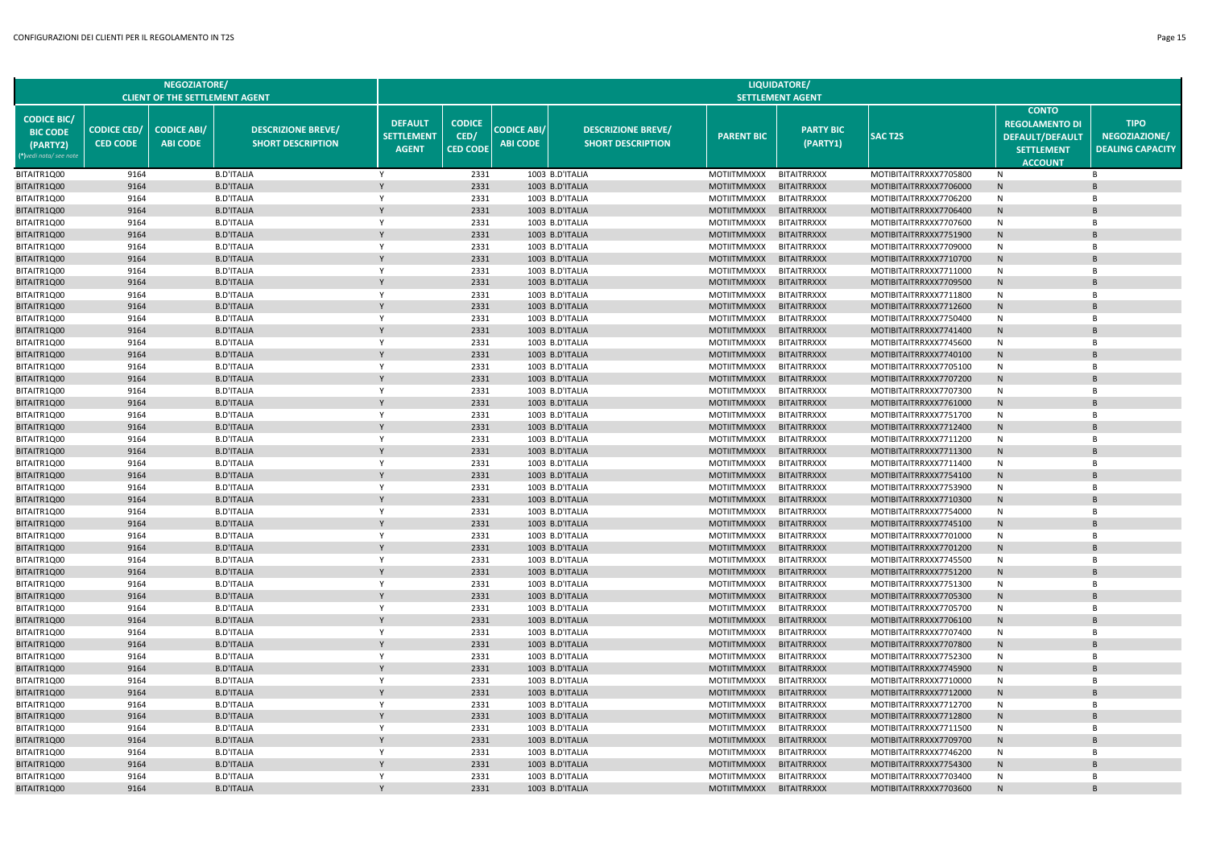| NEGOZIATORE/ CLIENT OF THE SETTLEMENT AGENT | | | | LIQUIDATORE/ SETTLEMENT AGENT | | | | | | | | |
|---|---|---|---|---|---|---|---|---|---|---|---|---|
| CODICE BIC/ BIC CODE (PARTY2) (*)vedi nota/ see note | CODICE CED/ CED CODE | CODICE ABI/ ABI CODE | DESCRIZIONE BREVE/ SHORT DESCRIPTION | DEFAULT SETTLEMENT AGENT | CODICE CED/ CED CODE | CODICE ABI/ ABI CODE | DESCRIZIONE BREVE/ SHORT DESCRIPTION | PARENT BIC | PARTY BIC (PARTY1) | SAC T2S | CONTO REGOLAMENTO DI DEFAULT/DEFAULT SETTLEMENT ACCOUNT | TIPO NEGOZIAZIONE/ DEALING CAPACITY |
| BITAITR1Q00 | 9164 | | B.D'ITALIA | Y | 2331 | 1003 | B.D'ITALIA | MOTIITMMXXX | BITAITRRXXX | MOTIBITAITRRXXX7705800 | N | B |
| BITAITR1Q00 | 9164 | | B.D'ITALIA | Y | 2331 | 1003 | B.D'ITALIA | MOTIITMMXXX | BITAITRRXXX | MOTIBITAITRRXXX7706000 | N | B |
| BITAITR1Q00 | 9164 | | B.D'ITALIA | Y | 2331 | 1003 | B.D'ITALIA | MOTIITMMXXX | BITAITRRXXX | MOTIBITAITRRXXX7706200 | N | B |
| BITAITR1Q00 | 9164 | | B.D'ITALIA | Y | 2331 | 1003 | B.D'ITALIA | MOTIITMMXXX | BITAITRRXXX | MOTIBITAITRRXXX7706400 | N | B |
| BITAITR1Q00 | 9164 | | B.D'ITALIA | Y | 2331 | 1003 | B.D'ITALIA | MOTIITMMXXX | BITAITRRXXX | MOTIBITAITRRXXX7707600 | N | B |
| BITAITR1Q00 | 9164 | | B.D'ITALIA | Y | 2331 | 1003 | B.D'ITALIA | MOTIITMMXXX | BITAITRRXXX | MOTIBITAITRRXXX7751900 | N | B |
| BITAITR1Q00 | 9164 | | B.D'ITALIA | Y | 2331 | 1003 | B.D'ITALIA | MOTIITMMXXX | BITAITRRXXX | MOTIBITAITRRXXX7709000 | N | B |
| BITAITR1Q00 | 9164 | | B.D'ITALIA | Y | 2331 | 1003 | B.D'ITALIA | MOTIITMMXXX | BITAITRRXXX | MOTIBITAITRRXXX7710700 | N | B |
| BITAITR1Q00 | 9164 | | B.D'ITALIA | Y | 2331 | 1003 | B.D'ITALIA | MOTIITMMXXX | BITAITRRXXX | MOTIBITAITRRXXX7711000 | N | B |
| BITAITR1Q00 | 9164 | | B.D'ITALIA | Y | 2331 | 1003 | B.D'ITALIA | MOTIITMMXXX | BITAITRRXXX | MOTIBITAITRRXXX7709500 | N | B |
| BITAITR1Q00 | 9164 | | B.D'ITALIA | Y | 2331 | 1003 | B.D'ITALIA | MOTIITMMXXX | BITAITRRXXX | MOTIBITAITRRXXX7711800 | N | B |
| BITAITR1Q00 | 9164 | | B.D'ITALIA | Y | 2331 | 1003 | B.D'ITALIA | MOTIITMMXXX | BITAITRRXXX | MOTIBITAITRRXXX7712600 | N | B |
| BITAITR1Q00 | 9164 | | B.D'ITALIA | Y | 2331 | 1003 | B.D'ITALIA | MOTIITMMXXX | BITAITRRXXX | MOTIBITAITRRXXX7750400 | N | B |
| BITAITR1Q00 | 9164 | | B.D'ITALIA | Y | 2331 | 1003 | B.D'ITALIA | MOTIITMMXXX | BITAITRRXXX | MOTIBITAITRRXXX7741400 | N | B |
| BITAITR1Q00 | 9164 | | B.D'ITALIA | Y | 2331 | 1003 | B.D'ITALIA | MOTIITMMXXX | BITAITRRXXX | MOTIBITAITRRXXX7745600 | N | B |
| BITAITR1Q00 | 9164 | | B.D'ITALIA | Y | 2331 | 1003 | B.D'ITALIA | MOTIITMMXXX | BITAITRRXXX | MOTIBITAITRRXXX7740100 | N | B |
| BITAITR1Q00 | 9164 | | B.D'ITALIA | Y | 2331 | 1003 | B.D'ITALIA | MOTIITMMXXX | BITAITRRXXX | MOTIBITAITRRXXX7705100 | N | B |
| BITAITR1Q00 | 9164 | | B.D'ITALIA | Y | 2331 | 1003 | B.D'ITALIA | MOTIITMMXXX | BITAITRRXXX | MOTIBITAITRRXXX7707200 | N | B |
| BITAITR1Q00 | 9164 | | B.D'ITALIA | Y | 2331 | 1003 | B.D'ITALIA | MOTIITMMXXX | BITAITRRXXX | MOTIBITAITRRXXX7707300 | N | B |
| BITAITR1Q00 | 9164 | | B.D'ITALIA | Y | 2331 | 1003 | B.D'ITALIA | MOTIITMMXXX | BITAITRRXXX | MOTIBITAITRRXXX7761000 | N | B |
| BITAITR1Q00 | 9164 | | B.D'ITALIA | Y | 2331 | 1003 | B.D'ITALIA | MOTIITMMXXX | BITAITRRXXX | MOTIBITAITRRXXX7751700 | N | B |
| BITAITR1Q00 | 9164 | | B.D'ITALIA | Y | 2331 | 1003 | B.D'ITALIA | MOTIITMMXXX | BITAITRRXXX | MOTIBITAITRRXXX7712400 | N | B |
| BITAITR1Q00 | 9164 | | B.D'ITALIA | Y | 2331 | 1003 | B.D'ITALIA | MOTIITMMXXX | BITAITRRXXX | MOTIBITAITRRXXX7711200 | N | B |
| BITAITR1Q00 | 9164 | | B.D'ITALIA | Y | 2331 | 1003 | B.D'ITALIA | MOTIITMMXXX | BITAITRRXXX | MOTIBITAITRRXXX7711300 | N | B |
| BITAITR1Q00 | 9164 | | B.D'ITALIA | Y | 2331 | 1003 | B.D'ITALIA | MOTIITMMXXX | BITAITRRXXX | MOTIBITAITRRXXX7711400 | N | B |
| BITAITR1Q00 | 9164 | | B.D'ITALIA | Y | 2331 | 1003 | B.D'ITALIA | MOTIITMMXXX | BITAITRRXXX | MOTIBITAITRRXXX7754100 | N | B |
| BITAITR1Q00 | 9164 | | B.D'ITALIA | Y | 2331 | 1003 | B.D'ITALIA | MOTIITMMXXX | BITAITRRXXX | MOTIBITAITRRXXX7753900 | N | B |
| BITAITR1Q00 | 9164 | | B.D'ITALIA | Y | 2331 | 1003 | B.D'ITALIA | MOTIITMMXXX | BITAITRRXXX | MOTIBITAITRRXXX7710300 | N | B |
| BITAITR1Q00 | 9164 | | B.D'ITALIA | Y | 2331 | 1003 | B.D'ITALIA | MOTIITMMXXX | BITAITRRXXX | MOTIBITAITRRXXX7754000 | N | B |
| BITAITR1Q00 | 9164 | | B.D'ITALIA | Y | 2331 | 1003 | B.D'ITALIA | MOTIITMMXXX | BITAITRRXXX | MOTIBITAITRRXXX7745100 | N | B |
| BITAITR1Q00 | 9164 | | B.D'ITALIA | Y | 2331 | 1003 | B.D'ITALIA | MOTIITMMXXX | BITAITRRXXX | MOTIBITAITRRXXX7701000 | N | B |
| BITAITR1Q00 | 9164 | | B.D'ITALIA | Y | 2331 | 1003 | B.D'ITALIA | MOTIITMMXXX | BITAITRRXXX | MOTIBITAITRRXXX7701200 | N | B |
| BITAITR1Q00 | 9164 | | B.D'ITALIA | Y | 2331 | 1003 | B.D'ITALIA | MOTIITMMXXX | BITAITRRXXX | MOTIBITAITRRXXX7745500 | N | B |
| BITAITR1Q00 | 9164 | | B.D'ITALIA | Y | 2331 | 1003 | B.D'ITALIA | MOTIITMMXXX | BITAITRRXXX | MOTIBITAITRRXXX7751200 | N | B |
| BITAITR1Q00 | 9164 | | B.D'ITALIA | Y | 2331 | 1003 | B.D'ITALIA | MOTIITMMXXX | BITAITRRXXX | MOTIBITAITRRXXX7751300 | N | B |
| BITAITR1Q00 | 9164 | | B.D'ITALIA | Y | 2331 | 1003 | B.D'ITALIA | MOTIITMMXXX | BITAITRRXXX | MOTIBITAITRRXXX7705300 | N | B |
| BITAITR1Q00 | 9164 | | B.D'ITALIA | Y | 2331 | 1003 | B.D'ITALIA | MOTIITMMXXX | BITAITRRXXX | MOTIBITAITRRXXX7705700 | N | B |
| BITAITR1Q00 | 9164 | | B.D'ITALIA | Y | 2331 | 1003 | B.D'ITALIA | MOTIITMMXXX | BITAITRRXXX | MOTIBITAITRRXXX7706100 | N | B |
| BITAITR1Q00 | 9164 | | B.D'ITALIA | Y | 2331 | 1003 | B.D'ITALIA | MOTIITMMXXX | BITAITRRXXX | MOTIBITAITRRXXX7707400 | N | B |
| BITAITR1Q00 | 9164 | | B.D'ITALIA | Y | 2331 | 1003 | B.D'ITALIA | MOTIITMMXXX | BITAITRRXXX | MOTIBITAITRRXXX7707800 | N | B |
| BITAITR1Q00 | 9164 | | B.D'ITALIA | Y | 2331 | 1003 | B.D'ITALIA | MOTIITMMXXX | BITAITRRXXX | MOTIBITAITRRXXX7752300 | N | B |
| BITAITR1Q00 | 9164 | | B.D'ITALIA | Y | 2331 | 1003 | B.D'ITALIA | MOTIITMMXXX | BITAITRRXXX | MOTIBITAITRRXXX7745900 | N | B |
| BITAITR1Q00 | 9164 | | B.D'ITALIA | Y | 2331 | 1003 | B.D'ITALIA | MOTIITMMXXX | BITAITRRXXX | MOTIBITAITRRXXX7710000 | N | B |
| BITAITR1Q00 | 9164 | | B.D'ITALIA | Y | 2331 | 1003 | B.D'ITALIA | MOTIITMMXXX | BITAITRRXXX | MOTIBITAITRRXXX7712000 | N | B |
| BITAITR1Q00 | 9164 | | B.D'ITALIA | Y | 2331 | 1003 | B.D'ITALIA | MOTIITMMXXX | BITAITRRXXX | MOTIBITAITRRXXX7712700 | N | B |
| BITAITR1Q00 | 9164 | | B.D'ITALIA | Y | 2331 | 1003 | B.D'ITALIA | MOTIITMMXXX | BITAITRRXXX | MOTIBITAITRRXXX7712800 | N | B |
| BITAITR1Q00 | 9164 | | B.D'ITALIA | Y | 2331 | 1003 | B.D'ITALIA | MOTIITMMXXX | BITAITRRXXX | MOTIBITAITRRXXX7711500 | N | B |
| BITAITR1Q00 | 9164 | | B.D'ITALIA | Y | 2331 | 1003 | B.D'ITALIA | MOTIITMMXXX | BITAITRRXXX | MOTIBITAITRRXXX7709700 | N | B |
| BITAITR1Q00 | 9164 | | B.D'ITALIA | Y | 2331 | 1003 | B.D'ITALIA | MOTIITMMXXX | BITAITRRXXX | MOTIBITAITRRXXX7746200 | N | B |
| BITAITR1Q00 | 9164 | | B.D'ITALIA | Y | 2331 | 1003 | B.D'ITALIA | MOTIITMMXXX | BITAITRRXXX | MOTIBITAITRRXXX7754300 | N | B |
| BITAITR1Q00 | 9164 | | B.D'ITALIA | Y | 2331 | 1003 | B.D'ITALIA | MOTIITMMXXX | BITAITRRXXX | MOTIBITAITRRXXX7703400 | N | B |
| BITAITR1Q00 | 9164 | | B.D'ITALIA | Y | 2331 | 1003 | B.D'ITALIA | MOTIITMMXXX | BITAITRRXXX | MOTIBITAITRRXXX7703600 | N | B |